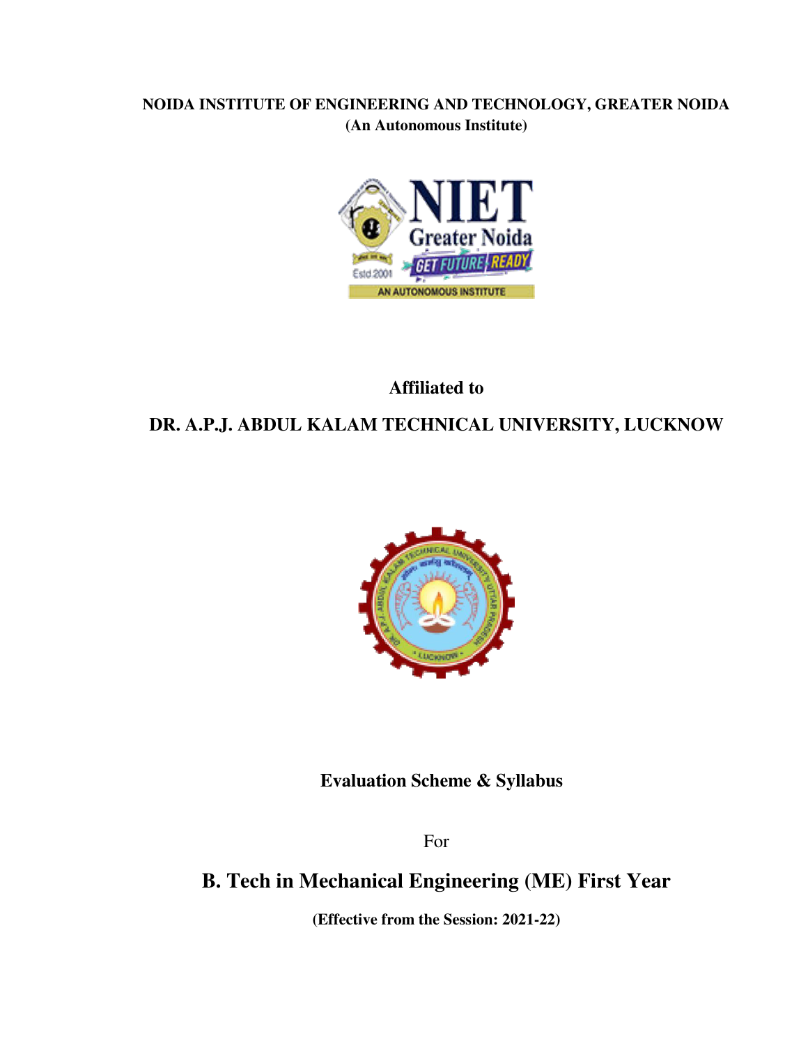**NOIDA INSTITUTE OF ENGINEERING AND TECHNOLOGY, GREATER NOIDA**

**(An Autonomous Institute)**

**Affiliated to**

**DR. A.P.J. ABDUL KALAM TECHNICAL UNIVERSITY, LUCKNOW**

**Evaluation Scheme & Syllabus**

For

# B. Tech in Mechanical Engineering (ME) First Year

**(Effective from the Session: 2021-22)**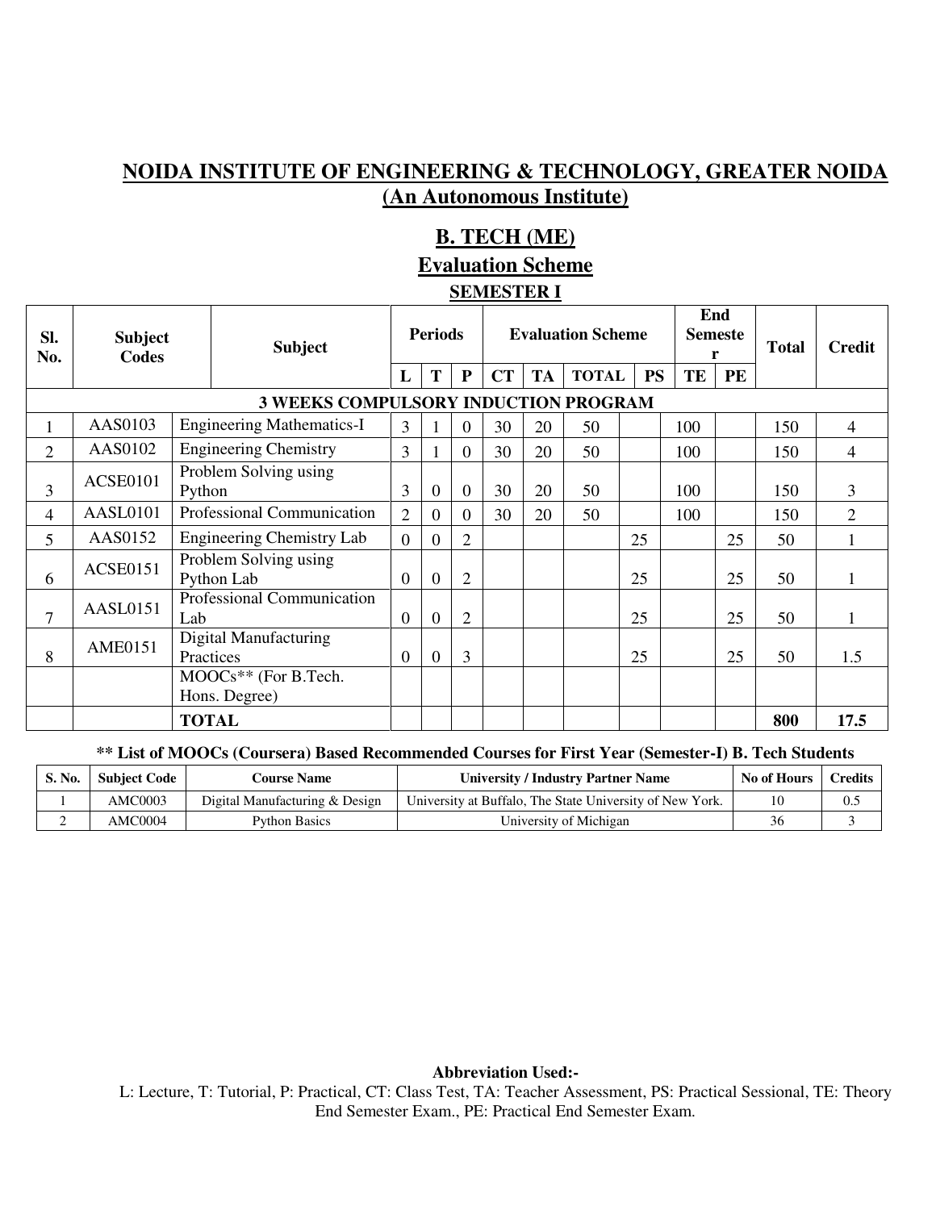# NOIDA INSTITUTE OF ENGINEERING & TECHNOLOGY, GREATER NOIDA
## (An Autonomous Institute)

## B. TECH (ME)
## Evaluation Scheme
### SEMESTER I

| Sl. No. | Subject Codes | Subject | Periods | | | Evaluation Scheme | | | | End Semester | | Total | Credit |
|---|---|---|---|---|---|---|---|---|---|---|---|---|---|
| | | | L | T | P | CT | TA | TOTAL | PS | TE | PE | | |
| | | **3 WEEKS COMPULSORY INDUCTION PROGRAM** | | | | | | | | | | | |
| 1 | AAS0103 | Engineering Mathematics-I | 3 | 1 | 0 | 30 | 20 | 50 | | 100 | | 150 | 4 |
| 2 | AAS0102 | Engineering Chemistry | 3 | 1 | 0 | 30 | 20 | 50 | | 100 | | 150 | 4 |
| 3 | ACSE0101 | Problem Solving using Python | 3 | 0 | 0 | 30 | 20 | 50 | | 100 | | 150 | 3 |
| 4 | AASL0101 | Professional Communication | 2 | 0 | 0 | 30 | 20 | 50 | | 100 | | 150 | 2 |
| 5 | AAS0152 | Engineering Chemistry Lab | 0 | 0 | 2 | | | | 25 | | 25 | 50 | 1 |
| 6 | ACSE0151 | Problem Solving using Python Lab | 0 | 0 | 2 | | | | 25 | | 25 | 50 | 1 |
| 7 | AASL0151 | Professional Communication Lab | 0 | 0 | 2 | | | | 25 | | 25 | 50 | 1 |
| 8 | AME0151 | Digital Manufacturing Practices | 0 | 0 | 3 | | | | 25 | | 25 | 50 | 1.5 |
| | | MOOCs** (For B.Tech. Hons. Degree) | | | | | | | | | | | |
| | | **TOTAL** | | | | | | | | | | **800** | **17.5** |

**\*\* List of MOOCs (Coursera) Based Recommended Courses for First Year (Semester-I) B. Tech Students**

| S. No. | Subject Code | Course Name | University / Industry Partner Name | No of Hours | Credits |
|---|---|---|---|---|---|
| 1 | AMC0003 | Digital Manufacturing & Design | University at Buffalo, The State University of New York. | 10 | 0.5 |
| 2 | AMC0004 | Python Basics | University of Michigan | 36 | 3 |

**Abbreviation Used:-**

L: Lecture, T: Tutorial, P: Practical, CT: Class Test, TA: Teacher Assessment, PS: Practical Sessional, TE: Theory End Semester Exam., PE: Practical End Semester Exam.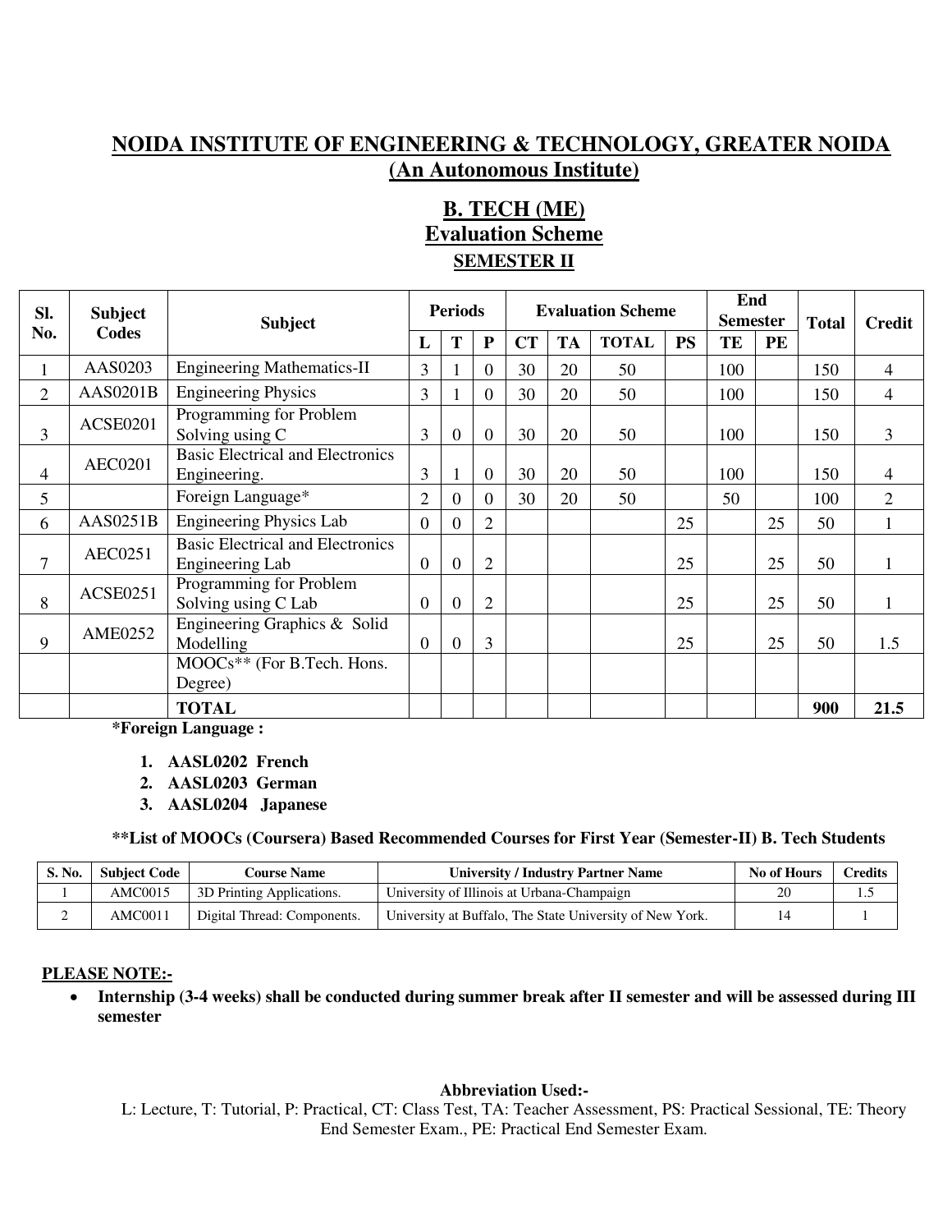# NOIDA INSTITUTE OF ENGINEERING & TECHNOLOGY, GREATER NOIDA
## (An Autonomous Institute)

## B. TECH (ME)
## Evaluation Scheme
### SEMESTER II

| Sl. No. | Subject Codes | Subject | Periods | | | Evaluation Scheme | | | | End Semester | | Total | Credit |
|---|---|---|---|---|---|---|---|---|---|---|---|---|---|
| | | | L | T | P | CT | TA | TOTAL | PS | TE | PE | | |
| 1 | AAS0203 | Engineering Mathematics-II | 3 | 1 | 0 | 30 | 20 | 50 | | 100 | | 150 | 4 |
| 2 | AAS0201B | Engineering Physics | 3 | 1 | 0 | 30 | 20 | 50 | | 100 | | 150 | 4 |
| 3 | ACSE0201 | Programming for Problem Solving using C | 3 | 0 | 0 | 30 | 20 | 50 | | 100 | | 150 | 3 |
| 4 | AEC0201 | Basic Electrical and Electronics Engineering. | 3 | 1 | 0 | 30 | 20 | 50 | | 100 | | 150 | 4 |
| 5 | | Foreign Language* | 2 | 0 | 0 | 30 | 20 | 50 | | 50 | | 100 | 2 |
| 6 | AAS0251B | Engineering Physics Lab | 0 | 0 | 2 | | | | 25 | | 25 | 50 | 1 |
| 7 | AEC0251 | Basic Electrical and Electronics Engineering Lab | 0 | 0 | 2 | | | | 25 | | 25 | 50 | 1 |
| 8 | ACSE0251 | Programming for Problem Solving using C Lab | 0 | 0 | 2 | | | | 25 | | 25 | 50 | 1 |
| 9 | AME0252 | Engineering Graphics & Solid Modelling | 0 | 0 | 3 | | | | 25 | | 25 | 50 | 1.5 |
| | | MOOCs** (For B.Tech. Hons. Degree) | | | | | | | | | | | |
| | | **TOTAL** | | | | | | | | | | **900** | **21.5** |

**\*Foreign Language :**

1. **AASL0202 French**
2. **AASL0203 German**
3. **AASL0204 Japanese**

**\*\*List of MOOCs (Coursera) Based Recommended Courses for First Year (Semester-II) B. Tech Students**

| S. No. | Subject Code | Course Name | University / Industry Partner Name | No of Hours | Credits |
|---|---|---|---|---|---|
| 1 | AMC0015 | 3D Printing Applications. | University of Illinois at Urbana-Champaign | 20 | 1.5 |
| 2 | AMC0011 | Digital Thread: Components. | University at Buffalo, The State University of New York. | 14 | 1 |

**PLEASE NOTE:-**

- **Internship (3-4 weeks) shall be conducted during summer break after II semester and will be assessed during III semester**

**Abbreviation Used:-**

L: Lecture, T: Tutorial, P: Practical, CT: Class Test, TA: Teacher Assessment, PS: Practical Sessional, TE: Theory End Semester Exam., PE: Practical End Semester Exam.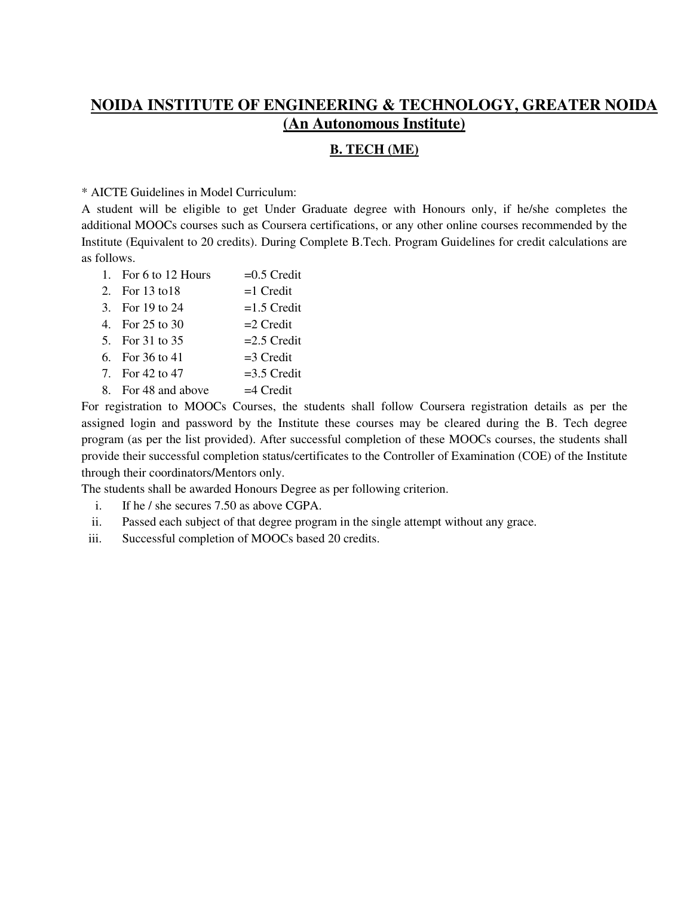# NOIDA INSTITUTE OF ENGINEERING & TECHNOLOGY, GREATER NOIDA
## (An Autonomous Institute)

### B. TECH (ME)

* AICTE Guidelines in Model Curriculum:

A student will be eligible to get Under Graduate degree with Honours only, if he/she completes the additional MOOCs courses such as Coursera certifications, or any other online courses recommended by the Institute (Equivalent to 20 credits). During Complete B.Tech. Program Guidelines for credit calculations are as follows.

1. For 6 to 12 Hours =0.5 Credit
2. For 13 to18 =1 Credit
3. For 19 to 24 =1.5 Credit
4. For 25 to 30 =2 Credit
5. For 31 to 35 =2.5 Credit
6. For 36 to 41 =3 Credit
7. For 42 to 47 =3.5 Credit
8. For 48 and above =4 Credit

For registration to MOOCs Courses, the students shall follow Coursera registration details as per the assigned login and password by the Institute these courses may be cleared during the B. Tech degree program (as per the list provided). After successful completion of these MOOCs courses, the students shall provide their successful completion status/certificates to the Controller of Examination (COE) of the Institute through their coordinators/Mentors only.

The students shall be awarded Honours Degree as per following criterion.

i. If he / she secures 7.50 as above CGPA.
ii. Passed each subject of that degree program in the single attempt without any grace.
iii. Successful completion of MOOCs based 20 credits.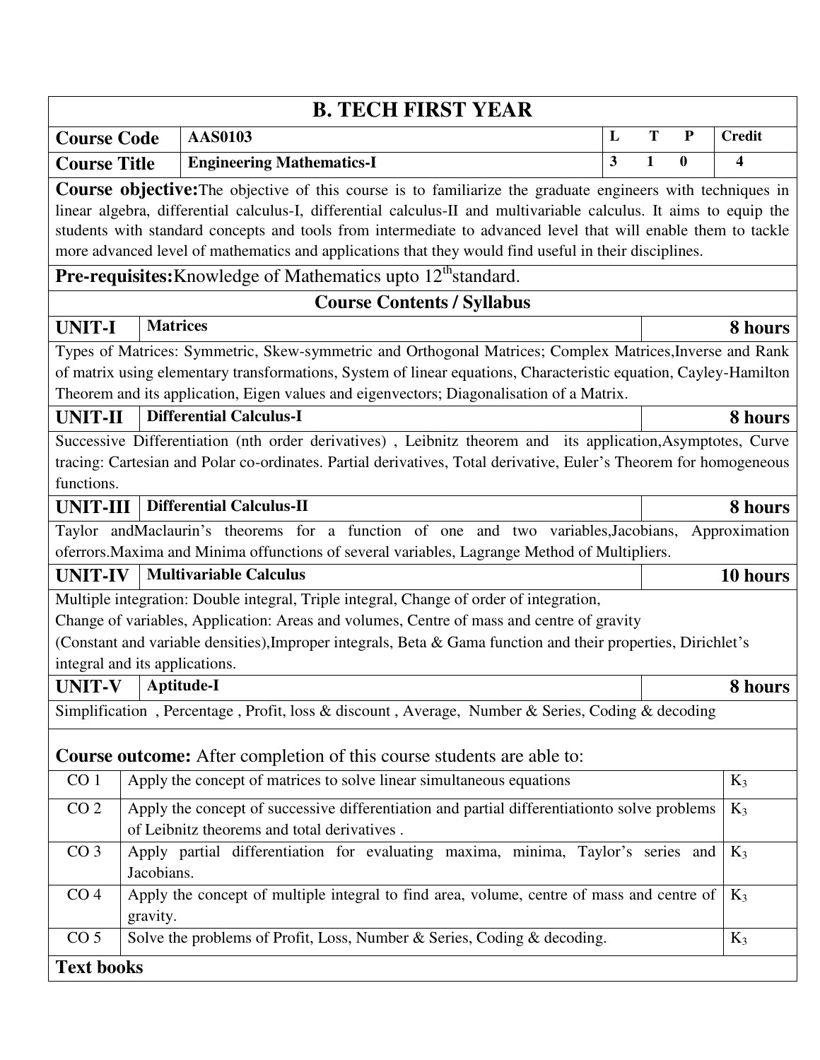# B. TECH FIRST YEAR

| | | | | | |
|---|---|---|---|---|---|
| **Course Code** | **AAS0103** | **L** | **T** | **P** | **Credit** |
| **Course Title** | **Engineering Mathematics-I** | **3** | **1** | **0** | **4** |

**Course objective:**The objective of this course is to familiarize the graduate engineers with techniques in linear algebra, differential calculus-I, differential calculus-II and multivariable calculus. It aims to equip the students with standard concepts and tools from intermediate to advanced level that will enable them to tackle more advanced level of mathematics and applications that they would find useful in their disciplines.

**Pre-requisites:**Knowledge of Mathematics upto $12^{th}$standard.

## Course Contents / Syllabus

| | | |
|---|---|---|
| **UNIT-I** | **Matrices** | **8 hours** |

Types of Matrices: Symmetric, Skew-symmetric and Orthogonal Matrices; Complex Matrices,Inverse and Rank of matrix using elementary transformations, System of linear equations, Characteristic equation, Cayley-Hamilton Theorem and its application, Eigen values and eigenvectors; Diagonalisation of a Matrix.

| | | |
|---|---|---|
| **UNIT-II** | **Differential Calculus-I** | **8 hours** |

Successive Differentiation (nth order derivatives) , Leibnitz theorem and its application,Asymptotes, Curve tracing: Cartesian and Polar co-ordinates. Partial derivatives, Total derivative, Euler's Theorem for homogeneous functions.

| | | |
|---|---|---|
| **UNIT-III** | **Differential Calculus-II** | **8 hours** |

Taylor andMaclaurin's theorems for a function of one and two variables,Jacobians, Approximation oferrors.Maxima and Minima offunctions of several variables, Lagrange Method of Multipliers.

| | | |
|---|---|---|
| **UNIT-IV** | **Multivariable Calculus** | **10 hours** |

Multiple integration: Double integral, Triple integral, Change of order of integration,
Change of variables, Application: Areas and volumes, Centre of mass and centre of gravity
(Constant and variable densities),Improper integrals, Beta & Gama function and their properties, Dirichlet's integral and its applications.

| | | |
|---|---|---|
| **UNIT-V** | **Aptitude-I** | **8 hours** |

Simplification , Percentage , Profit, loss & discount , Average, Number & Series, Coding & decoding

**Course outcome:** After completion of this course students are able to:

| | | |
|---|---|---|
| CO 1 | Apply the concept of matrices to solve linear simultaneous equations | $K_3$ |
| CO 2 | Apply the concept of successive differentiation and partial differentiationto solve problems of Leibnitz theorems and total derivatives . | $K_3$ |
| CO 3 | Apply partial differentiation for evaluating maxima, minima, Taylor's series and Jacobians. | $K_3$ |
| CO 4 | Apply the concept of multiple integral to find area, volume, centre of mass and centre of gravity. | $K_3$ |
| CO 5 | Solve the problems of Profit, Loss, Number & Series, Coding & decoding. | $K_3$ |

**Text books**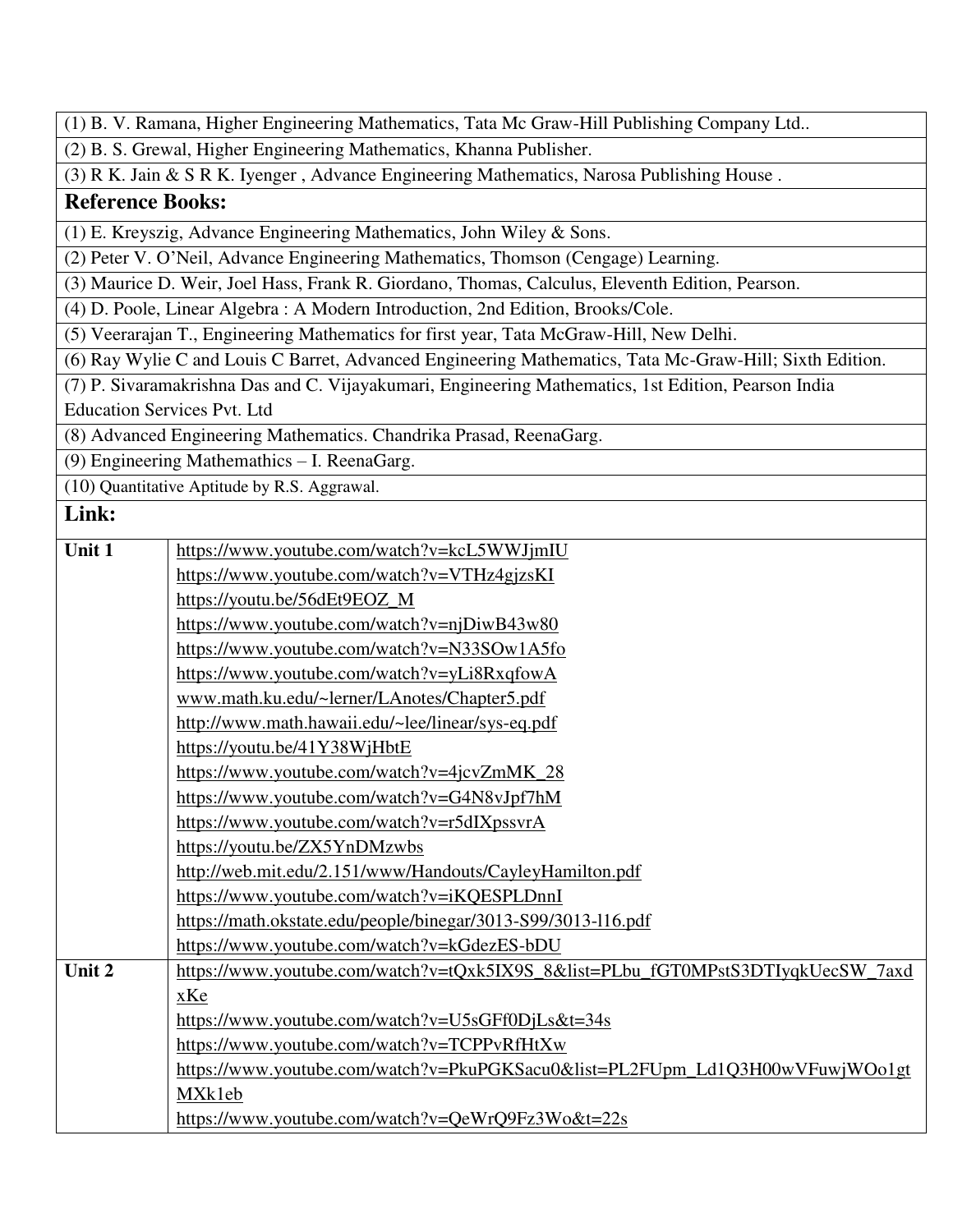(1) B. V. Ramana, Higher Engineering Mathematics, Tata Mc Graw-Hill Publishing Company Ltd..

(2) B. S. Grewal, Higher Engineering Mathematics, Khanna Publisher.

(3) R K. Jain & S R K. Iyenger , Advance Engineering Mathematics, Narosa Publishing House .

## Reference Books:

(1) E. Kreyszig, Advance Engineering Mathematics, John Wiley & Sons.

(2) Peter V. O'Neil, Advance Engineering Mathematics, Thomson (Cengage) Learning.

(3) Maurice D. Weir, Joel Hass, Frank R. Giordano, Thomas, Calculus, Eleventh Edition, Pearson.

(4) D. Poole, Linear Algebra : A Modern Introduction, 2nd Edition, Brooks/Cole.

(5) Veerarajan T., Engineering Mathematics for first year, Tata McGraw-Hill, New Delhi.

(6) Ray Wylie C and Louis C Barret, Advanced Engineering Mathematics, Tata Mc-Graw-Hill; Sixth Edition.

(7) P. Sivaramakrishna Das and C. Vijayakumari, Engineering Mathematics, 1st Edition, Pearson India Education Services Pvt. Ltd

(8) Advanced Engineering Mathematics. Chandrika Prasad, ReenaGarg.

(9) Engineering Mathemathics – I. ReenaGarg.

(10) Quantitative Aptitude by R.S. Aggrawal.

## Link:

| | |
|---|---|
| **Unit 1** | https://www.youtube.com/watch?v=kcL5WWJjmIU<br>https://www.youtube.com/watch?v=VTHz4gjzsKI<br>https://youtu.be/56dEt9EOZ_M<br>https://www.youtube.com/watch?v=njDiwB43w80<br>https://www.youtube.com/watch?v=N33SOw1A5fo<br>https://www.youtube.com/watch?v=yLi8RxqfowA<br>www.math.ku.edu/~lerner/LAnotes/Chapter5.pdf<br>http://www.math.hawaii.edu/~lee/linear/sys-eq.pdf<br>https://youtu.be/41Y38WjHbtE<br>https://www.youtube.com/watch?v=4jcvZmMK_28<br>https://www.youtube.com/watch?v=G4N8vJpf7hM<br>https://www.youtube.com/watch?v=r5dIXpssvrA<br>https://youtu.be/ZX5YnDMzwbs<br>http://web.mit.edu/2.151/www/Handouts/CayleyHamilton.pdf<br>https://www.youtube.com/watch?v=iKQESPLDnnI<br>https://math.okstate.edu/people/binegar/3013-S99/3013-l16.pdf<br>https://www.youtube.com/watch?v=kGdezES-bDU |
| **Unit 2** | https://www.youtube.com/watch?v=tQxk5IX9S_8&list=PLbu_fGT0MPstS3DTIyqkUecSW_7axdxKe<br>https://www.youtube.com/watch?v=U5sGFf0DjLs&t=34s<br>https://www.youtube.com/watch?v=TCPPvRfHtXw<br>https://www.youtube.com/watch?v=PkuPGKSacu0&list=PL2FUpm_Ld1Q3H00wVFuwjWOo1gtMXk1eb<br>https://www.youtube.com/watch?v=QeWrQ9Fz3Wo&t=22s |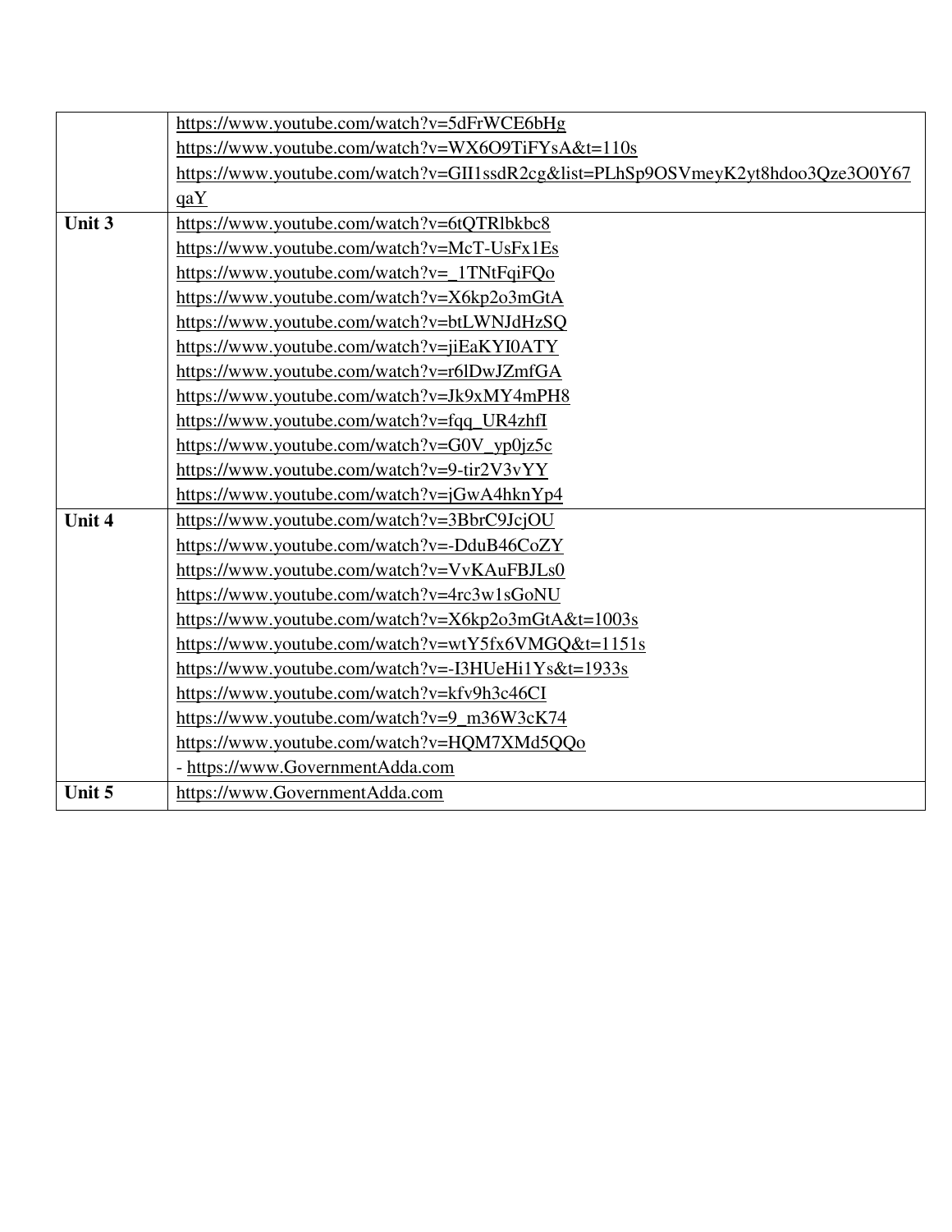| | |
|---|---|
| | https://www.youtube.com/watch?v=5dFrWCE6bHg<br>https://www.youtube.com/watch?v=WX6O9TiFYsA&t=110s<br>https://www.youtube.com/watch?v=GII1ssdR2cg&list=PLhSp9OSVmeyK2yt8hdoo3Qze3O0Y67qaY |
| **Unit 3** | https://www.youtube.com/watch?v=6tQTRlbkbc8<br>https://www.youtube.com/watch?v=McT-UsFx1Es<br>https://www.youtube.com/watch?v=_1TNtFqiFQo<br>https://www.youtube.com/watch?v=X6kp2o3mGtA<br>https://www.youtube.com/watch?v=btLWNJdHzSQ<br>https://www.youtube.com/watch?v=jiEaKYI0ATY<br>https://www.youtube.com/watch?v=r6lDwJZmfGA<br>https://www.youtube.com/watch?v=Jk9xMY4mPH8<br>https://www.youtube.com/watch?v=fqq_UR4zhfI<br>https://www.youtube.com/watch?v=G0V_yp0jz5c<br>https://www.youtube.com/watch?v=9-tir2V3vYY<br>https://www.youtube.com/watch?v=jGwA4hknYp4 |
| **Unit 4** | https://www.youtube.com/watch?v=3BbrC9JcjOU<br>https://www.youtube.com/watch?v=-DduB46CoZY<br>https://www.youtube.com/watch?v=VvKAuFBJLs0<br>https://www.youtube.com/watch?v=4rc3w1sGoNU<br>https://www.youtube.com/watch?v=X6kp2o3mGtA&t=1003s<br>https://www.youtube.com/watch?v=wtY5fx6VMGQ&t=1151s<br>https://www.youtube.com/watch?v=-I3HUeHi1Ys&t=1933s<br>https://www.youtube.com/watch?v=kfv9h3c46CI<br>https://www.youtube.com/watch?v=9_m36W3cK74<br>https://www.youtube.com/watch?v=HQM7XMd5QQo<br>- https://www.GovernmentAdda.com |
| **Unit 5** | https://www.GovernmentAdda.com |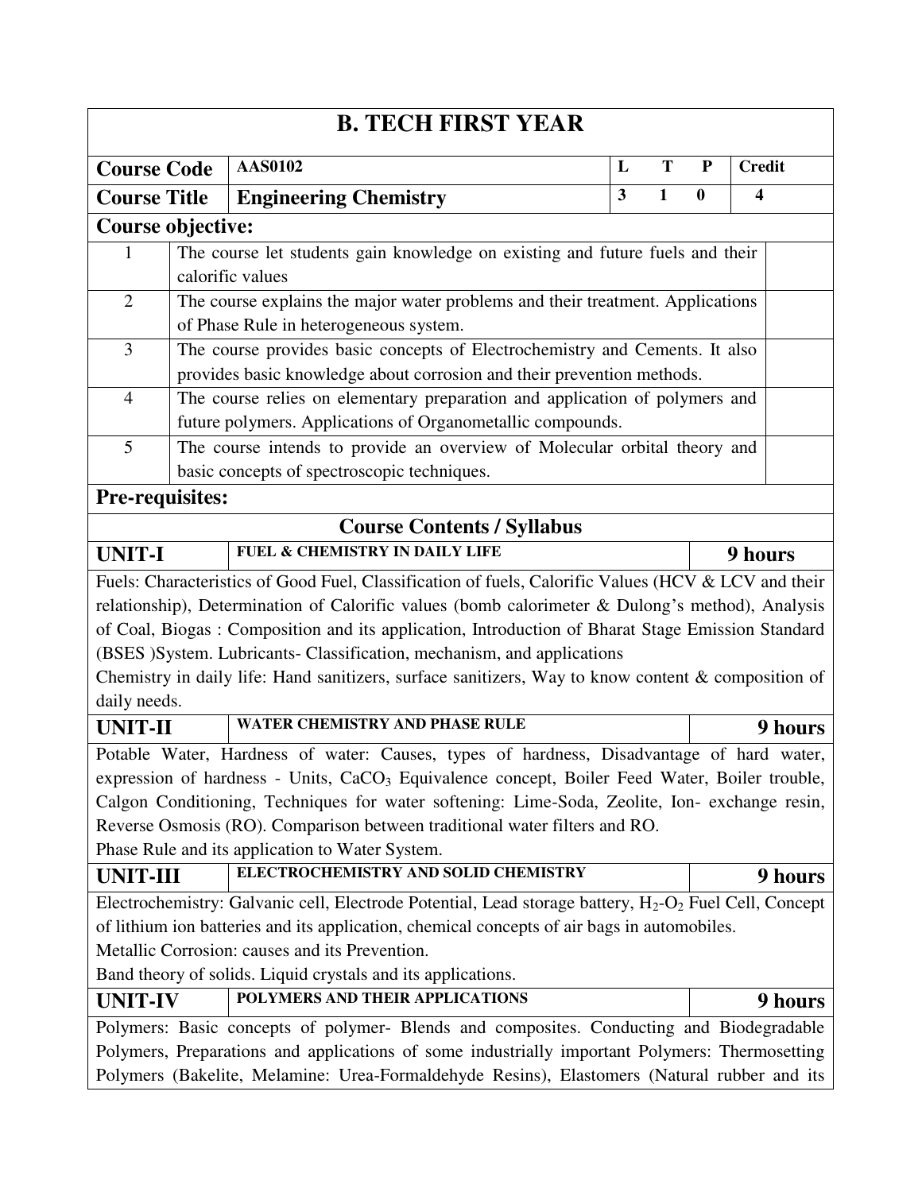# B. TECH FIRST YEAR

| Course Code | AAS0102 | L | T | P | Credit |
|---|---|---|---|---|---|
| **Course Title** | **Engineering Chemistry** | 3 | 1 | 0 | 4 |

**Course objective:**

| | | |
|---|---|---|
| 1 | The course let students gain knowledge on existing and future fuels and their calorific values | |
| 2 | The course explains the major water problems and their treatment. Applications of Phase Rule in heterogeneous system. | |
| 3 | The course provides basic concepts of Electrochemistry and Cements. It also provides basic knowledge about corrosion and their prevention methods. | |
| 4 | The course relies on elementary preparation and application of polymers and future polymers. Applications of Organometallic compounds. | |
| 5 | The course intends to provide an overview of Molecular orbital theory and basic concepts of spectroscopic techniques. | |

**Pre-requisites:**

## Course Contents / Syllabus

| UNIT-I | FUEL & CHEMISTRY IN DAILY LIFE | 9 hours |
|---|---|---|

Fuels: Characteristics of Good Fuel, Classification of fuels, Calorific Values (HCV & LCV and their relationship), Determination of Calorific values (bomb calorimeter & Dulong's method), Analysis of Coal, Biogas : Composition and its application, Introduction of Bharat Stage Emission Standard (BSES )System. Lubricants- Classification, mechanism, and applications

Chemistry in daily life: Hand sanitizers, surface sanitizers, Way to know content & composition of daily needs.

| UNIT-II | WATER CHEMISTRY AND PHASE RULE | 9 hours |
|---|---|---|

Potable Water, Hardness of water: Causes, types of hardness, Disadvantage of hard water, expression of hardness - Units, $CaCO_3$ Equivalence concept, Boiler Feed Water, Boiler trouble, Calgon Conditioning, Techniques for water softening: Lime-Soda, Zeolite, Ion- exchange resin, Reverse Osmosis (RO). Comparison between traditional water filters and RO.

Phase Rule and its application to Water System.

| UNIT-III | ELECTROCHEMISTRY AND SOLID CHEMISTRY | 9 hours |
|---|---|---|

Electrochemistry: Galvanic cell, Electrode Potential, Lead storage battery, $H_2$-$O_2$ Fuel Cell, Concept of lithium ion batteries and its application, chemical concepts of air bags in automobiles.

Metallic Corrosion: causes and its Prevention.

Band theory of solids. Liquid crystals and its applications.

| UNIT-IV | POLYMERS AND THEIR APPLICATIONS | 9 hours |
|---|---|---|

Polymers: Basic concepts of polymer- Blends and composites. Conducting and Biodegradable Polymers, Preparations and applications of some industrially important Polymers: Thermosetting Polymers (Bakelite, Melamine: Urea-Formaldehyde Resins), Elastomers (Natural rubber and its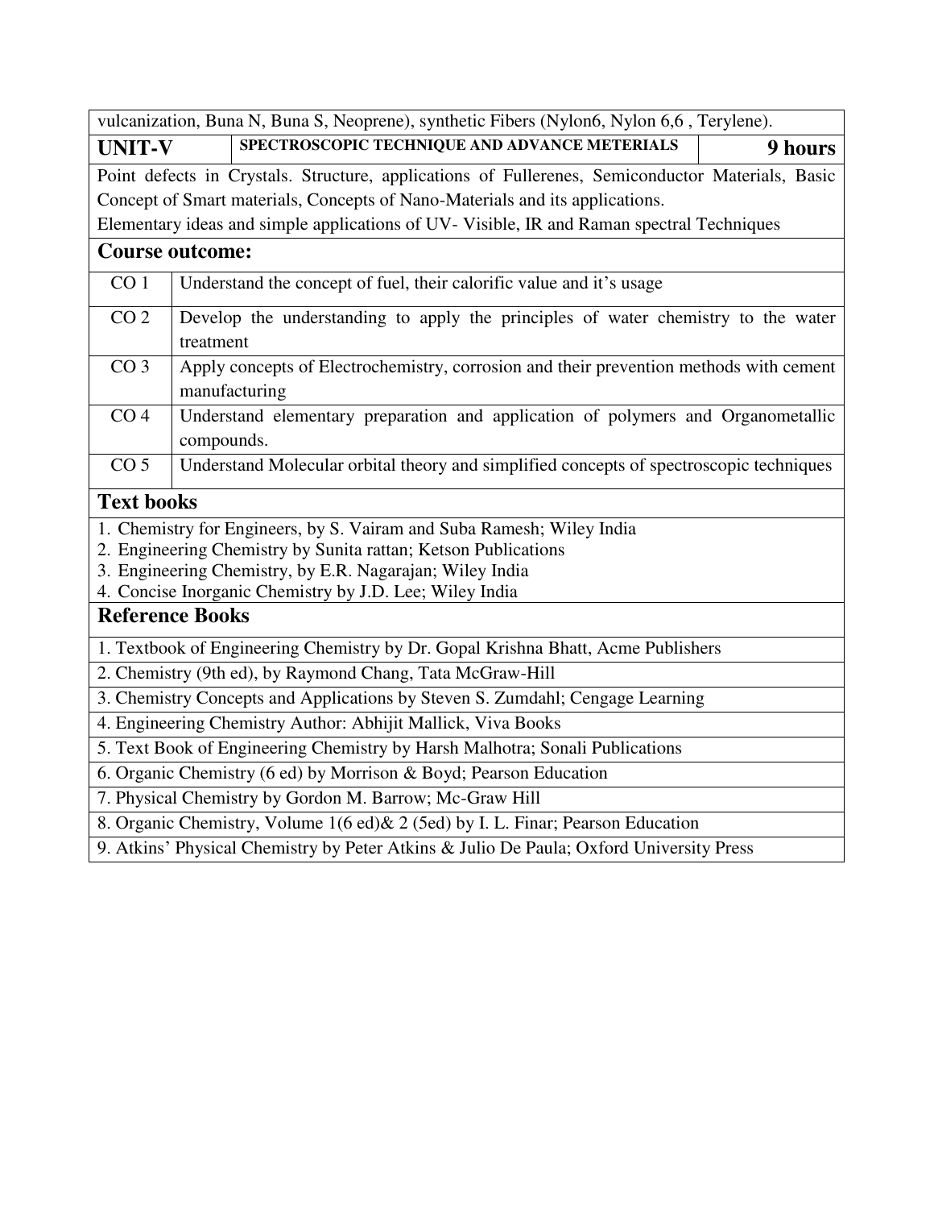vulcanization, Buna N, Buna S, Neoprene), synthetic Fibers (Nylon6, Nylon 6,6 , Terylene).

| **UNIT-V** | **SPECTROSCOPIC TECHNIQUE AND ADVANCE METERIALS** | **9 hours** |
|---|---|---|

Point defects in Crystals. Structure, applications of Fullerenes, Semiconductor Materials, Basic Concept of Smart materials, Concepts of Nano-Materials and its applications.
Elementary ideas and simple applications of UV- Visible, IR and Raman spectral Techniques

## Course outcome:

| | |
|---|---|
| CO 1 | Understand the concept of fuel, their calorific value and it's usage |
| CO 2 | Develop the understanding to apply the principles of water chemistry to the water treatment |
| CO 3 | Apply concepts of Electrochemistry, corrosion and their prevention methods with cement manufacturing |
| CO 4 | Understand elementary preparation and application of polymers and Organometallic compounds. |
| CO 5 | Understand Molecular orbital theory and simplified concepts of spectroscopic techniques |

## Text books

1. Chemistry for Engineers, by S. Vairam and Suba Ramesh; Wiley India
2. Engineering Chemistry by Sunita rattan; Ketson Publications
3. Engineering Chemistry, by E.R. Nagarajan; Wiley India
4. Concise Inorganic Chemistry by J.D. Lee; Wiley India

## Reference Books

1. Textbook of Engineering Chemistry by Dr. Gopal Krishna Bhatt, Acme Publishers
2. Chemistry (9th ed), by Raymond Chang, Tata McGraw-Hill
3. Chemistry Concepts and Applications by Steven S. Zumdahl; Cengage Learning
4. Engineering Chemistry Author: Abhijit Mallick, Viva Books
5. Text Book of Engineering Chemistry by Harsh Malhotra; Sonali Publications
6. Organic Chemistry (6 ed) by Morrison & Boyd; Pearson Education
7. Physical Chemistry by Gordon M. Barrow; Mc-Graw Hill
8. Organic Chemistry, Volume 1(6 ed)& 2 (5ed) by I. L. Finar; Pearson Education
9. Atkins' Physical Chemistry by Peter Atkins & Julio De Paula; Oxford University Press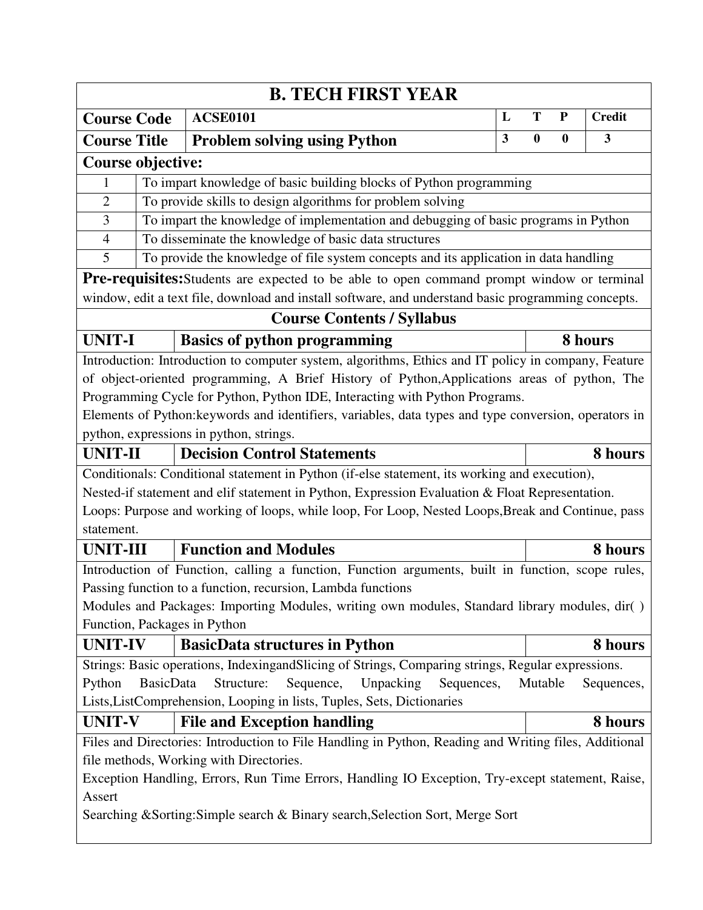# B. TECH FIRST YEAR

| | | L | T | P | Credit |
|---|---|---|---|---|---|
| **Course Code** | **ACSE0101** | | | | |
| **Course Title** | **Problem solving using Python** | 3 | 0 | 0 | 3 |

**Course objective:**

| | |
|---|---|
| 1 | To impart knowledge of basic building blocks of Python programming |
| 2 | To provide skills to design algorithms for problem solving |
| 3 | To impart the knowledge of implementation and debugging of basic programs in Python |
| 4 | To disseminate the knowledge of basic data structures |
| 5 | To provide the knowledge of file system concepts and its application in data handling |

**Pre-requisites:**Students are expected to be able to open command prompt window or terminal window, edit a text file, download and install software, and understand basic programming concepts.

## Course Contents / Syllabus

### UNIT-I | Basics of python programming | 8 hours

Introduction: Introduction to computer system, algorithms, Ethics and IT policy in company, Feature of object-oriented programming, A Brief History of Python,Applications areas of python, The Programming Cycle for Python, Python IDE, Interacting with Python Programs.

Elements of Python:keywords and identifiers, variables, data types and type conversion, operators in python, expressions in python, strings.

### UNIT-II | Decision Control Statements | 8 hours

Conditionals: Conditional statement in Python (if-else statement, its working and execution), Nested-if statement and elif statement in Python, Expression Evaluation & Float Representation.

Loops: Purpose and working of loops, while loop, For Loop, Nested Loops,Break and Continue, pass statement.

### UNIT-III | Function and Modules | 8 hours

Introduction of Function, calling a function, Function arguments, built in function, scope rules, Passing function to a function, recursion, Lambda functions

Modules and Packages: Importing Modules, writing own modules, Standard library modules, dir( ) Function, Packages in Python

### UNIT-IV | BasicData structures in Python | 8 hours

Strings: Basic operations, IndexingandSlicing of Strings, Comparing strings, Regular expressions.

Python BasicData Structure: Sequence, Unpacking Sequences, Mutable Sequences, Lists,ListComprehension, Looping in lists, Tuples, Sets, Dictionaries

### UNIT-V | File and Exception handling | 8 hours

Files and Directories: Introduction to File Handling in Python, Reading and Writing files, Additional file methods, Working with Directories.

Exception Handling, Errors, Run Time Errors, Handling IO Exception, Try-except statement, Raise, Assert

Searching &Sorting:Simple search & Binary search,Selection Sort, Merge Sort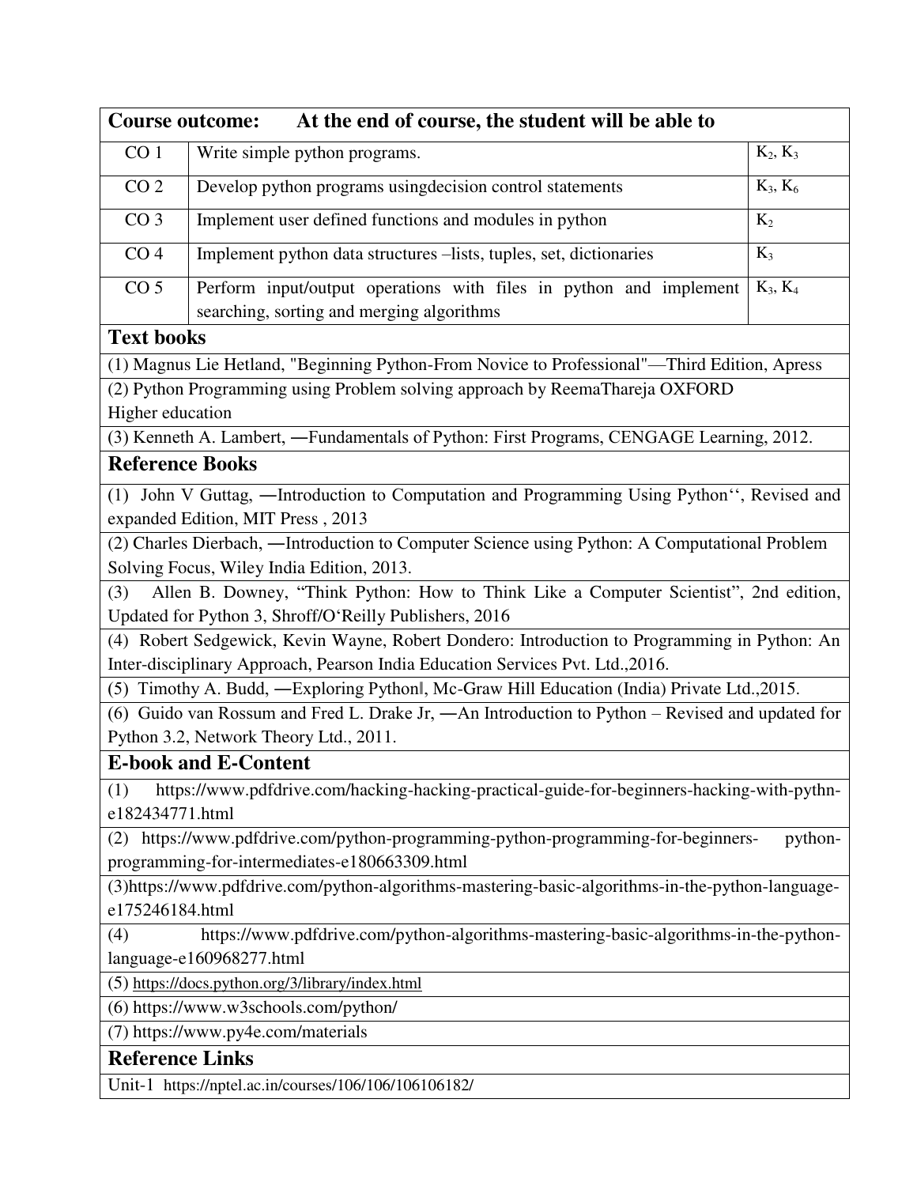| Course outcome: | At the end of course, the student will be able to | |
|---|---|---|
| CO 1 | Write simple python programs. | $K_2$, $K_3$ |
| CO 2 | Develop python programs usingdecision control statements | $K_3$, $K_6$ |
| CO 3 | Implement user defined functions and modules in python | $K_2$ |
| CO 4 | Implement python data structures –lists, tuples, set, dictionaries | $K_3$ |
| CO 5 | Perform input/output operations with files in python and implement searching, sorting and merging algorithms | $K_3$, $K_4$ |

## Text books

(1) Magnus Lie Hetland, "Beginning Python-From Novice to Professional"—Third Edition, Apress

(2) Python Programming using Problem solving approach by ReemaThareja OXFORD Higher education

(3) Kenneth A. Lambert, ―Fundamentals of Python: First Programs, CENGAGE Learning, 2012.

## Reference Books

(1) John V Guttag, ―Introduction to Computation and Programming Using Python'', Revised and expanded Edition, MIT Press , 2013

(2) Charles Dierbach, ―Introduction to Computer Science using Python: A Computational Problem Solving Focus, Wiley India Edition, 2013.

(3) Allen B. Downey, "Think Python: How to Think Like a Computer Scientist", 2nd edition, Updated for Python 3, Shroff/O'Reilly Publishers, 2016

(4) Robert Sedgewick, Kevin Wayne, Robert Dondero: Introduction to Programming in Python: An Inter-disciplinary Approach, Pearson India Education Services Pvt. Ltd.,2016.

(5) Timothy A. Budd, ―Exploring Python‖, Mc-Graw Hill Education (India) Private Ltd.,2015.

(6) Guido van Rossum and Fred L. Drake Jr, ―An Introduction to Python – Revised and updated for Python 3.2, Network Theory Ltd., 2011.

## E-book and E-Content

(1) https://www.pdfdrive.com/hacking-hacking-practical-guide-for-beginners-hacking-with-pythn-e182434771.html

(2) https://www.pdfdrive.com/python-programming-python-programming-for-beginners- python-programming-for-intermediates-e180663309.html

(3)https://www.pdfdrive.com/python-algorithms-mastering-basic-algorithms-in-the-python-language-e175246184.html

(4) https://www.pdfdrive.com/python-algorithms-mastering-basic-algorithms-in-the-python-language-e160968277.html

(5) https://docs.python.org/3/library/index.html

(6) https://www.w3schools.com/python/

(7) https://www.py4e.com/materials

## Reference Links

Unit-1 https://nptel.ac.in/courses/106/106/106106182/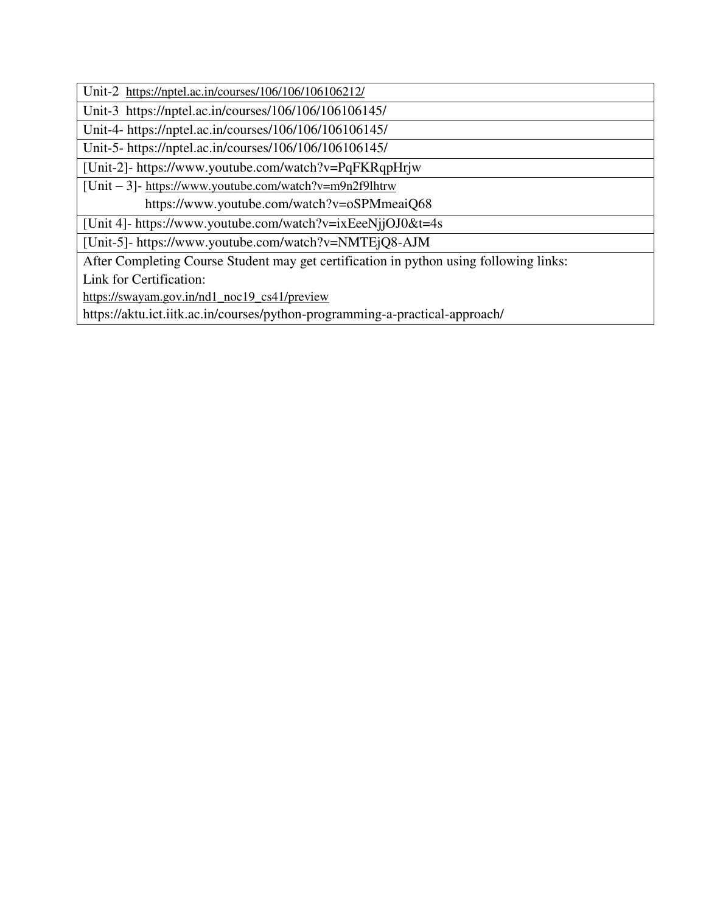| Unit-2 https://nptel.ac.in/courses/106/106/106106212/ |
| --- |
| Unit-3 https://nptel.ac.in/courses/106/106/106106145/ |
| Unit-4- https://nptel.ac.in/courses/106/106/106106145/ |
| Unit-5- https://nptel.ac.in/courses/106/106/106106145/ |
| [Unit-2]- https://www.youtube.com/watch?v=PqFKRqpHrjw |
| [Unit – 3]- https://www.youtube.com/watch?v=m9n2f9lhtrw<br>https://www.youtube.com/watch?v=oSPMmeaiQ68 |
| [Unit 4]- https://www.youtube.com/watch?v=ixEeeNjjOJ0&t=4s |
| [Unit-5]- https://www.youtube.com/watch?v=NMTEjQ8-AJM |
| After Completing Course Student may get certification in python using following links:<br>Link for Certification:<br>https://swayam.gov.in/nd1_noc19_cs41/preview<br>https://aktu.ict.iitk.ac.in/courses/python-programming-a-practical-approach/ |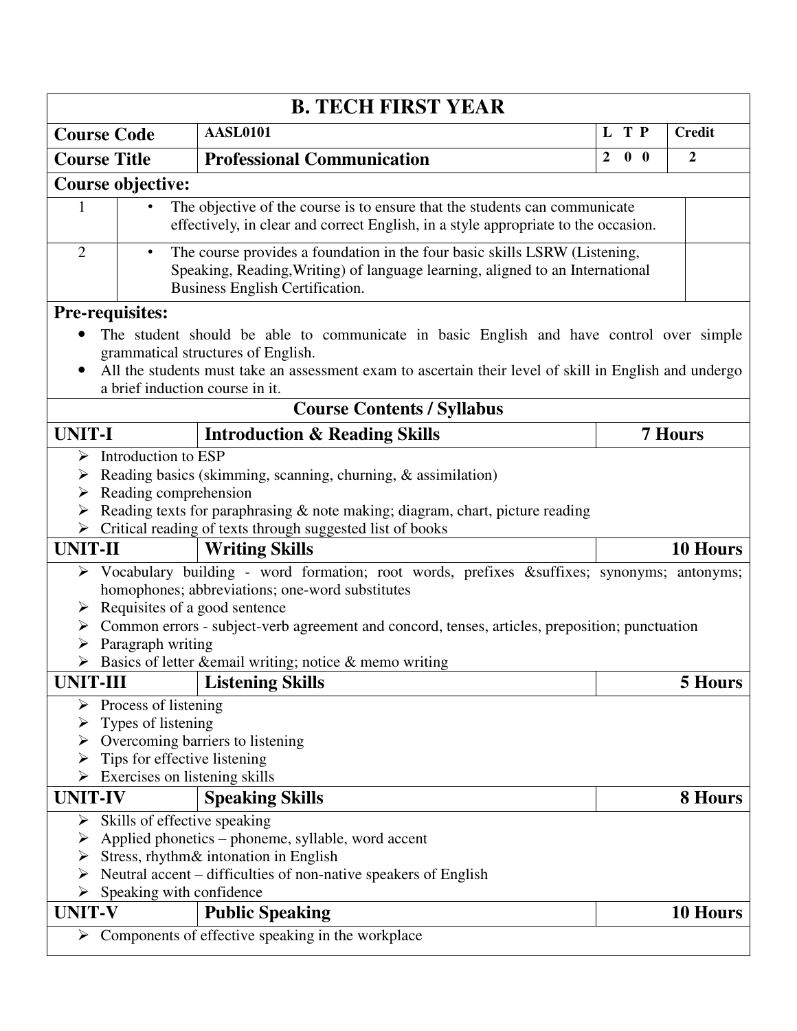# B. TECH FIRST YEAR

| Course Code | AASL0101 | L T P | Credit |
|---|---|---|---|
| Course Title | Professional Communication | 2 0 0 | 2 |

## Course objective:

| | | |
|---|---|---|
| 1 | • The objective of the course is to ensure that the students can communicate effectively, in clear and correct English, in a style appropriate to the occasion. | |
| 2 | • The course provides a foundation in the four basic skills LSRW (Listening, Speaking, Reading,Writing) of language learning, aligned to an International Business English Certification. | |

## Pre-requisites:

- The student should be able to communicate in basic English and have control over simple grammatical structures of English.
- All the students must take an assessment exam to ascertain their level of skill in English and undergo a brief induction course in it.

## Course Contents / Syllabus

| UNIT-I | Introduction & Reading Skills | 7 Hours |
|---|---|---|

- Introduction to ESP
- Reading basics (skimming, scanning, churning, & assimilation)
- Reading comprehension
- Reading texts for paraphrasing & note making; diagram, chart, picture reading
- Critical reading of texts through suggested list of books

| UNIT-II | Writing Skills | 10 Hours |
|---|---|---|

- Vocabulary building - word formation; root words, prefixes &suffixes; synonyms; antonyms; homophones; abbreviations; one-word substitutes
- Requisites of a good sentence
- Common errors - subject-verb agreement and concord, tenses, articles, preposition; punctuation
- Paragraph writing
- Basics of letter &email writing; notice & memo writing

| UNIT-III | Listening Skills | 5 Hours |
|---|---|---|

- Process of listening
- Types of listening
- Overcoming barriers to listening
- Tips for effective listening
- Exercises on listening skills

| UNIT-IV | Speaking Skills | 8 Hours |
|---|---|---|

- Skills of effective speaking
- Applied phonetics – phoneme, syllable, word accent
- Stress, rhythm& intonation in English
- Neutral accent – difficulties of non-native speakers of English
- Speaking with confidence

| UNIT-V | Public Speaking | 10 Hours |
|---|---|---|

- Components of effective speaking in the workplace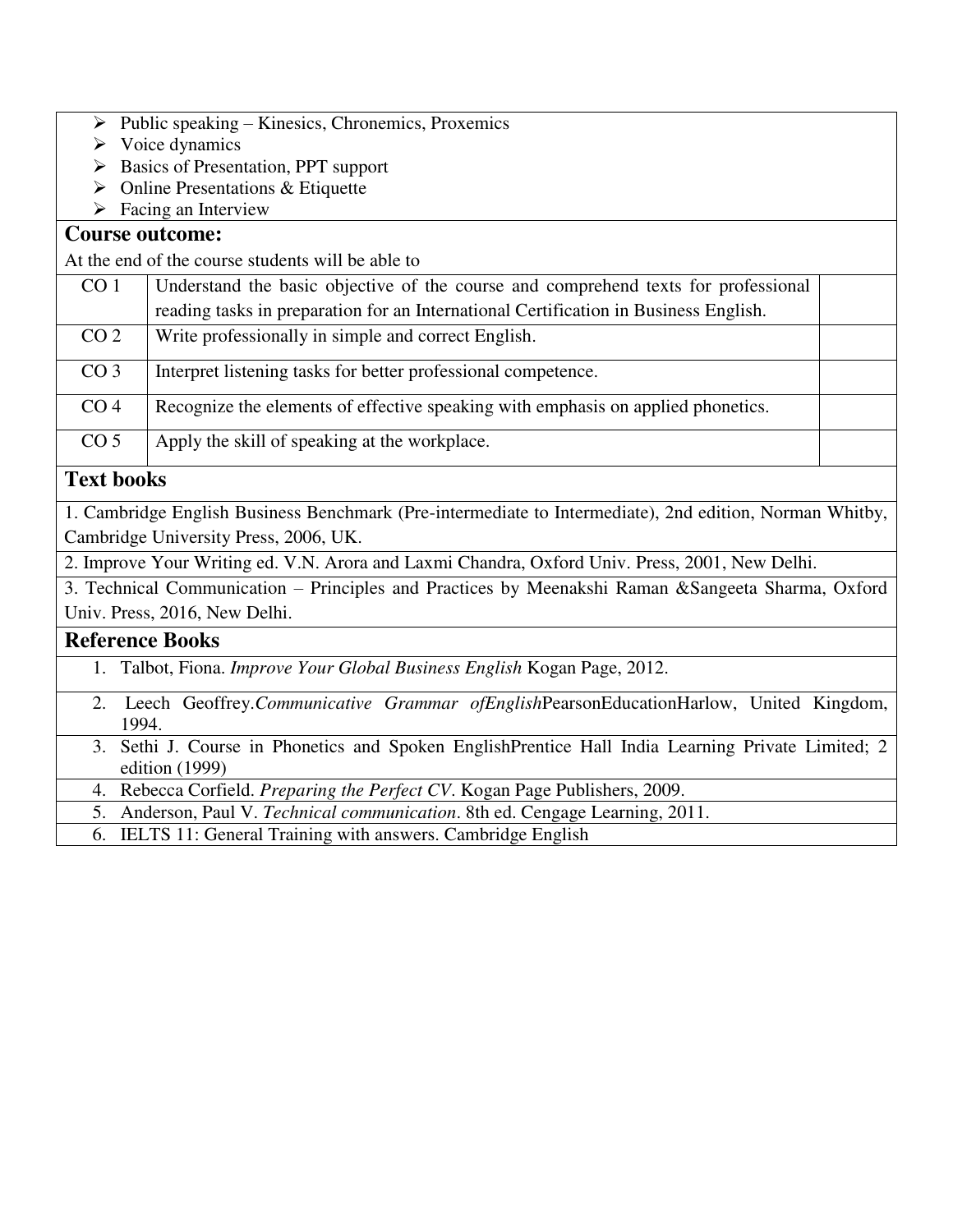- Public speaking – Kinesics, Chronemics, Proxemics
- Voice dynamics
- Basics of Presentation, PPT support
- Online Presentations & Etiquette
- Facing an Interview

## Course outcome:

At the end of the course students will be able to

| | | |
|---|---|---|
| CO 1 | Understand the basic objective of the course and comprehend texts for professional reading tasks in preparation for an International Certification in Business English. | |
| CO 2 | Write professionally in simple and correct English. | |
| CO 3 | Interpret listening tasks for better professional competence. | |
| CO 4 | Recognize the elements of effective speaking with emphasis on applied phonetics. | |
| CO 5 | Apply the skill of speaking at the workplace. | |

## Text books

1. Cambridge English Business Benchmark (Pre-intermediate to Intermediate), 2nd edition, Norman Whitby, Cambridge University Press, 2006, UK.

2. Improve Your Writing ed. V.N. Arora and Laxmi Chandra, Oxford Univ. Press, 2001, New Delhi.

3. Technical Communication – Principles and Practices by Meenakshi Raman &Sangeeta Sharma, Oxford Univ. Press, 2016, New Delhi.

## Reference Books

1. Talbot, Fiona. *Improve Your Global Business English* Kogan Page, 2012.
2. Leech Geoffrey.*Communicative Grammar ofEnglish*PearsonEducationHarlow, United Kingdom, 1994.
3. Sethi J. Course in Phonetics and Spoken EnglishPrentice Hall India Learning Private Limited; 2 edition (1999)
4. Rebecca Corfield. *Preparing the Perfect CV*. Kogan Page Publishers, 2009.
5. Anderson, Paul V. *Technical communication*. 8th ed. Cengage Learning, 2011.
6. IELTS 11: General Training with answers. Cambridge English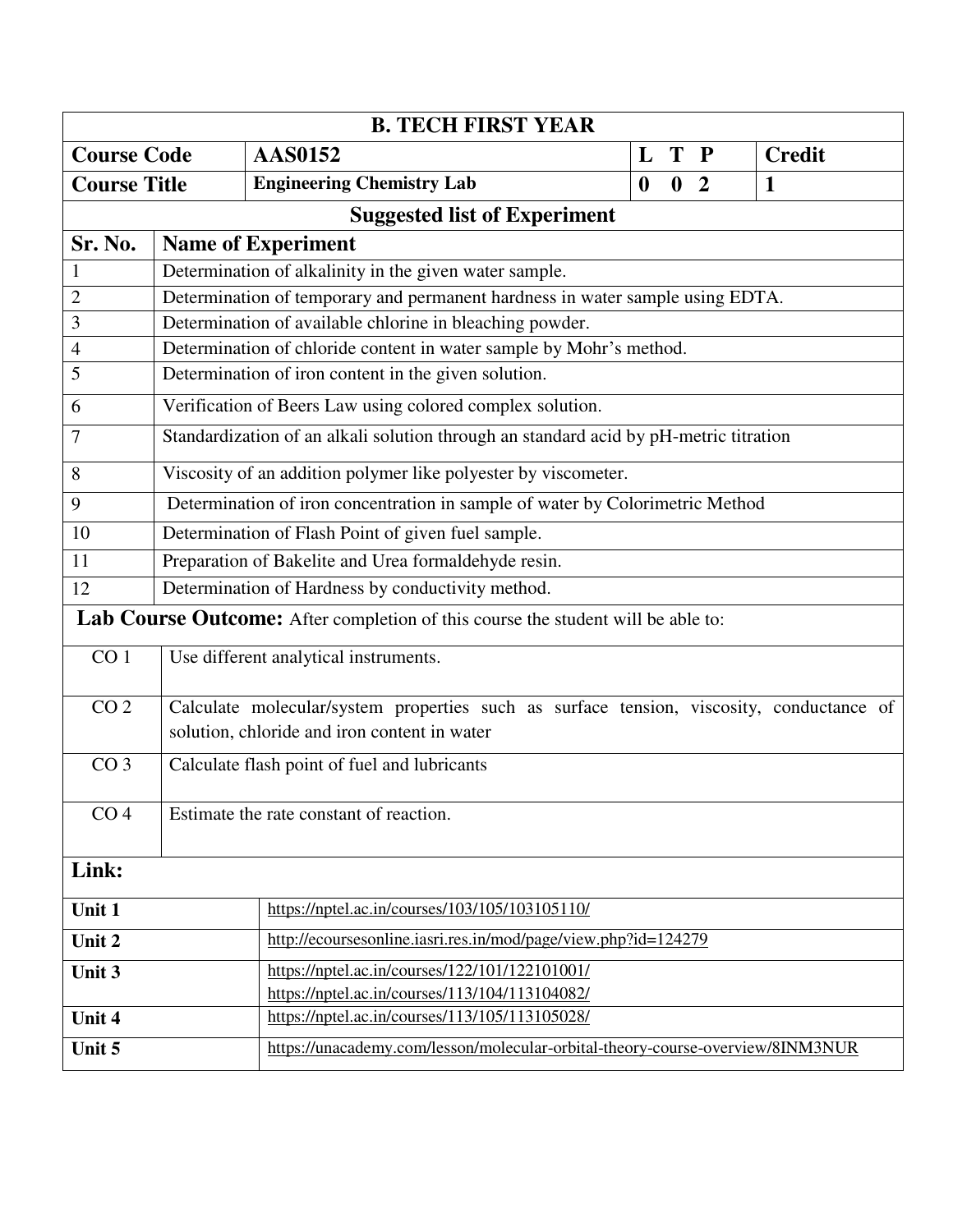| B. TECH FIRST YEAR | | | |
|---|---|---|---|
| **Course Code** | **AAS0152** | **L T P** | **Credit** |
| **Course Title** | **Engineering Chemistry Lab** | **0 0 2** | **1** |

## Suggested list of Experiment

| Sr. No. | Name of Experiment |
|---|---|
| 1 | Determination of alkalinity in the given water sample. |
| 2 | Determination of temporary and permanent hardness in water sample using EDTA. |
| 3 | Determination of available chlorine in bleaching powder. |
| 4 | Determination of chloride content in water sample by Mohr's method. |
| 5 | Determination of iron content in the given solution. |
| 6 | Verification of Beers Law using colored complex solution. |
| 7 | Standardization of an alkali solution through an standard acid by pH-metric titration |
| 8 | Viscosity of an addition polymer like polyester by viscometer. |
| 9 | Determination of iron concentration in sample of water by Colorimetric Method |
| 10 | Determination of Flash Point of given fuel sample. |
| 11 | Preparation of Bakelite and Urea formaldehyde resin. |
| 12 | Determination of Hardness by conductivity method. |

**Lab Course Outcome:** After completion of this course the student will be able to:

| | |
|---|---|
| CO 1 | Use different analytical instruments. |
| CO 2 | Calculate molecular/system properties such as surface tension, viscosity, conductance of solution, chloride and iron content in water |
| CO 3 | Calculate flash point of fuel and lubricants |
| CO 4 | Estimate the rate constant of reaction. |

**Link:**

| | |
|---|---|
| **Unit 1** | https://nptel.ac.in/courses/103/105/103105110/ |
| **Unit 2** | http://ecoursesonline.iasri.res.in/mod/page/view.php?id=124279 |
| **Unit 3** | https://nptel.ac.in/courses/122/101/122101001/ <br> https://nptel.ac.in/courses/113/104/113104082/ |
| **Unit 4** | https://nptel.ac.in/courses/113/105/113105028/ |
| **Unit 5** | https://unacademy.com/lesson/molecular-orbital-theory-course-overview/8INM3NUR |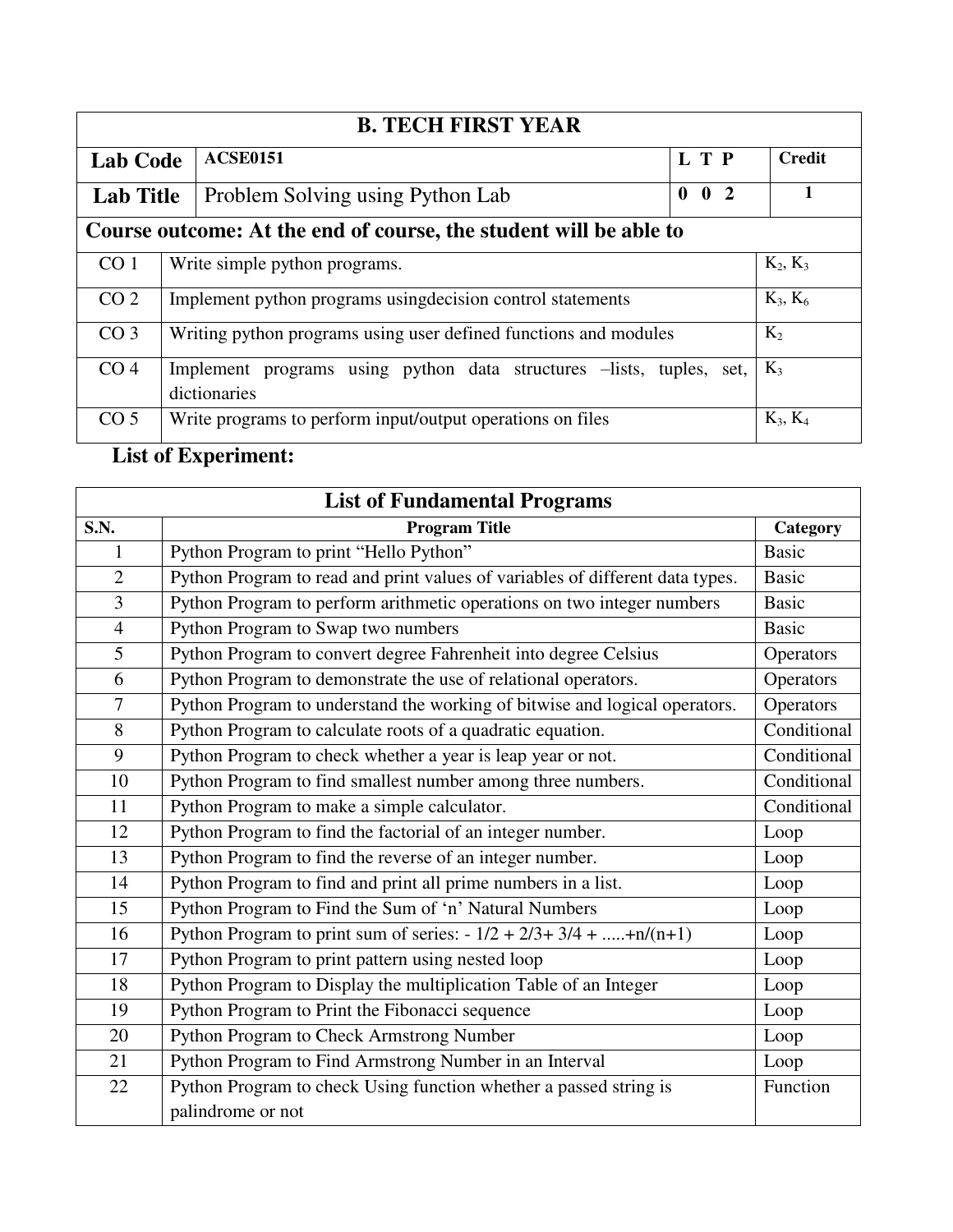| B. TECH FIRST YEAR | | | |
|---|---|---|---|
| **Lab Code** | **ACSE0151** | **L T P** | **Credit** |
| **Lab Title** | Problem Solving using Python Lab | **0 0 2** | **1** |

**Course outcome: At the end of course, the student will be able to**

| | | |
|---|---|---|
| CO 1 | Write simple python programs. | $K_2$, $K_3$ |
| CO 2 | Implement python programs usingdecision control statements | $K_3$, $K_6$ |
| CO 3 | Writing python programs using user defined functions and modules | $K_2$ |
| CO 4 | Implement programs using python data structures –lists, tuples, set, dictionaries | $K_3$ |
| CO 5 | Write programs to perform input/output operations on files | $K_3$, $K_4$ |

**List of Experiment:**

**List of Fundamental Programs**

| S.N. | Program Title | Category |
|---|---|---|
| 1 | Python Program to print “Hello Python” | Basic |
| 2 | Python Program to read and print values of variables of different data types. | Basic |
| 3 | Python Program to perform arithmetic operations on two integer numbers | Basic |
| 4 | Python Program to Swap two numbers | Basic |
| 5 | Python Program to convert degree Fahrenheit into degree Celsius | Operators |
| 6 | Python Program to demonstrate the use of relational operators. | Operators |
| 7 | Python Program to understand the working of bitwise and logical operators. | Operators |
| 8 | Python Program to calculate roots of a quadratic equation. | Conditional |
| 9 | Python Program to check whether a year is leap year or not. | Conditional |
| 10 | Python Program to find smallest number among three numbers. | Conditional |
| 11 | Python Program to make a simple calculator. | Conditional |
| 12 | Python Program to find the factorial of an integer number. | Loop |
| 13 | Python Program to find the reverse of an integer number. | Loop |
| 14 | Python Program to find and print all prime numbers in a list. | Loop |
| 15 | Python Program to Find the Sum of ‘n’ Natural Numbers | Loop |
| 16 | Python Program to print sum of series: - 1/2 + 2/3+ 3/4 + .....+n/(n+1) | Loop |
| 17 | Python Program to print pattern using nested loop | Loop |
| 18 | Python Program to Display the multiplication Table of an Integer | Loop |
| 19 | Python Program to Print the Fibonacci sequence | Loop |
| 20 | Python Program to Check Armstrong Number | Loop |
| 21 | Python Program to Find Armstrong Number in an Interval | Loop |
| 22 | Python Program to check Using function whether a passed string is palindrome or not | Function |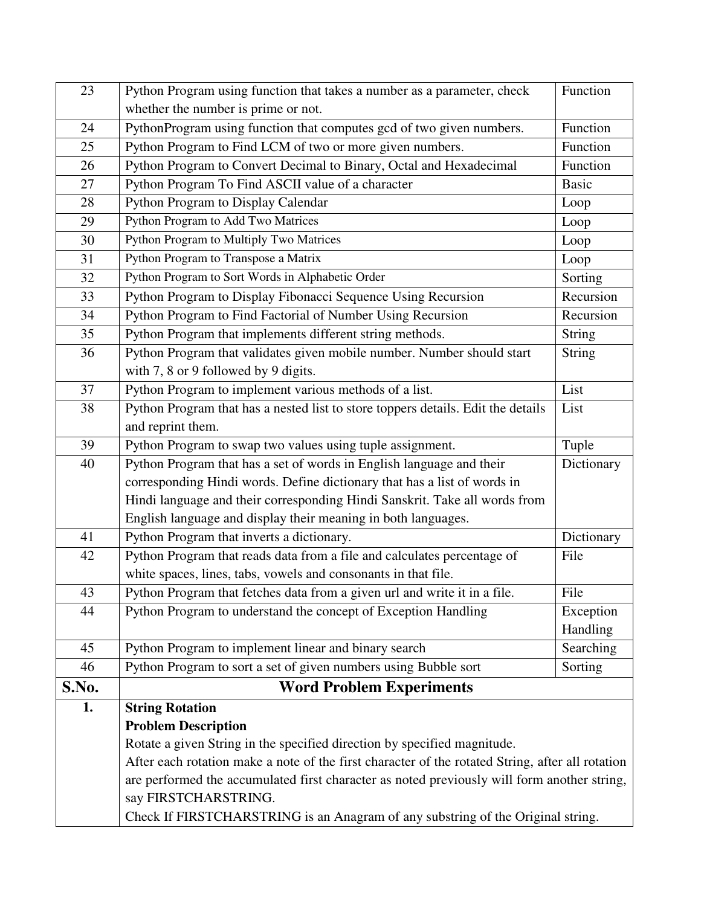| 23 | Python Program using function that takes a number as a parameter, check whether the number is prime or not. | Function |
|---|---|---|
| 24 | PythonProgram using function that computes gcd of two given numbers. | Function |
| 25 | Python Program to Find LCM of two or more given numbers. | Function |
| 26 | Python Program to Convert Decimal to Binary, Octal and Hexadecimal | Function |
| 27 | Python Program To Find ASCII value of a character | Basic |
| 28 | Python Program to Display Calendar | Loop |
| 29 | Python Program to Add Two Matrices | Loop |
| 30 | Python Program to Multiply Two Matrices | Loop |
| 31 | Python Program to Transpose a Matrix | Loop |
| 32 | Python Program to Sort Words in Alphabetic Order | Sorting |
| 33 | Python Program to Display Fibonacci Sequence Using Recursion | Recursion |
| 34 | Python Program to Find Factorial of Number Using Recursion | Recursion |
| 35 | Python Program that implements different string methods. | String |
| 36 | Python Program that validates given mobile number. Number should start with 7, 8 or 9 followed by 9 digits. | String |
| 37 | Python Program to implement various methods of a list. | List |
| 38 | Python Program that has a nested list to store toppers details. Edit the details and reprint them. | List |
| 39 | Python Program to swap two values using tuple assignment. | Tuple |
| 40 | Python Program that has a set of words in English language and their corresponding Hindi words. Define dictionary that has a list of words in Hindi language and their corresponding Hindi Sanskrit. Take all words from English language and display their meaning in both languages. | Dictionary |
| 41 | Python Program that inverts a dictionary. | Dictionary |
| 42 | Python Program that reads data from a file and calculates percentage of white spaces, lines, tabs, vowels and consonants in that file. | File |
| 43 | Python Program that fetches data from a given url and write it in a file. | File |
| 44 | Python Program to understand the concept of Exception Handling | Exception Handling |
| 45 | Python Program to implement linear and binary search | Searching |
| 46 | Python Program to sort a set of given numbers using Bubble sort | Sorting |

| **S.No.** | **Word Problem Experiments** |
|---|---|
| **1.** | **String Rotation**<br>**Problem Description**<br>Rotate a given String in the specified direction by specified magnitude.<br>After each rotation make a note of the first character of the rotated String, after all rotation are performed the accumulated first character as noted previously will form another string, say FIRSTCHARSTRING.<br>Check If FIRSTCHARSTRING is an Anagram of any substring of the Original string. |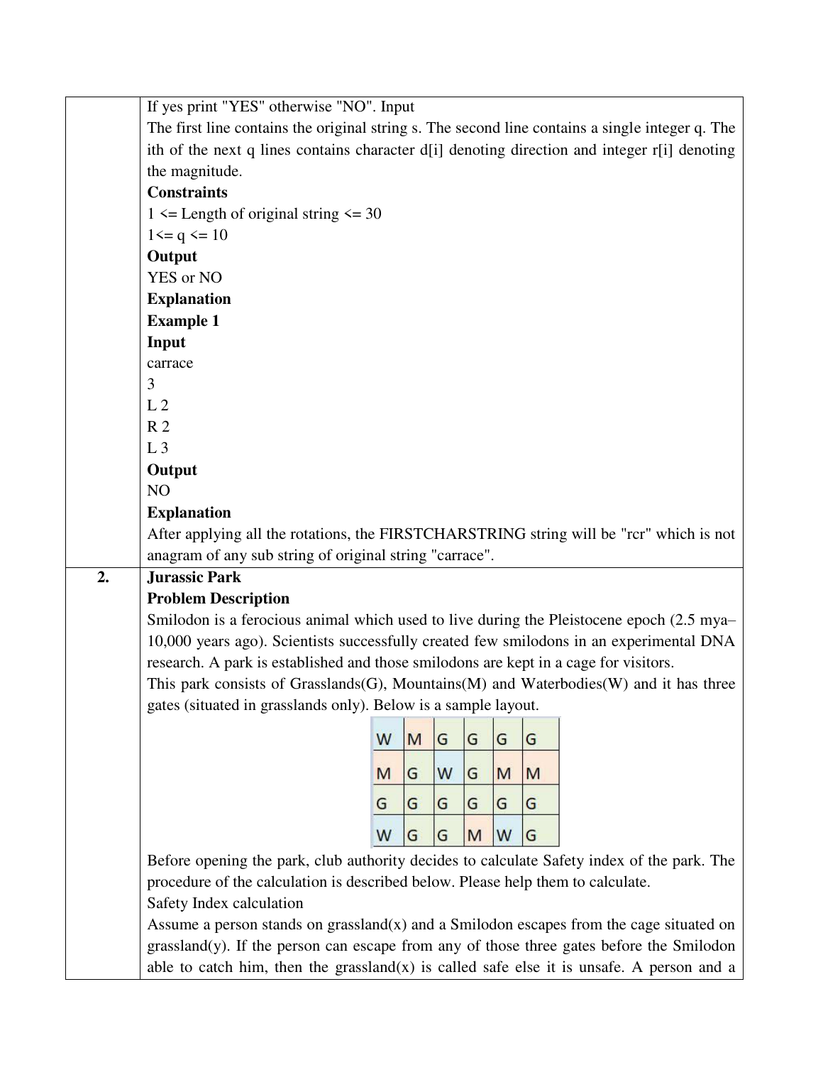If yes print "YES" otherwise "NO". Input

The first line contains the original string s. The second line contains a single integer q. The ith of the next q lines contains character d[i] denoting direction and integer r[i] denoting the magnitude.

**Constraints**

1 <= Length of original string <= 30

1<= q <= 10

**Output**

YES or NO

**Explanation**

**Example 1**

**Input**

```
carrace
3
L 2
R 2
L 3
```

**Output**

```
NO
```

**Explanation**

After applying all the rotations, the FIRSTCHARSTRING string will be "rcr" which is not anagram of any sub string of original string "carrace".

## 2. Jurassic Park

**Problem Description**

Smilodon is a ferocious animal which used to live during the Pleistocene epoch (2.5 mya–10,000 years ago). Scientists successfully created few smilodons in an experimental DNA research. A park is established and those smilodons are kept in a cage for visitors.

This park consists of Grasslands(G), Mountains(M) and Waterbodies(W) and it has three gates (situated in grasslands only). Below is a sample layout.

| W | M | G | G | G | G |
|---|---|---|---|---|---|
| M | G | W | G | M | M |
| G | G | G | G | G | G |
| W | G | G | M | W | G |

Before opening the park, club authority decides to calculate Safety index of the park. The procedure of the calculation is described below. Please help them to calculate.

Safety Index calculation

Assume a person stands on grassland(x) and a Smilodon escapes from the cage situated on grassland(y). If the person can escape from any of those three gates before the Smilodon able to catch him, then the grassland(x) is called safe else it is unsafe. A person and a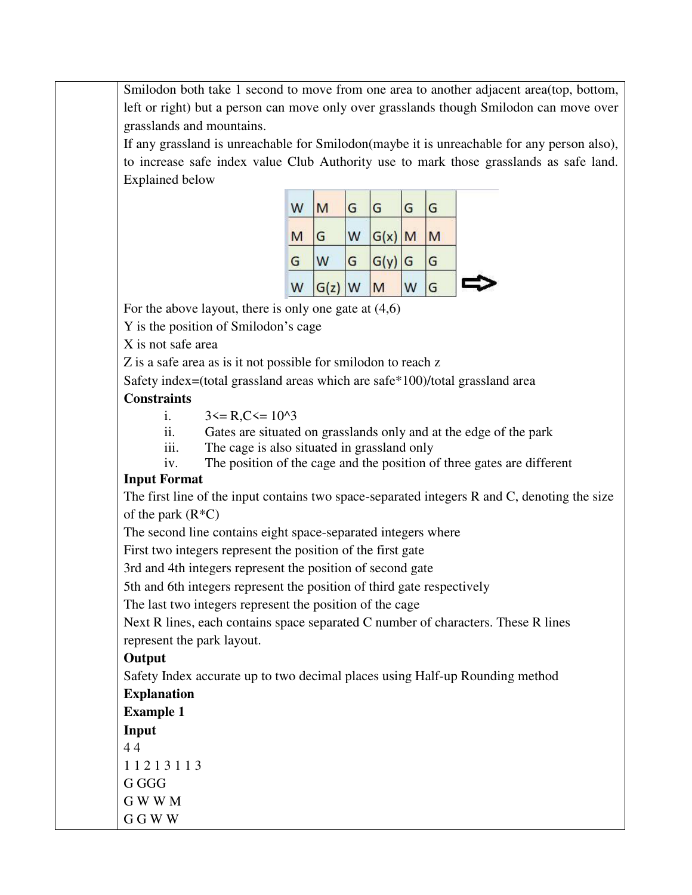Smilodon both take 1 second to move from one area to another adjacent area(top, bottom, left or right) but a person can move only over grasslands though Smilodon can move over grasslands and mountains.

If any grassland is unreachable for Smilodon(maybe it is unreachable for any person also), to increase safe index value Club Authority use to mark those grasslands as safe land. Explained below

| W | M | G | G | G | G |
|---|---|---|---|---|---|
| M | G | W | G(x) | M | M |
| G | W | G | G(y) | G | G |
| W | G(z) | W | M | W | G |

For the above layout, there is only one gate at (4,6)

Y is the position of Smilodon's cage

X is not safe area

Z is a safe area as is it not possible for smilodon to reach z

Safety index=(total grassland areas which are safe*100)/total grassland area

**Constraints**

i. 3<= R,C<= 10^3
ii. Gates are situated on grasslands only and at the edge of the park
iii. The cage is also situated in grassland only
iv. The position of the cage and the position of three gates are different

**Input Format**

The first line of the input contains two space-separated integers R and C, denoting the size of the park (R*C)

The second line contains eight space-separated integers where

First two integers represent the position of the first gate

3rd and 4th integers represent the position of second gate

5th and 6th integers represent the position of third gate respectively

The last two integers represent the position of the cage

Next R lines, each contains space separated C number of characters. These R lines represent the park layout.

**Output**

Safety Index accurate up to two decimal places using Half-up Rounding method

**Explanation**

**Example 1**

**Input**

4 4
1 1 2 1 3 1 1 3
G GGG
G W W M
G G W W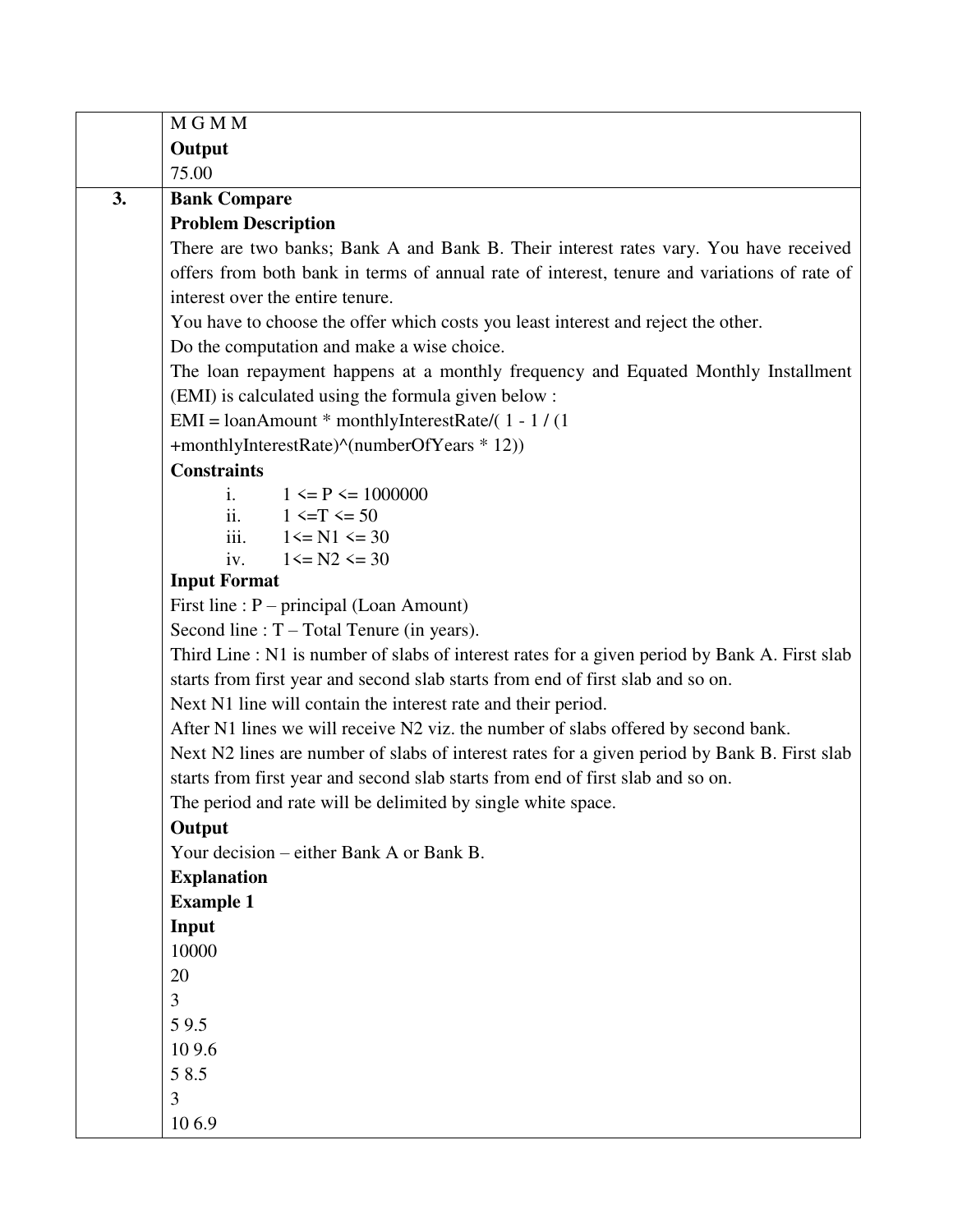| | |
|---|---|
| | M G M M<br>**Output**<br>75.00 |
| **3.** | **Bank Compare**<br>**Problem Description**<br>There are two banks; Bank A and Bank B. Their interest rates vary. You have received offers from both bank in terms of annual rate of interest, tenure and variations of rate of interest over the entire tenure.<br>You have to choose the offer which costs you least interest and reject the other.<br>Do the computation and make a wise choice.<br>The loan repayment happens at a monthly frequency and Equated Monthly Installment (EMI) is calculated using the formula given below :<br>EMI = loanAmount * monthlyInterestRate/( 1 - 1 / (1 +monthlyInterestRate)^(numberOfYears * 12))<br>**Constraints**<br>i. $1 <= P <= 1000000$<br>ii. $1 <= T <= 50$<br>iii. $1 <= N1 <= 30$<br>iv. $1 <= N2 <= 30$<br>**Input Format**<br>First line : P – principal (Loan Amount)<br>Second line : T – Total Tenure (in years).<br>Third Line : N1 is number of slabs of interest rates for a given period by Bank A. First slab starts from first year and second slab starts from end of first slab and so on.<br>Next N1 line will contain the interest rate and their period.<br>After N1 lines we will receive N2 viz. the number of slabs offered by second bank.<br>Next N2 lines are number of slabs of interest rates for a given period by Bank B. First slab starts from first year and second slab starts from end of first slab and so on.<br>The period and rate will be delimited by single white space.<br>**Output**<br>Your decision – either Bank A or Bank B.<br>**Explanation**<br>**Example 1**<br>**Input**<br>10000<br>20<br>3<br>5 9.5<br>10 9.6<br>5 8.5<br>3<br>10 6.9 |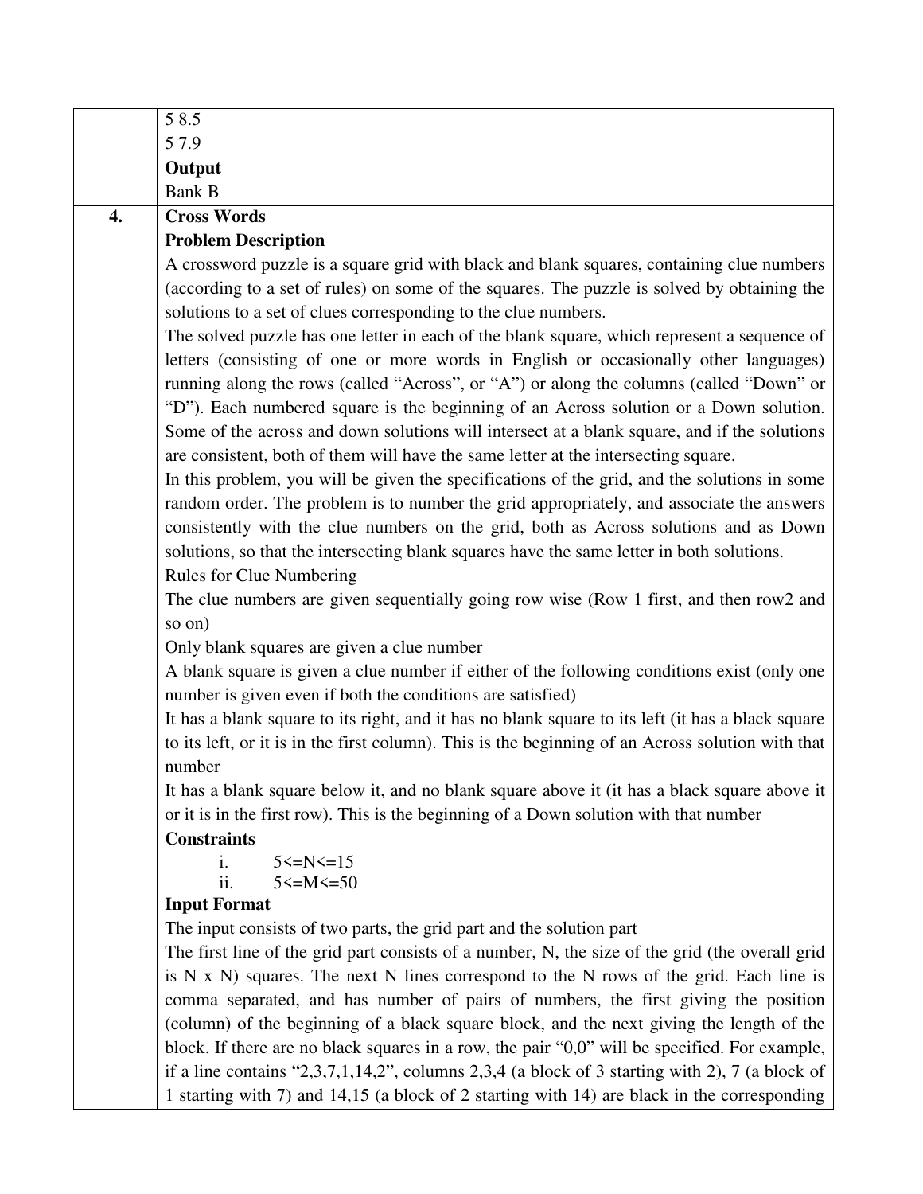5 8.5
5 7.9

**Output**

Bank B

**4.**

**Cross Words**

**Problem Description**

A crossword puzzle is a square grid with black and blank squares, containing clue numbers (according to a set of rules) on some of the squares. The puzzle is solved by obtaining the solutions to a set of clues corresponding to the clue numbers.

The solved puzzle has one letter in each of the blank square, which represent a sequence of letters (consisting of one or more words in English or occasionally other languages) running along the rows (called "Across", or "A") or along the columns (called "Down" or "D"). Each numbered square is the beginning of an Across solution or a Down solution. Some of the across and down solutions will intersect at a blank square, and if the solutions are consistent, both of them will have the same letter at the intersecting square.

In this problem, you will be given the specifications of the grid, and the solutions in some random order. The problem is to number the grid appropriately, and associate the answers consistently with the clue numbers on the grid, both as Across solutions and as Down solutions, so that the intersecting blank squares have the same letter in both solutions.

Rules for Clue Numbering

The clue numbers are given sequentially going row wise (Row 1 first, and then row2 and so on)

Only blank squares are given a clue number

A blank square is given a clue number if either of the following conditions exist (only one number is given even if both the conditions are satisfied)

It has a blank square to its right, and it has no blank square to its left (it has a black square to its left, or it is in the first column). This is the beginning of an Across solution with that number

It has a blank square below it, and no blank square above it (it has a black square above it or it is in the first row). This is the beginning of a Down solution with that number

**Constraints**

i. 5<=N<=15
ii. 5<=M<=50

**Input Format**

The input consists of two parts, the grid part and the solution part

The first line of the grid part consists of a number, N, the size of the grid (the overall grid is N x N) squares. The next N lines correspond to the N rows of the grid. Each line is comma separated, and has number of pairs of numbers, the first giving the position (column) of the beginning of a black square block, and the next giving the length of the block. If there are no black squares in a row, the pair "0,0" will be specified. For example, if a line contains "2,3,7,1,14,2", columns 2,3,4 (a block of 3 starting with 2), 7 (a block of 1 starting with 7) and 14,15 (a block of 2 starting with 14) are black in the corresponding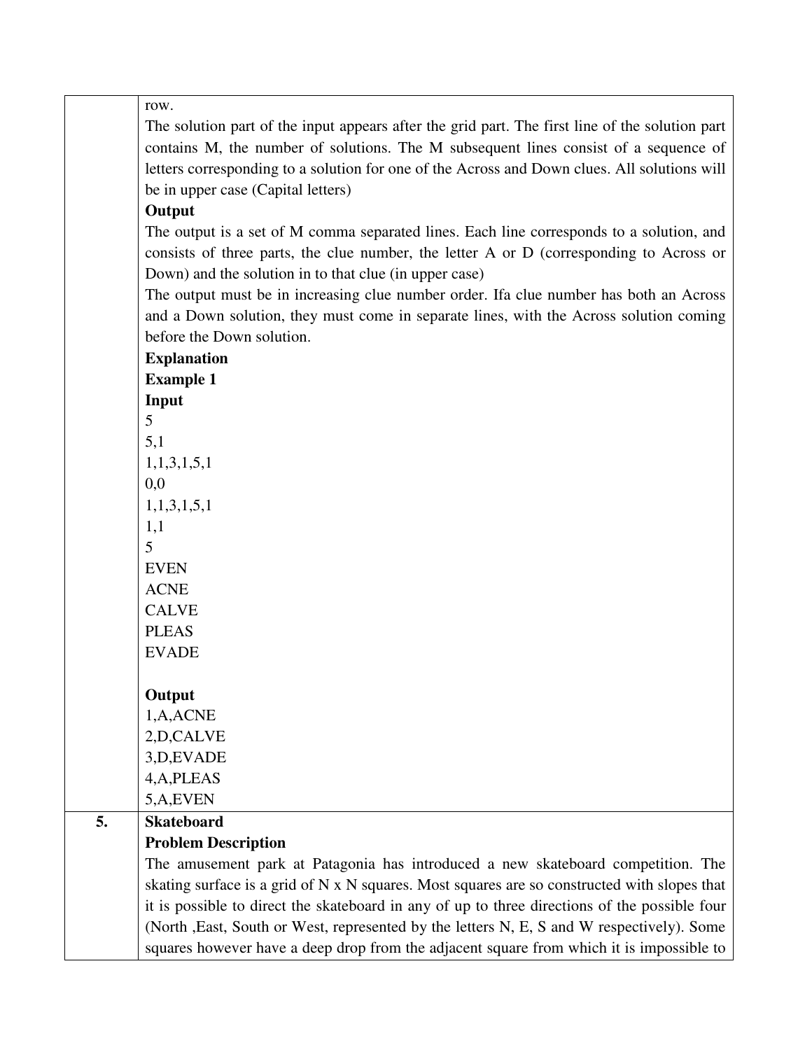row.

The solution part of the input appears after the grid part. The first line of the solution part contains M, the number of solutions. The M subsequent lines consist of a sequence of letters corresponding to a solution for one of the Across and Down clues. All solutions will be in upper case (Capital letters)

**Output**

The output is a set of M comma separated lines. Each line corresponds to a solution, and consists of three parts, the clue number, the letter A or D (corresponding to Across or Down) and the solution in to that clue (in upper case)

The output must be in increasing clue number order. Ifa clue number has both an Across and a Down solution, they must come in separate lines, with the Across solution coming before the Down solution.

**Explanation**

**Example 1**

**Input**

```
5
5,1
1,1,3,1,5,1
0,0
1,1,3,1,5,1
1,1
5
EVEN
ACNE
CALVE
PLEAS
EVADE
```

**Output**

```
1,A,ACNE
2,D,CALVE
3,D,EVADE
4,A,PLEAS
5,A,EVEN
```

**5. Skateboard**

**Problem Description**

The amusement park at Patagonia has introduced a new skateboard competition. The skating surface is a grid of N x N squares. Most squares are so constructed with slopes that it is possible to direct the skateboard in any of up to three directions of the possible four (North ,East, South or West, represented by the letters N, E, S and W respectively). Some squares however have a deep drop from the adjacent square from which it is impossible to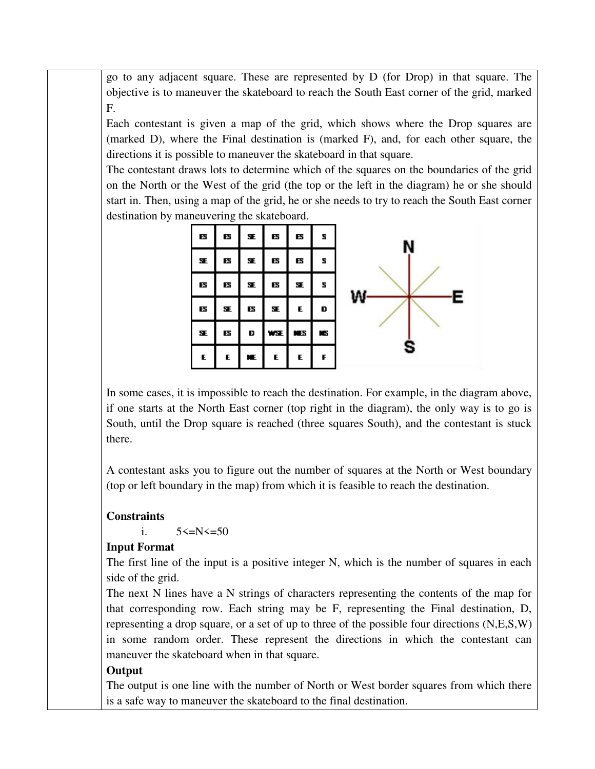go to any adjacent square. These are represented by D (for Drop) in that square. The objective is to maneuver the skateboard to reach the South East corner of the grid, marked F.

Each contestant is given a map of the grid, which shows where the Drop squares are (marked D), where the Final destination is (marked F), and, for each other square, the directions it is possible to maneuver the skateboard in that square.

The contestant draws lots to determine which of the squares on the boundaries of the grid on the North or the West of the grid (the top or the left in the diagram) he or she should start in. Then, using a map of the grid, he or she needs to try to reach the South East corner destination by maneuvering the skateboard.

| ES | ES | SE | ES | ES | S |
|---|---|---|---|---|---|
| SE | ES | SE | ES | ES | S |
| ES | ES | SE | ES | SE | S |
| ES | SE | ES | SE | E | D |
| SE | ES | D | WSE | NES | NS |
| E | E | NE | E | E | F |

In some cases, it is impossible to reach the destination. For example, in the diagram above, if one starts at the North East corner (top right in the diagram), the only way is to go is South, until the Drop square is reached (three squares South), and the contestant is stuck there.

A contestant asks you to figure out the number of squares at the North or West boundary (top or left boundary in the map) from which it is feasible to reach the destination.

**Constraints**

i. 5<=N<=50

**Input Format**

The first line of the input is a positive integer N, which is the number of squares in each side of the grid.

The next N lines have a N strings of characters representing the contents of the map for that corresponding row. Each string may be F, representing the Final destination, D, representing a drop square, or a set of up to three of the possible four directions (N,E,S,W) in some random order. These represent the directions in which the contestant can maneuver the skateboard when in that square.

**Output**

The output is one line with the number of North or West border squares from which there is a safe way to maneuver the skateboard to the final destination.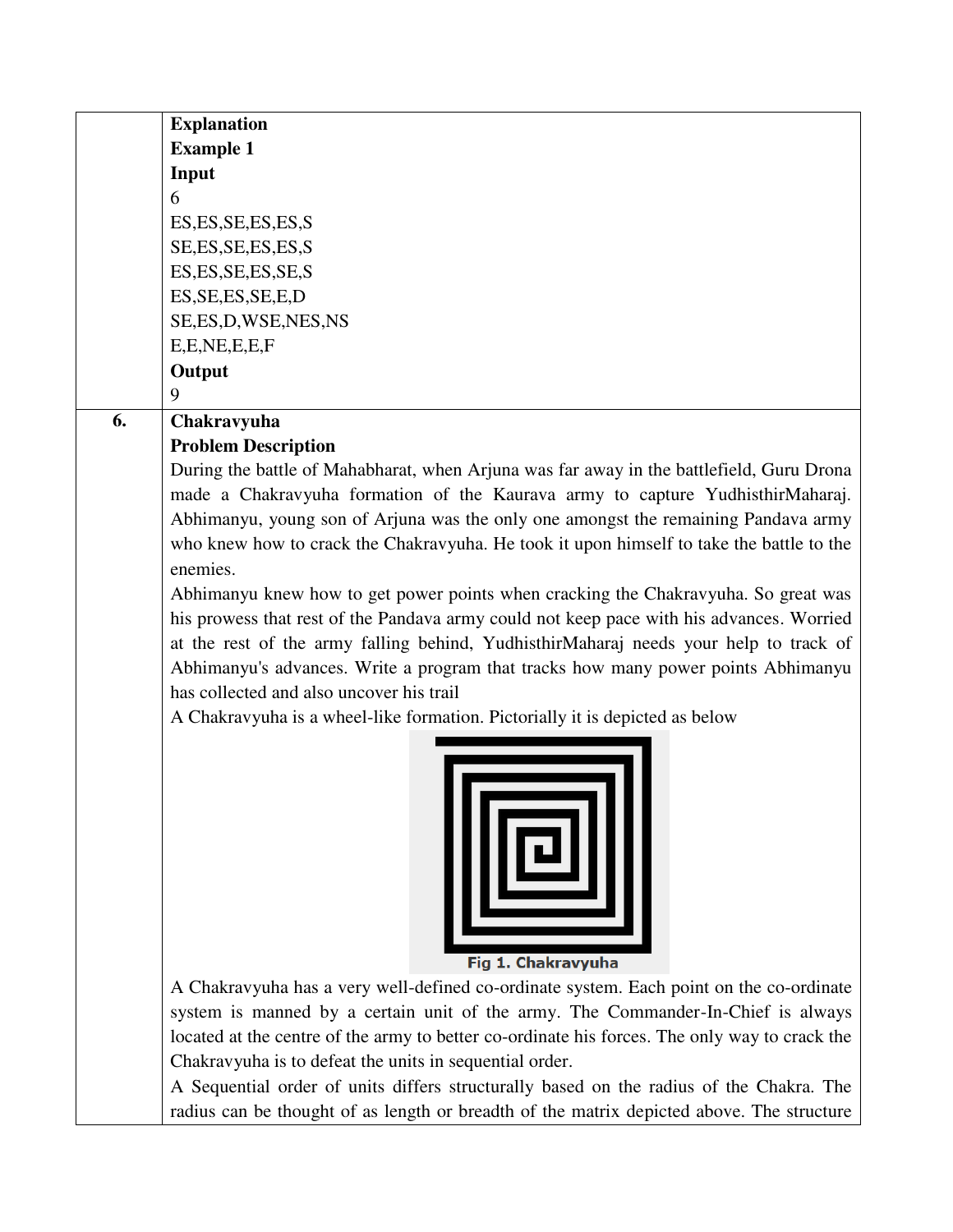**Explanation**

**Example 1**

**Input**

6
ES,ES,SE,ES,ES,S
SE,ES,SE,ES,ES,S
ES,ES,SE,ES,SE,S
ES,SE,ES,SE,E,D
SE,ES,D,WSE,NES,NS
E,E,NE,E,E,F

**Output**

9

## 6. Chakravyuha

**Problem Description**

During the battle of Mahabharat, when Arjuna was far away in the battlefield, Guru Drona made a Chakravyuha formation of the Kaurava army to capture YudhisthirMaharaj. Abhimanyu, young son of Arjuna was the only one amongst the remaining Pandava army who knew how to crack the Chakravyuha. He took it upon himself to take the battle to the enemies.

Abhimanyu knew how to get power points when cracking the Chakravyuha. So great was his prowess that rest of the Pandava army could not keep pace with his advances. Worried at the rest of the army falling behind, YudhisthirMaharaj needs your help to track of Abhimanyu's advances. Write a program that tracks how many power points Abhimanyu has collected and also uncover his trail

A Chakravyuha is a wheel-like formation. Pictorially it is depicted as below

Fig 1. Chakravyuha

A Chakravyuha has a very well-defined co-ordinate system. Each point on the co-ordinate system is manned by a certain unit of the army. The Commander-In-Chief is always located at the centre of the army to better co-ordinate his forces. The only way to crack the Chakravyuha is to defeat the units in sequential order.

A Sequential order of units differs structurally based on the radius of the Chakra. The radius can be thought of as length or breadth of the matrix depicted above. The structure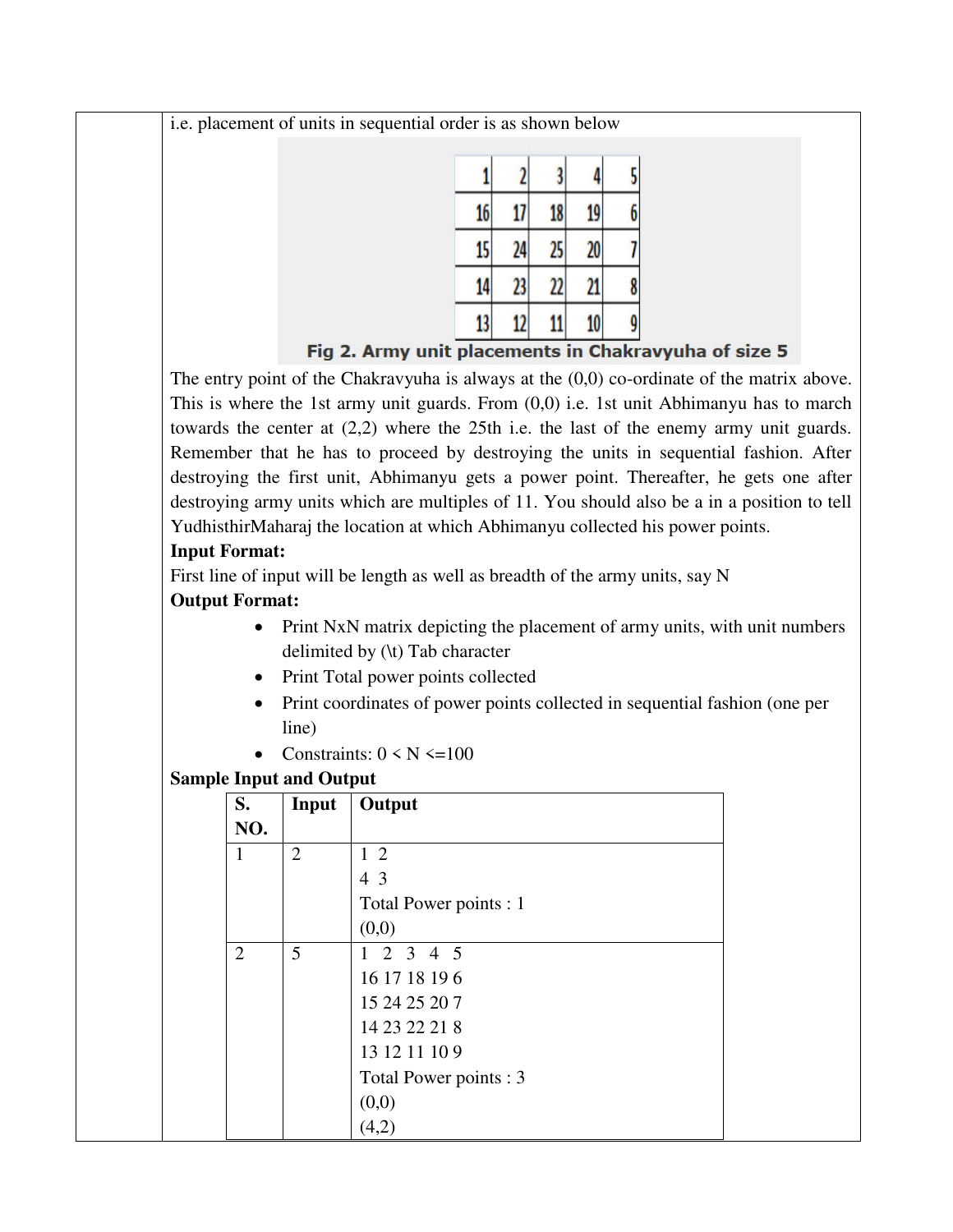i.e. placement of units in sequential order is as shown below

| 1 | 2 | 3 | 4 | 5 |
|---|---|---|---|---|
| 16 | 17 | 18 | 19 | 6 |
| 15 | 24 | 25 | 20 | 7 |
| 14 | 23 | 22 | 21 | 8 |
| 13 | 12 | 11 | 10 | 9 |

**Fig 2. Army unit placements in Chakravyuha of size 5**

The entry point of the Chakravyuha is always at the (0,0) co-ordinate of the matrix above. This is where the 1st army unit guards. From (0,0) i.e. 1st unit Abhimanyu has to march towards the center at (2,2) where the 25th i.e. the last of the enemy army unit guards. Remember that he has to proceed by destroying the units in sequential fashion. After destroying the first unit, Abhimanyu gets a power point. Thereafter, he gets one after destroying army units which are multiples of 11. You should also be a in a position to tell YudhisthirMaharaj the location at which Abhimanyu collected his power points.

**Input Format:**

First line of input will be length as well as breadth of the army units, say N

**Output Format:**

- Print NxN matrix depicting the placement of army units, with unit numbers delimited by (\t) Tab character
- Print Total power points collected
- Print coordinates of power points collected in sequential fashion (one per line)
- Constraints: 0 < N <=100

**Sample Input and Output**

| S. NO. | Input | Output |
|---|---|---|
| 1 | 2 | 1 2<br>4 3<br>Total Power points : 1<br>(0,0) |
| 2 | 5 | 1 2 3 4 5<br>16 17 18 19 6<br>15 24 25 20 7<br>14 23 22 21 8<br>13 12 11 10 9<br>Total Power points : 3<br>(0,0)<br>(4,2) |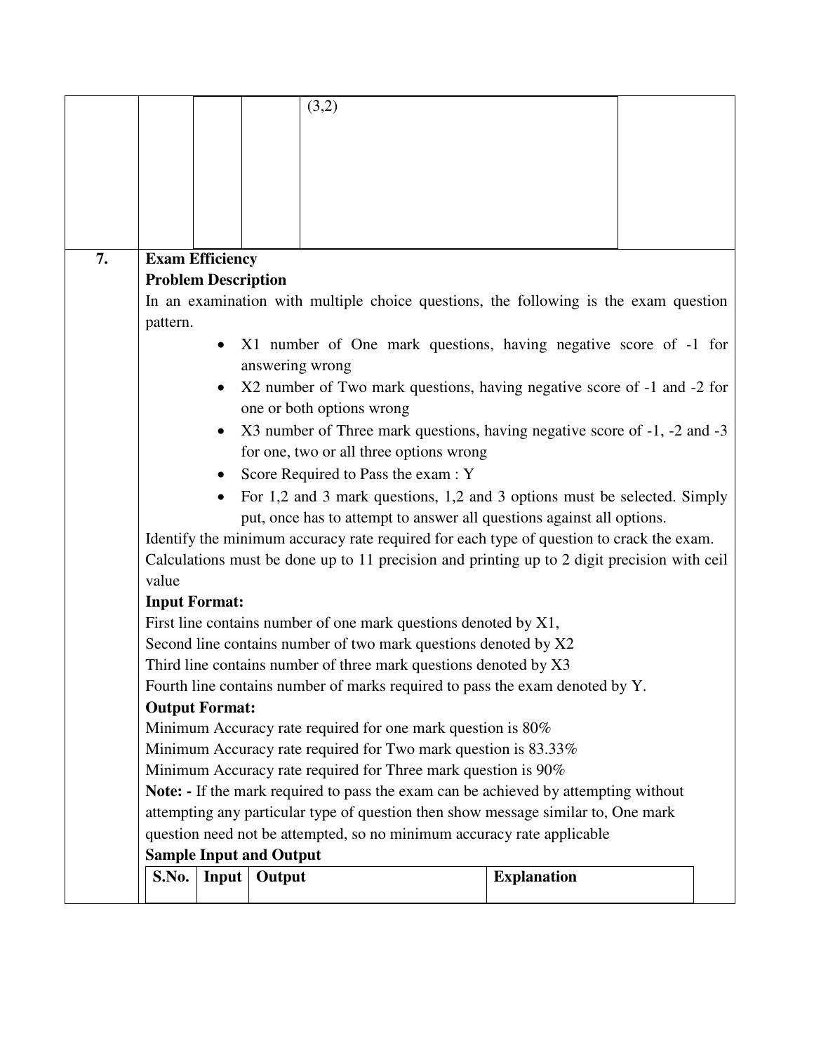| | | | | | |
|---|---|---|---|---|---|
| | | | | (3,2) | |

**7.**

**Exam Efficiency**

**Problem Description**

In an examination with multiple choice questions, the following is the exam question pattern.

- X1 number of One mark questions, having negative score of -1 for answering wrong
- X2 number of Two mark questions, having negative score of -1 and -2 for one or both options wrong
- X3 number of Three mark questions, having negative score of -1, -2 and -3 for one, two or all three options wrong
- Score Required to Pass the exam : Y
- For 1,2 and 3 mark questions, 1,2 and 3 options must be selected. Simply put, once has to attempt to answer all questions against all options.

Identify the minimum accuracy rate required for each type of question to crack the exam.

Calculations must be done up to 11 precision and printing up to 2 digit precision with ceil value

**Input Format:**

First line contains number of one mark questions denoted by X1,

Second line contains number of two mark questions denoted by X2

Third line contains number of three mark questions denoted by X3

Fourth line contains number of marks required to pass the exam denoted by Y.

**Output Format:**

Minimum Accuracy rate required for one mark question is 80%

Minimum Accuracy rate required for Two mark question is 83.33%

Minimum Accuracy rate required for Three mark question is 90%

**Note: -** If the mark required to pass the exam can be achieved by attempting without attempting any particular type of question then show message similar to, One mark question need not be attempted, so no minimum accuracy rate applicable

**Sample Input and Output**

| S.No. | Input | Output | Explanation |
|---|---|---|---|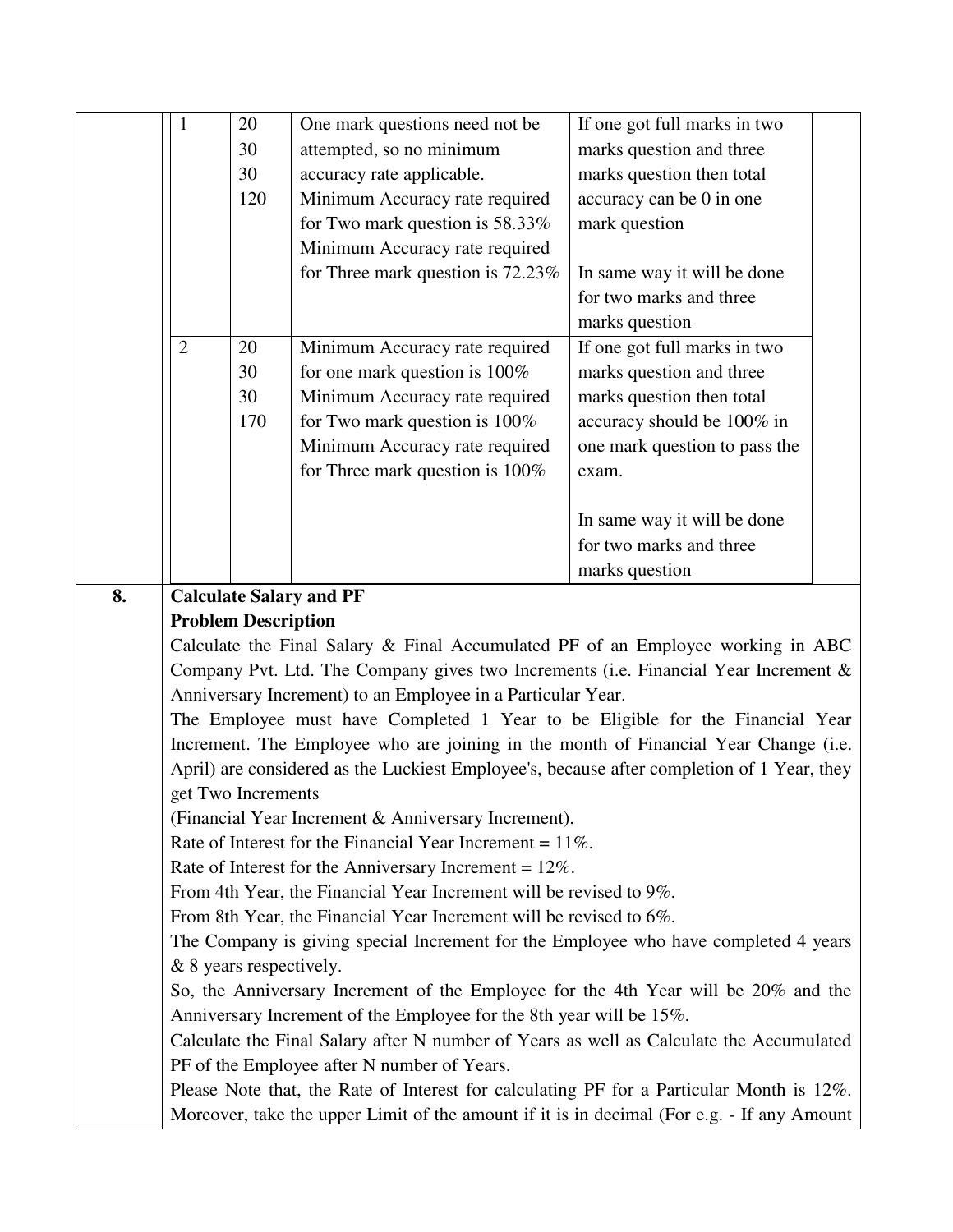| | | | | |
|---|---|---|---|---|
| | 1 | 20<br>30<br>30<br>120 | One mark questions need not be attempted, so no minimum accuracy rate applicable.<br>Minimum Accuracy rate required for Two mark question is 58.33%<br>Minimum Accuracy rate required for Three mark question is 72.23% | If one got full marks in two marks question and three marks question then total accuracy can be 0 in one mark question<br><br>In same way it will be done for two marks and three marks question |
| | 2 | 20<br>30<br>30<br>170 | Minimum Accuracy rate required for one mark question is 100%<br>Minimum Accuracy rate required for Two mark question is 100%<br>Minimum Accuracy rate required for Three mark question is 100% | If one got full marks in two marks question and three marks question then total accuracy should be 100% in one mark question to pass the exam.<br><br>In same way it will be done for two marks and three marks question |

**8.** **Calculate Salary and PF**

**Problem Description**

Calculate the Final Salary & Final Accumulated PF of an Employee working in ABC Company Pvt. Ltd. The Company gives two Increments (i.e. Financial Year Increment & Anniversary Increment) to an Employee in a Particular Year.

The Employee must have Completed 1 Year to be Eligible for the Financial Year Increment. The Employee who are joining in the month of Financial Year Change (i.e. April) are considered as the Luckiest Employee's, because after completion of 1 Year, they get Two Increments

(Financial Year Increment & Anniversary Increment).

Rate of Interest for the Financial Year Increment = 11%.

Rate of Interest for the Anniversary Increment = 12%.

From 4th Year, the Financial Year Increment will be revised to 9%.

From 8th Year, the Financial Year Increment will be revised to 6%.

The Company is giving special Increment for the Employee who have completed 4 years & 8 years respectively.

So, the Anniversary Increment of the Employee for the 4th Year will be 20% and the Anniversary Increment of the Employee for the 8th year will be 15%.

Calculate the Final Salary after N number of Years as well as Calculate the Accumulated PF of the Employee after N number of Years.

Please Note that, the Rate of Interest for calculating PF for a Particular Month is 12%. Moreover, take the upper Limit of the amount if it is in decimal (For e.g. - If any Amount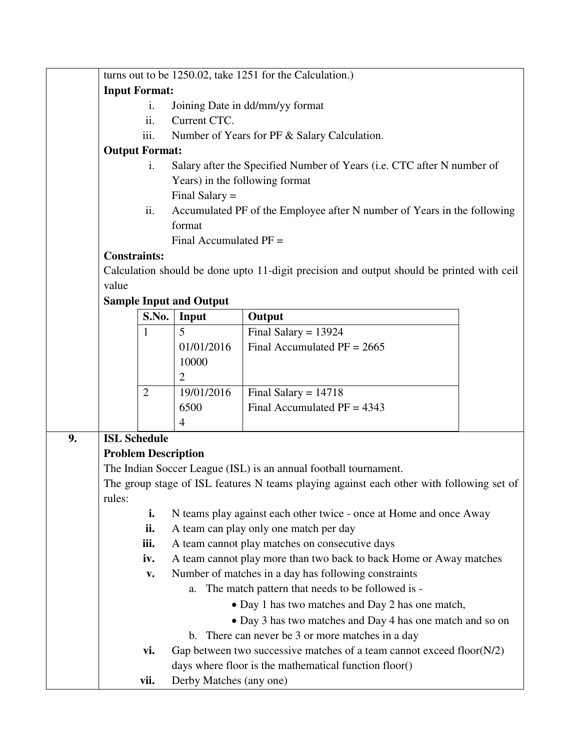turns out to be 1250.02, take 1251 for the Calculation.)

**Input Format:**

i. Joining Date in dd/mm/yy format
ii. Current CTC.
iii. Number of Years for PF & Salary Calculation.

**Output Format:**

i. Salary after the Specified Number of Years (i.e. CTC after N number of Years) in the following format
   Final Salary =
ii. Accumulated PF of the Employee after N number of Years in the following format
   Final Accumulated PF =

**Constraints:**

Calculation should be done upto 11-digit precision and output should be printed with ceil value

**Sample Input and Output**

| S.No. | Input | Output |
|---|---|---|
| 1 | 5<br>01/01/2016<br>10000<br>2 | Final Salary = 13924<br>Final Accumulated PF = 2665 |
| 2 | 19/01/2016<br>6500<br>4 | Final Salary = 14718<br>Final Accumulated PF = 4343 |

## 9. ISL Schedule

**Problem Description**

The Indian Soccer League (ISL) is an annual football tournament.

The group stage of ISL features N teams playing against each other with following set of rules:

**i.** N teams play against each other twice - once at Home and once Away
**ii.** A team can play only one match per day
**iii.** A team cannot play matches on consecutive days
**iv.** A team cannot play more than two back to back Home or Away matches
**v.** Number of matches in a day has following constraints
   a. The match pattern that needs to be followed is -
      - Day 1 has two matches and Day 2 has one match,
      - Day 3 has two matches and Day 4 has one match and so on
   b. There can never be 3 or more matches in a day
**vi.** Gap between two successive matches of a team cannot exceed floor(N/2) days where floor is the mathematical function floor()
**vii.** Derby Matches (any one)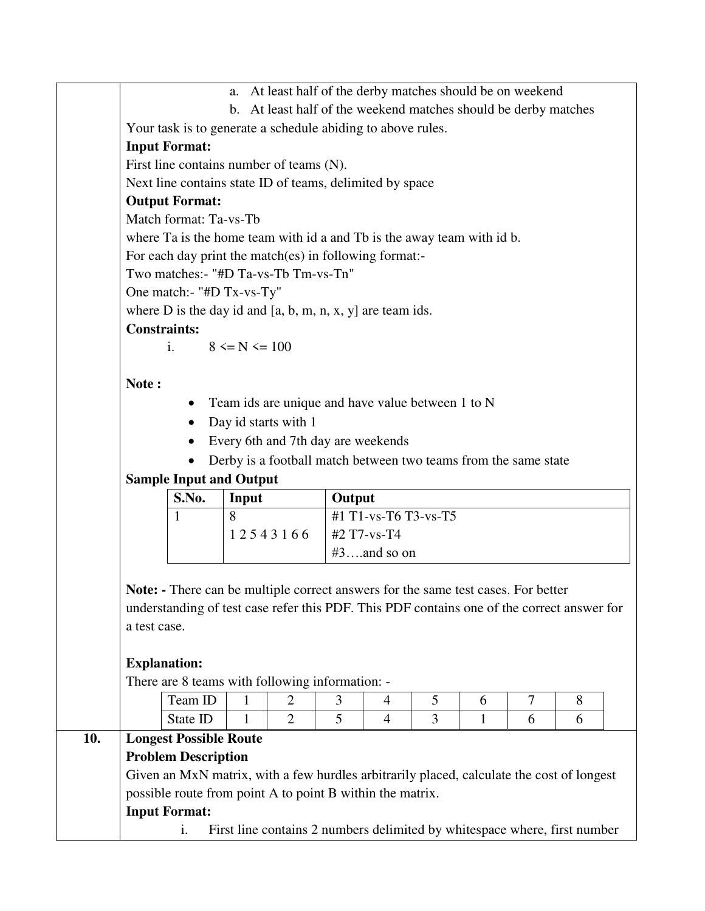a. At least half of the derby matches should be on weekend

b. At least half of the weekend matches should be derby matches

Your task is to generate a schedule abiding to above rules.

**Input Format:**

First line contains number of teams (N).

Next line contains state ID of teams, delimited by space

**Output Format:**

Match format: Ta-vs-Tb

where Ta is the home team with id a and Tb is the away team with id b.

For each day print the match(es) in following format:-

Two matches:- "#D Ta-vs-Tb Tm-vs-Tn"

One match:- "#D Tx-vs-Ty"

where D is the day id and [a, b, m, n, x, y] are team ids.

**Constraints:**

i. 8 <= N <= 100

**Note :**

- Team ids are unique and have value between 1 to N
- Day id starts with 1
- Every 6th and 7th day are weekends
- Derby is a football match between two teams from the same state

**Sample Input and Output**

| S.No. | Input | Output |
|---|---|---|
| 1 | 8<br>1 2 5 4 3 1 6 6 | #1 T1-vs-T6 T3-vs-T5<br>#2 T7-vs-T4<br>#3….and so on |

**Note: -** There can be multiple correct answers for the same test cases. For better understanding of test case refer this PDF. This PDF contains one of the correct answer for a test case.

**Explanation:**

There are 8 teams with following information: -

| Team ID | 1 | 2 | 3 | 4 | 5 | 6 | 7 | 8 |
|---|---|---|---|---|---|---|---|---|
| State ID | 1 | 2 | 5 | 4 | 3 | 1 | 6 | 6 |

## 10. Longest Possible Route

**Problem Description**

Given an MxN matrix, with a few hurdles arbitrarily placed, calculate the cost of longest possible route from point A to point B within the matrix.

**Input Format:**

i. First line contains 2 numbers delimited by whitespace where, first number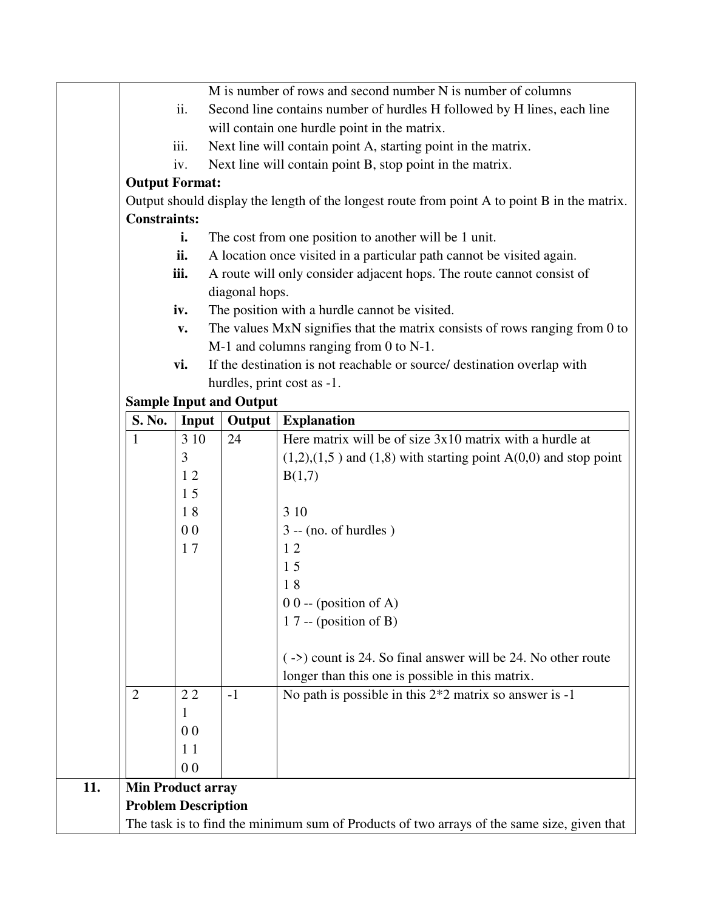M is number of rows and second number N is number of columns

ii. Second line contains number of hurdles H followed by H lines, each line will contain one hurdle point in the matrix.

iii. Next line will contain point A, starting point in the matrix.

iv. Next line will contain point B, stop point in the matrix.

**Output Format:**

Output should display the length of the longest route from point A to point B in the matrix.

**Constraints:**

**i.** The cost from one position to another will be 1 unit.

**ii.** A location once visited in a particular path cannot be visited again.

**iii.** A route will only consider adjacent hops. The route cannot consist of diagonal hops.

**iv.** The position with a hurdle cannot be visited.

**v.** The values MxN signifies that the matrix consists of rows ranging from 0 to M-1 and columns ranging from 0 to N-1.

**vi.** If the destination is not reachable or source/ destination overlap with hurdles, print cost as -1.

**Sample Input and Output**

| S. No. | Input | Output | Explanation |
|---|---|---|---|
| 1 | 3 10<br>3<br>1 2<br>1 5<br>1 8<br>0 0<br>1 7 | 24 | Here matrix will be of size 3x10 matrix with a hurdle at (1,2),(1,5 ) and (1,8) with starting point A(0,0) and stop point B(1,7)<br><br>3 10<br>3 -- (no. of hurdles )<br>1 2<br>1 5<br>1 8<br>0 0 -- (position of A)<br>1 7 -- (position of B)<br><br>( ->) count is 24. So final answer will be 24. No other route longer than this one is possible in this matrix. |
| 2 | 2 2<br>1<br>0 0<br>1 1<br>0 0 | -1 | No path is possible in this 2*2 matrix so answer is -1 |

**11.** **Min Product array**

**Problem Description**

The task is to find the minimum sum of Products of two arrays of the same size, given that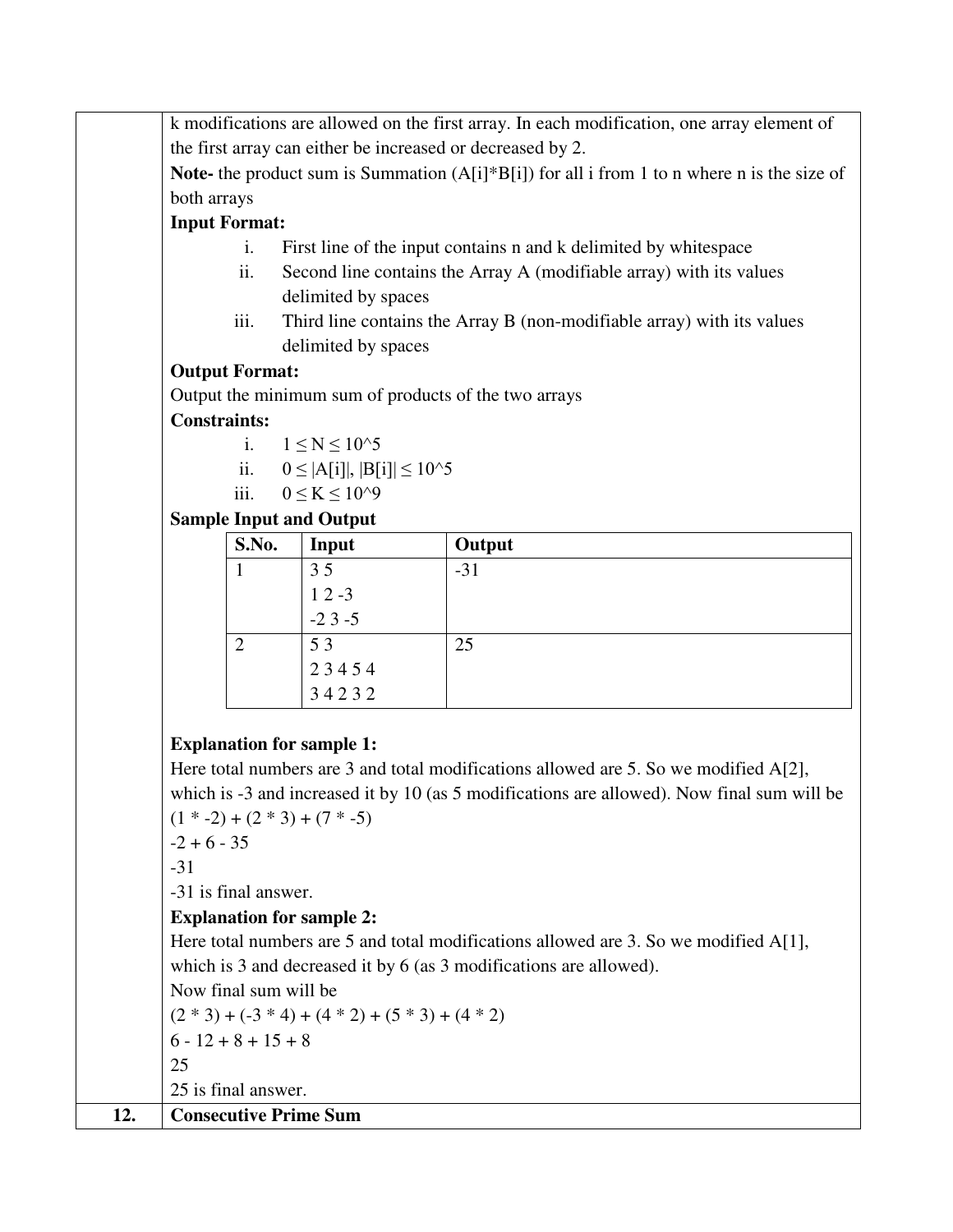k modifications are allowed on the first array. In each modification, one array element of the first array can either be increased or decreased by 2.

**Note-** the product sum is Summation (A[i]*B[i]) for all i from 1 to n where n is the size of both arrays

**Input Format:**

i. First line of the input contains n and k delimited by whitespace
ii. Second line contains the Array A (modifiable array) with its values delimited by spaces
iii. Third line contains the Array B (non-modifiable array) with its values delimited by spaces

**Output Format:**

Output the minimum sum of products of the two arrays

**Constraints:**

i. $1 \leq N \leq 10^5$
ii. $0 \leq |A[i]|, |B[i]| \leq 10^5$
iii. $0 \leq K \leq 10^9$

**Sample Input and Output**

| S.No. | Input | Output |
|---|---|---|
| 1 | 3 5<br>1 2 -3<br>-2 3 -5 | -31 |
| 2 | 5 3<br>2 3 4 5 4<br>3 4 2 3 2 | 25 |

**Explanation for sample 1:**

Here total numbers are 3 and total modifications allowed are 5. So we modified A[2], which is -3 and increased it by 10 (as 5 modifications are allowed). Now final sum will be

(1 * -2) + (2 * 3) + (7 * -5)

-2 + 6 - 35

-31

-31 is final answer.

**Explanation for sample 2:**

Here total numbers are 5 and total modifications allowed are 3. So we modified A[1], which is 3 and decreased it by 6 (as 3 modifications are allowed).

Now final sum will be

(2 * 3) + (-3 * 4) + (4 * 2) + (5 * 3) + (4 * 2)

6 - 12 + 8 + 15 + 8

25

25 is final answer.

## 12. Consecutive Prime Sum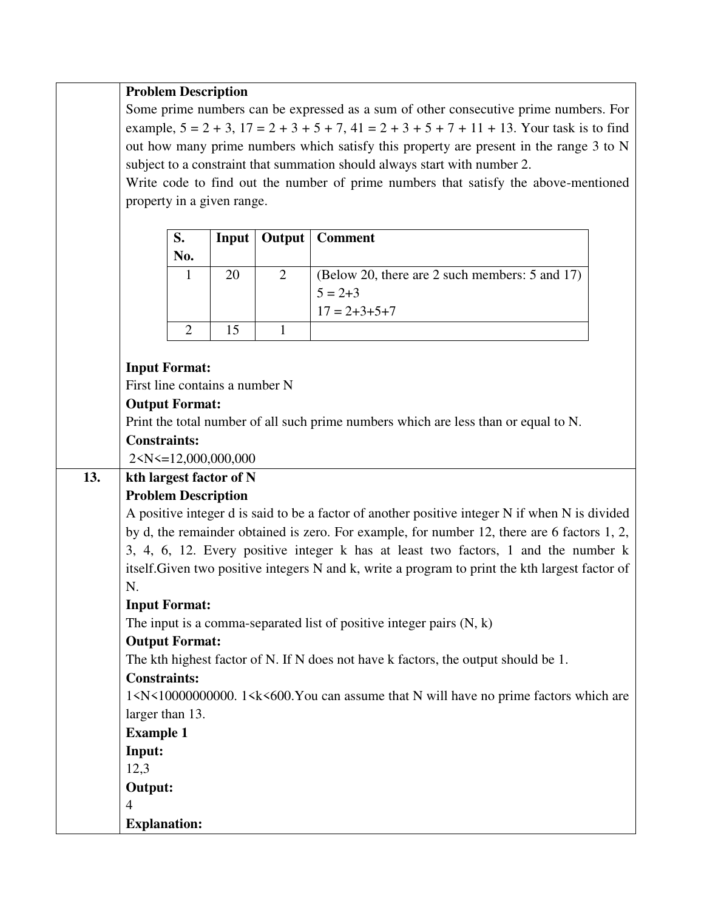**Problem Description**

Some prime numbers can be expressed as a sum of other consecutive prime numbers. For example, 5 = 2 + 3, 17 = 2 + 3 + 5 + 7, 41 = 2 + 3 + 5 + 7 + 11 + 13. Your task is to find out how many prime numbers which satisfy this property are present in the range 3 to N subject to a constraint that summation should always start with number 2.

Write code to find out the number of prime numbers that satisfy the above-mentioned property in a given range.

| S. No. | Input | Output | Comment |
|---|---|---|---|
| 1 | 20 | 2 | (Below 20, there are 2 such members: 5 and 17)<br>5 = 2+3<br>17 = 2+3+5+7 |
| 2 | 15 | 1 | |

**Input Format:**

First line contains a number N

**Output Format:**

Print the total number of all such prime numbers which are less than or equal to N.

**Constraints:**

2<N<=12,000,000,000

## 13. kth largest factor of N

**Problem Description**

A positive integer d is said to be a factor of another positive integer N if when N is divided by d, the remainder obtained is zero. For example, for number 12, there are 6 factors 1, 2, 3, 4, 6, 12. Every positive integer k has at least two factors, 1 and the number k itself.Given two positive integers N and k, write a program to print the kth largest factor of N.

**Input Format:**

The input is a comma-separated list of positive integer pairs (N, k)

**Output Format:**

The kth highest factor of N. If N does not have k factors, the output should be 1.

**Constraints:**

1<N<10000000000. 1<k<600.You can assume that N will have no prime factors which are larger than 13.

**Example 1**

**Input:**

12,3

**Output:**

4

**Explanation:**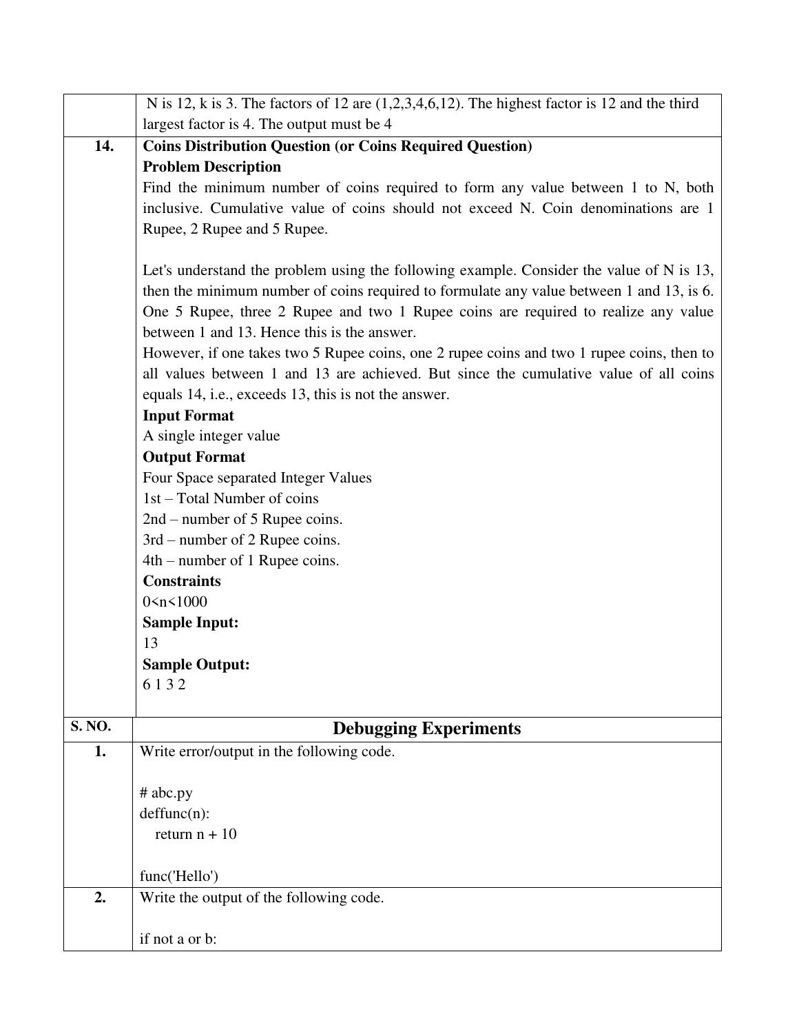|  | N is 12, k is 3. The factors of 12 are (1,2,3,4,6,12). The highest factor is 12 and the third largest factor is 4. The output must be 4 |
|---|---|
| **14.** | **Coins Distribution Question (or Coins Required Question)**<br>**Problem Description**<br>Find the minimum number of coins required to form any value between 1 to N, both inclusive. Cumulative value of coins should not exceed N. Coin denominations are 1 Rupee, 2 Rupee and 5 Rupee.<br><br>Let's understand the problem using the following example. Consider the value of N is 13, then the minimum number of coins required to formulate any value between 1 and 13, is 6. One 5 Rupee, three 2 Rupee and two 1 Rupee coins are required to realize any value between 1 and 13. Hence this is the answer.<br>However, if one takes two 5 Rupee coins, one 2 rupee coins and two 1 rupee coins, then to all values between 1 and 13 are achieved. But since the cumulative value of all coins equals 14, i.e., exceeds 13, this is not the answer.<br>**Input Format**<br>A single integer value<br>**Output Format**<br>Four Space separated Integer Values<br>1st – Total Number of coins<br>2nd – number of 5 Rupee coins.<br>3rd – number of 2 Rupee coins.<br>4th – number of 1 Rupee coins.<br>**Constraints**<br>0<n<1000<br>**Sample Input:**<br>13<br>**Sample Output:**<br>6 1 3 2 |
| **S. NO.** | **Debugging Experiments** |
| **1.** | Write error/output in the following code.<br><br># abc.py<br>deffunc(n):<br>&nbsp;&nbsp;&nbsp;&nbsp;return n + 10<br><br>func('Hello') |
| **2.** | Write the output of the following code.<br><br>if not a or b: |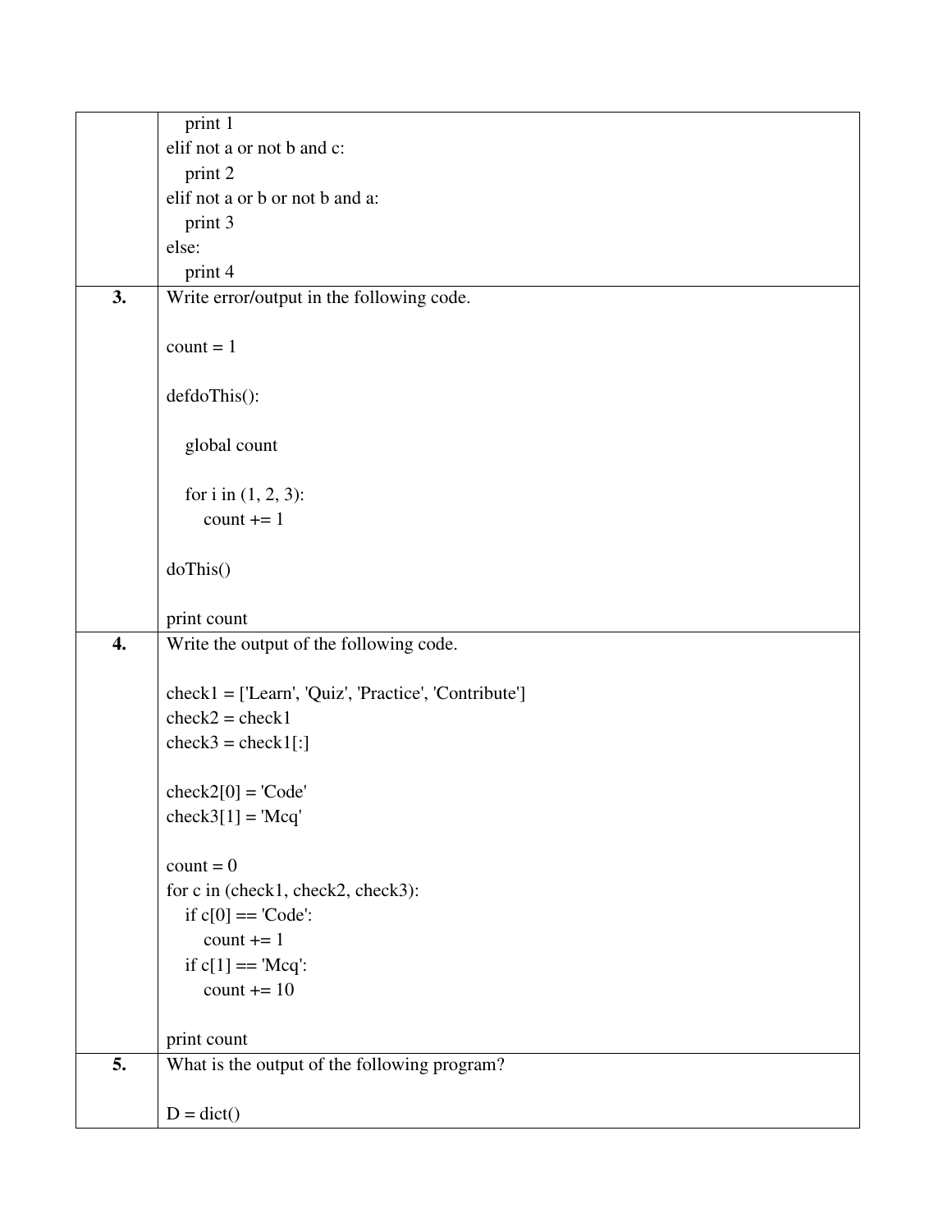| | |
|---|---|
| | ```<br>    print 1<br>elif not a or not b and c:<br>    print 2<br>elif not a or b or not b and a:<br>    print 3<br>else:<br>    print 4<br>``` |
| **3.** | Write error/output in the following code.<br><br>```<br>count = 1<br><br>defdoThis():<br><br>    global count<br><br>    for i in (1, 2, 3):<br>        count += 1<br><br>doThis()<br><br>print count<br>``` |
| **4.** | Write the output of the following code.<br><br>```<br>check1 = ['Learn', 'Quiz', 'Practice', 'Contribute']<br>check2 = check1<br>check3 = check1[:]<br><br>check2[0] = 'Code'<br>check3[1] = 'Mcq'<br><br>count = 0<br>for c in (check1, check2, check3):<br>    if c[0] == 'Code':<br>        count += 1<br>    if c[1] == 'Mcq':<br>        count += 10<br><br>print count<br>``` |
| **5.** | What is the output of the following program?<br><br>```<br>D = dict()<br>``` |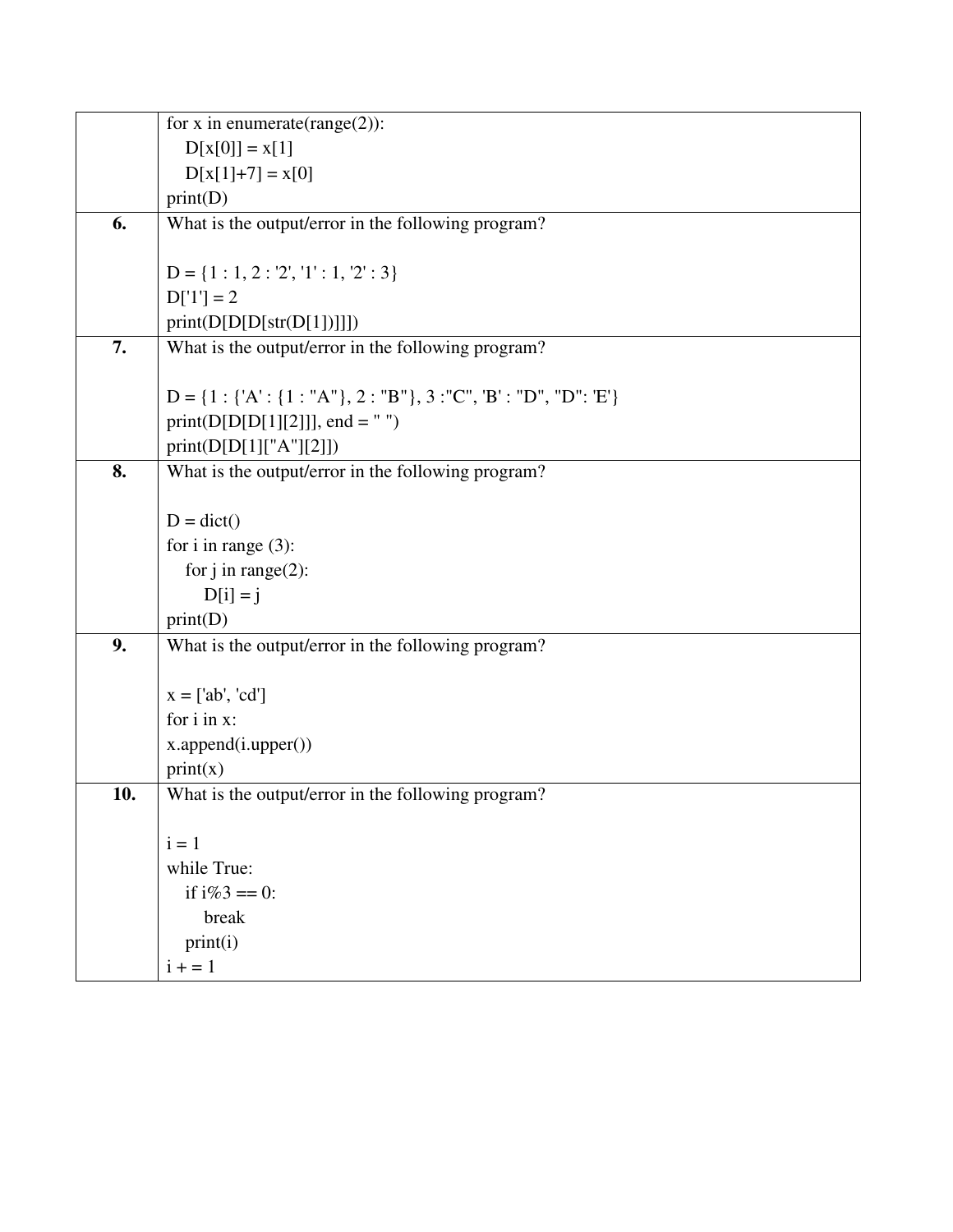| | |
|---|---|
| | ```<br>for x in enumerate(range(2)):<br>    D[x[0]] = x[1]<br>    D[x[1]+7] = x[0]<br>print(D)<br>``` |
| **6.** | What is the output/error in the following program?<br><br>```<br>D = {1 : 1, 2 : '2', '1' : 1, '2' : 3}<br>D['1'] = 2<br>print(D[D[D[str(D[1])]]])<br>``` |
| **7.** | What is the output/error in the following program?<br><br>```<br>D = {1 : {'A' : {1 : "A"}, 2 : "B"}, 3 :"C", 'B' : "D", "D": 'E'}<br>print(D[D[D[1][2]]], end = " ")<br>print(D[D[1]["A"][2]])<br>``` |
| **8.** | What is the output/error in the following program?<br><br>```<br>D = dict()<br>for i in range (3):<br>    for j in range(2):<br>        D[i] = j<br>print(D)<br>``` |
| **9.** | What is the output/error in the following program?<br><br>```<br>x = ['ab', 'cd']<br>for i in x:<br>x.append(i.upper())<br>print(x)<br>``` |
| **10.** | What is the output/error in the following program?<br><br>```<br>i = 1<br>while True:<br>    if i%3 == 0:<br>        break<br>    print(i)<br>i + = 1<br>``` |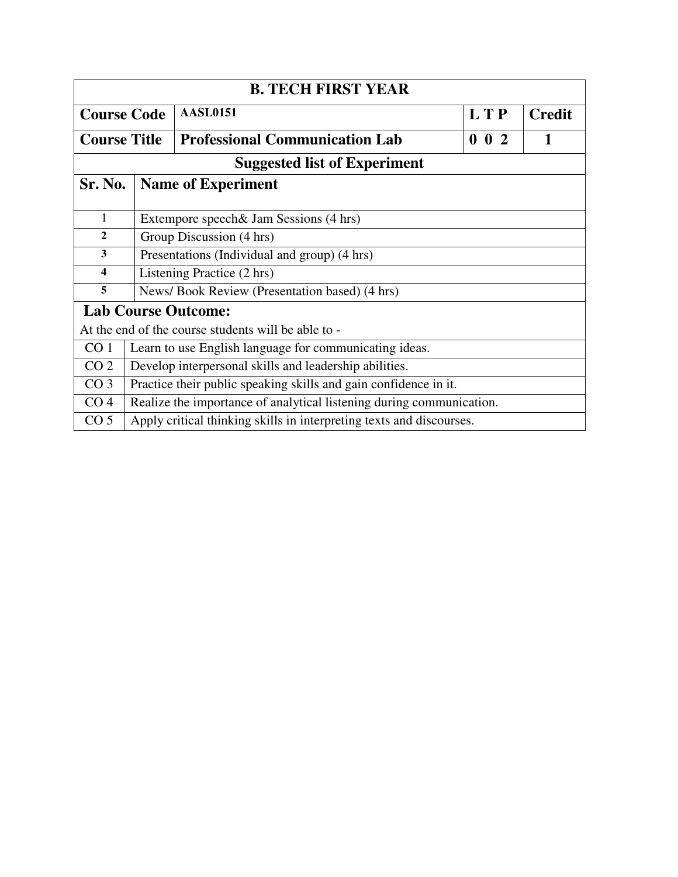| B. TECH FIRST YEAR | | | |
|---|---|---|---|
| **Course Code** | **AASL0151** | **L T P** | **Credit** |
| **Course Title** | **Professional Communication Lab** | **0 0 2** | **1** |

**Suggested list of Experiment**

| Sr. No. | Name of Experiment |
|---|---|
| 1 | Extempore speech& Jam Sessions (4 hrs) |
| 2 | Group Discussion (4 hrs) |
| 3 | Presentations (Individual and group) (4 hrs) |
| 4 | Listening Practice (2 hrs) |
| 5 | News/ Book Review (Presentation based) (4 hrs) |

**Lab Course Outcome:**

At the end of the course students will be able to -

| | |
|---|---|
| CO 1 | Learn to use English language for communicating ideas. |
| CO 2 | Develop interpersonal skills and leadership abilities. |
| CO 3 | Practice their public speaking skills and gain confidence in it. |
| CO 4 | Realize the importance of analytical listening during communication. |
| CO 5 | Apply critical thinking skills in interpreting texts and discourses. |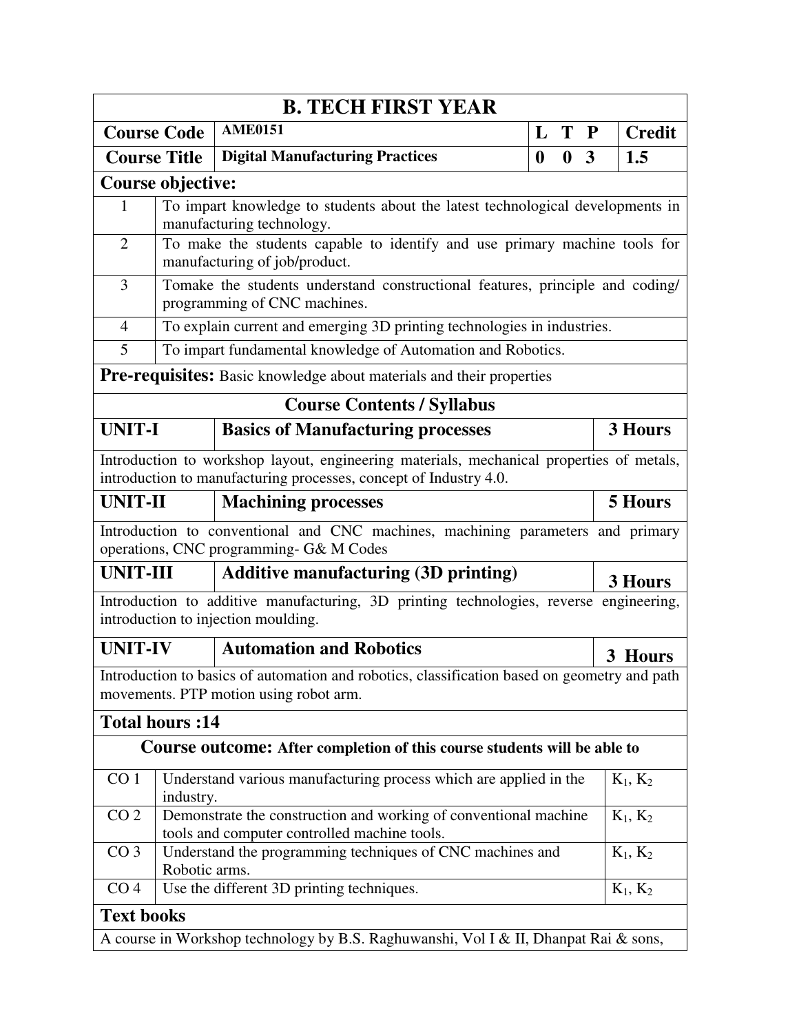## B. TECH FIRST YEAR

| Course Code | AME0151 | L T P | Credit |
|---|---|---|---|
| Course Title | Digital Manufacturing Practices | 0 0 3 | 1.5 |

### Course objective:

| | |
|---|---|
| 1 | To impart knowledge to students about the latest technological developments in manufacturing technology. |
| 2 | To make the students capable to identify and use primary machine tools for manufacturing of job/product. |
| 3 | Tomake the students understand constructional features, principle and coding/ programming of CNC machines. |
| 4 | To explain current and emerging 3D printing technologies in industries. |
| 5 | To impart fundamental knowledge of Automation and Robotics. |

**Pre-requisites:** Basic knowledge about materials and their properties

### Course Contents / Syllabus

| UNIT-I | Basics of Manufacturing processes | 3 Hours |
|---|---|---|

Introduction to workshop layout, engineering materials, mechanical properties of metals, introduction to manufacturing processes, concept of Industry 4.0.

| UNIT-II | Machining processes | 5 Hours |
|---|---|---|

Introduction to conventional and CNC machines, machining parameters and primary operations, CNC programming- G& M Codes

| UNIT-III | Additive manufacturing (3D printing) | 3 Hours |
|---|---|---|

Introduction to additive manufacturing, 3D printing technologies, reverse engineering, introduction to injection moulding.

| UNIT-IV | Automation and Robotics | 3 Hours |
|---|---|---|

Introduction to basics of automation and robotics, classification based on geometry and path movements. PTP motion using robot arm.

**Total hours :14**

### Course outcome: After completion of this course students will be able to

| | | |
|---|---|---|
| CO 1 | Understand various manufacturing process which are applied in the industry. | $K_1$, $K_2$ |
| CO 2 | Demonstrate the construction and working of conventional machine tools and computer controlled machine tools. | $K_1$, $K_2$ |
| CO 3 | Understand the programming techniques of CNC machines and Robotic arms. | $K_1$, $K_2$ |
| CO 4 | Use the different 3D printing techniques. | $K_1$, $K_2$ |

### Text books

A course in Workshop technology by B.S. Raghuwanshi, Vol I & II, Dhanpat Rai & sons,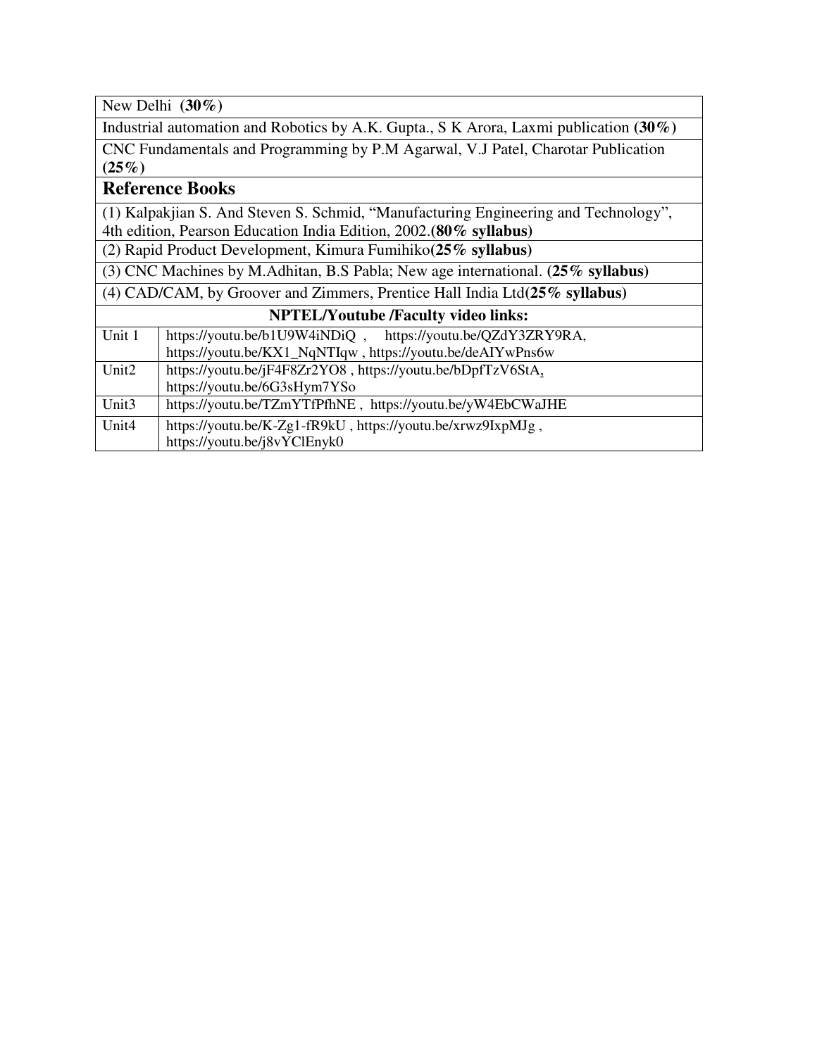| |
|---|
| New Delhi **(30%)** |
| Industrial automation and Robotics by A.K. Gupta., S K Arora, Laxmi publication **(30%)** |
| CNC Fundamentals and Programming by P.M Agarwal, V.J Patel, Charotar Publication **(25%)** |

## Reference Books

| |
|---|
| (1) Kalpakjian S. And Steven S. Schmid, "Manufacturing Engineering and Technology", 4th edition, Pearson Education India Edition, 2002.**(80% syllabus)** |
| (2) Rapid Product Development, Kimura Fumihiko**(25% syllabus)** |
| (3) CNC Machines by M.Adhitan, B.S Pabla; New age international. **(25% syllabus)** |
| (4) CAD/CAM, by Groover and Zimmers, Prentice Hall India Ltd**(25% syllabus)** |

| **NPTEL/Youtube /Faculty video links:** | |
|---|---|
| Unit 1 | https://youtu.be/b1U9W4iNDiQ , https://youtu.be/QZdY3ZRY9RA, https://youtu.be/KX1_NqNTIqw , https://youtu.be/deAIYwPns6w |
| Unit2 | https://youtu.be/jF4F8Zr2YO8 , https://youtu.be/bDpfTzV6StA, https://youtu.be/6G3sHym7YSo |
| Unit3 | https://youtu.be/TZmYTfPfhNE , https://youtu.be/yW4EbCWaJHE |
| Unit4 | https://youtu.be/K-Zg1-fR9kU , https://youtu.be/xrwz9IxpMJg , https://youtu.be/j8vYClEnyk0 |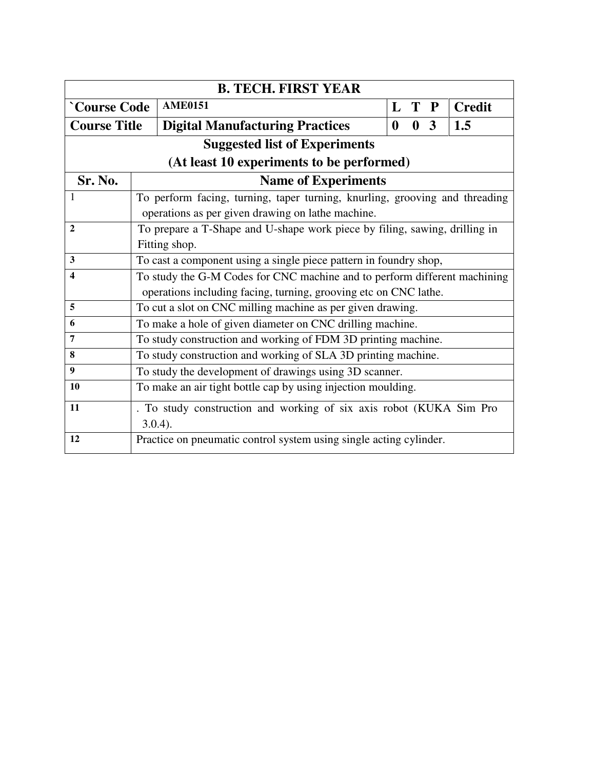| B. TECH. FIRST YEAR | | | |
|---|---|---|---|
| `Course Code | AME0151 | L T P | Credit |
| Course Title | Digital Manufacturing Practices | 0 0 3 | 1.5 |

**Suggested list of Experiments**
**(At least 10 experiments to be performed)**

| Sr. No. | Name of Experiments |
|---|---|
| 1 | To perform facing, turning, taper turning, knurling, grooving and threading operations as per given drawing on lathe machine. |
| 2 | To prepare a T-Shape and U-shape work piece by filing, sawing, drilling in Fitting shop. |
| 3 | To cast a component using a single piece pattern in foundry shop, |
| 4 | To study the G-M Codes for CNC machine and to perform different machining operations including facing, turning, grooving etc on CNC lathe. |
| 5 | To cut a slot on CNC milling machine as per given drawing. |
| 6 | To make a hole of given diameter on CNC drilling machine. |
| 7 | To study construction and working of FDM 3D printing machine. |
| 8 | To study construction and working of SLA 3D printing machine. |
| 9 | To study the development of drawings using 3D scanner. |
| 10 | To make an air tight bottle cap by using injection moulding. |
| 11 | . To study construction and working of six axis robot (KUKA Sim Pro 3.0.4). |
| 12 | Practice on pneumatic control system using single acting cylinder. |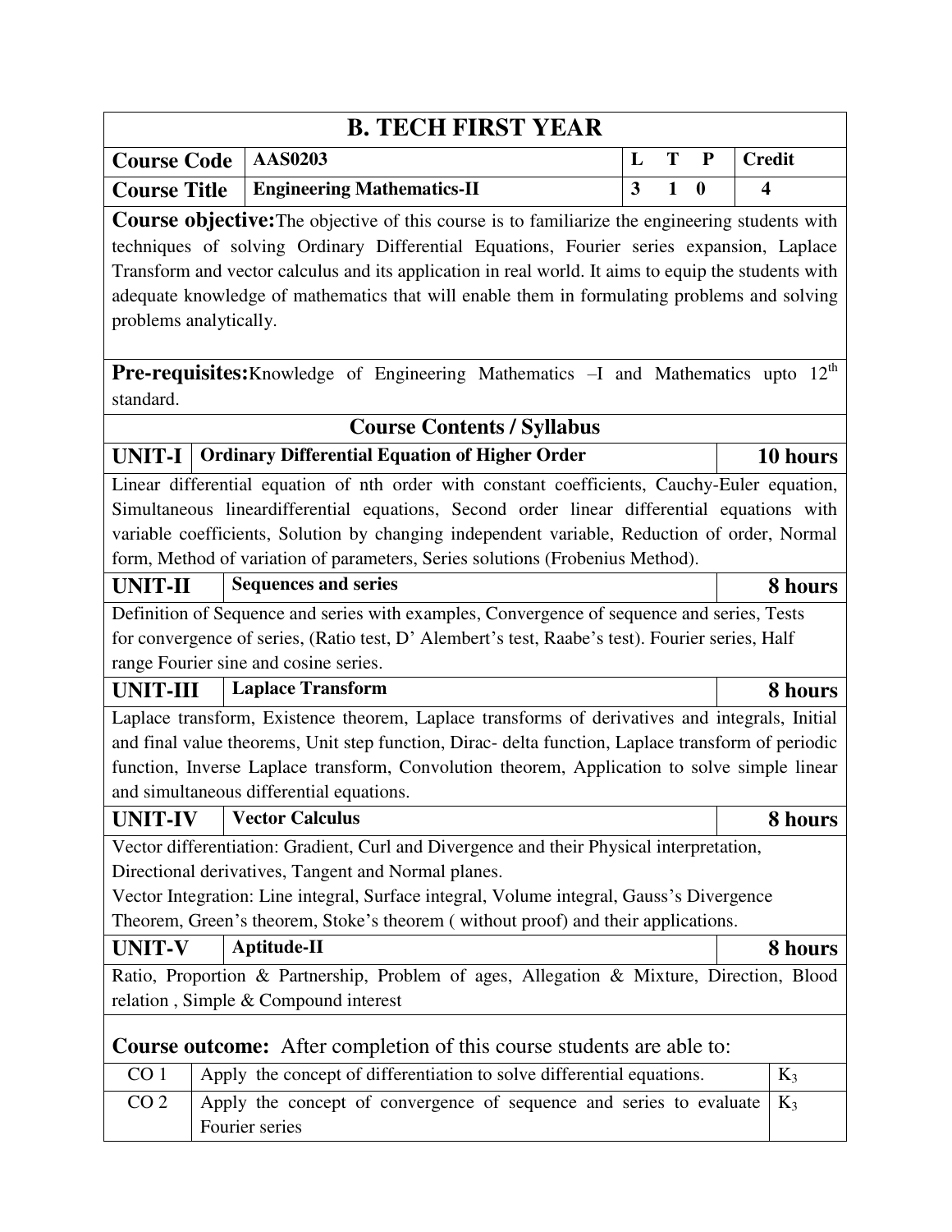# B. TECH FIRST YEAR

| **Course Code** | **AAS0203** | **L T P** | **Credit** |
|---|---|---|---|
| **Course Title** | **Engineering Mathematics-II** | **3 1 0** | **4** |

**Course objective:** The objective of this course is to familiarize the engineering students with techniques of solving Ordinary Differential Equations, Fourier series expansion, Laplace Transform and vector calculus and its application in real world. It aims to equip the students with adequate knowledge of mathematics that will enable them in formulating problems and solving problems analytically.

**Pre-requisites:** Knowledge of Engineering Mathematics –I and Mathematics upto 12th standard.

## Course Contents / Syllabus

### UNIT-I | Ordinary Differential Equation of Higher Order | 10 hours

Linear differential equation of nth order with constant coefficients, Cauchy-Euler equation, Simultaneous lineardifferential equations, Second order linear differential equations with variable coefficients, Solution by changing independent variable, Reduction of order, Normal form, Method of variation of parameters, Series solutions (Frobenius Method).

### UNIT-II | Sequences and series | 8 hours

Definition of Sequence and series with examples, Convergence of sequence and series, Tests for convergence of series, (Ratio test, D' Alembert's test, Raabe's test). Fourier series, Half range Fourier sine and cosine series.

### UNIT-III | Laplace Transform | 8 hours

Laplace transform, Existence theorem, Laplace transforms of derivatives and integrals, Initial and final value theorems, Unit step function, Dirac- delta function, Laplace transform of periodic function, Inverse Laplace transform, Convolution theorem, Application to solve simple linear and simultaneous differential equations.

### UNIT-IV | Vector Calculus | 8 hours

Vector differentiation: Gradient, Curl and Divergence and their Physical interpretation, Directional derivatives, Tangent and Normal planes.

Vector Integration: Line integral, Surface integral, Volume integral, Gauss's Divergence Theorem, Green's theorem, Stoke's theorem ( without proof) and their applications.

### UNIT-V | Aptitude-II | 8 hours

Ratio, Proportion & Partnership, Problem of ages, Allegation & Mixture, Direction, Blood relation , Simple & Compound interest

**Course outcome:** After completion of this course students are able to:

| | | |
|---|---|---|
| CO 1 | Apply the concept of differentiation to solve differential equations. | $K_3$ |
| CO 2 | Apply the concept of convergence of sequence and series to evaluate Fourier series | $K_3$ |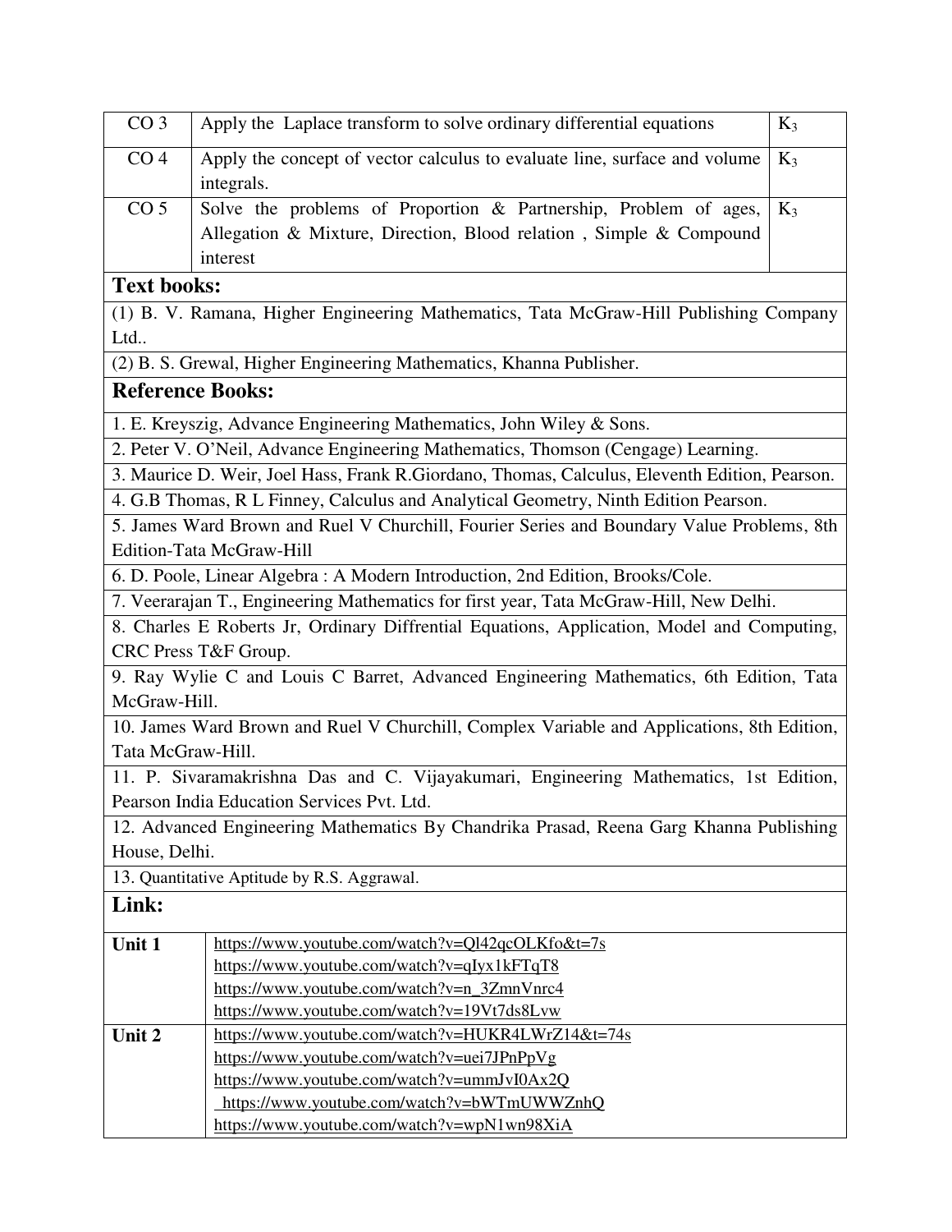| | | |
|---|---|---|
| CO 3 | Apply the Laplace transform to solve ordinary differential equations | $K_3$ |
| CO 4 | Apply the concept of vector calculus to evaluate line, surface and volume integrals. | $K_3$ |
| CO 5 | Solve the problems of Proportion & Partnership, Problem of ages, Allegation & Mixture, Direction, Blood relation , Simple & Compound interest | $K_3$ |

## Text books:

(1) B. V. Ramana, Higher Engineering Mathematics, Tata McGraw-Hill Publishing Company Ltd..

(2) B. S. Grewal, Higher Engineering Mathematics, Khanna Publisher.

## Reference Books:

1. E. Kreyszig, Advance Engineering Mathematics, John Wiley & Sons.
2. Peter V. O'Neil, Advance Engineering Mathematics, Thomson (Cengage) Learning.
3. Maurice D. Weir, Joel Hass, Frank R.Giordano, Thomas, Calculus, Eleventh Edition, Pearson.
4. G.B Thomas, R L Finney, Calculus and Analytical Geometry, Ninth Edition Pearson.
5. James Ward Brown and Ruel V Churchill, Fourier Series and Boundary Value Problems, 8th Edition-Tata McGraw-Hill
6. D. Poole, Linear Algebra : A Modern Introduction, 2nd Edition, Brooks/Cole.
7. Veerarajan T., Engineering Mathematics for first year, Tata McGraw-Hill, New Delhi.
8. Charles E Roberts Jr, Ordinary Diffrential Equations, Application, Model and Computing, CRC Press T&F Group.
9. Ray Wylie C and Louis C Barret, Advanced Engineering Mathematics, 6th Edition, Tata McGraw-Hill.
10. James Ward Brown and Ruel V Churchill, Complex Variable and Applications, 8th Edition, Tata McGraw-Hill.
11. P. Sivaramakrishna Das and C. Vijayakumari, Engineering Mathematics, 1st Edition, Pearson India Education Services Pvt. Ltd.
12. Advanced Engineering Mathematics By Chandrika Prasad, Reena Garg Khanna Publishing House, Delhi.
13. Quantitative Aptitude by R.S. Aggrawal.

## Link:

| | |
|---|---|
| **Unit 1** | https://www.youtube.com/watch?v=Ql42qcOLKfo&t=7s<br>https://www.youtube.com/watch?v=qIyx1kFTqT8<br>https://www.youtube.com/watch?v=n_3ZmnVnrc4<br>https://www.youtube.com/watch?v=19Vt7ds8Lvw |
| **Unit 2** | https://www.youtube.com/watch?v=HUKR4LWrZ14&t=74s<br>https://www.youtube.com/watch?v=uei7JPnPpVg<br>https://www.youtube.com/watch?v=ummJvI0Ax2Q<br>https://www.youtube.com/watch?v=bWTmUWWZnhQ<br>https://www.youtube.com/watch?v=wpN1wn98XiA |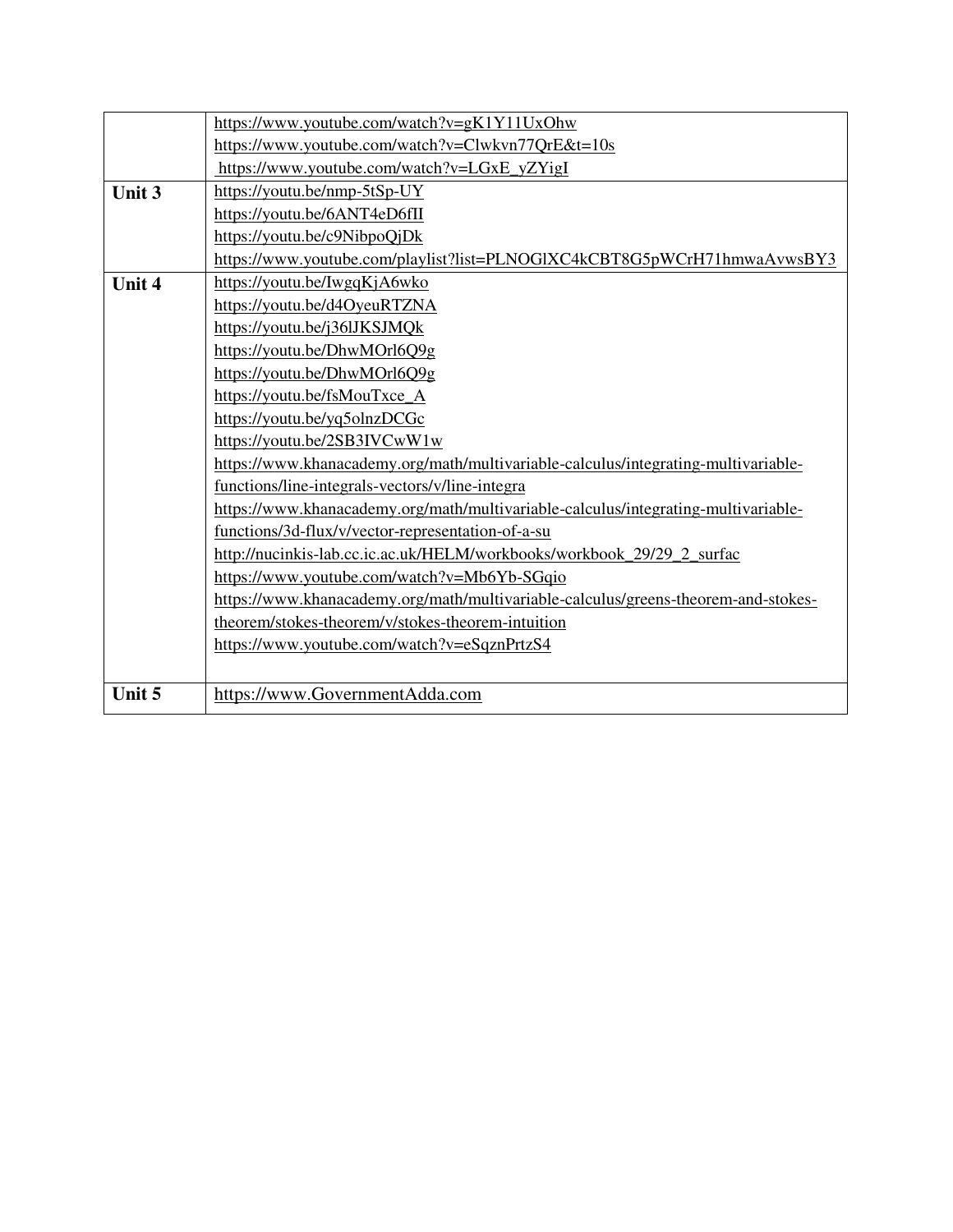| | |
|---|---|
| | https://www.youtube.com/watch?v=gK1Y11UxOhw<br>https://www.youtube.com/watch?v=Clwkvn77QrE&t=10s<br>https://www.youtube.com/watch?v=LGxE_yZYigI |
| **Unit 3** | https://youtu.be/nmp-5tSp-UY<br>https://youtu.be/6ANT4eD6fII<br>https://youtu.be/c9NibpoQjDk<br>https://www.youtube.com/playlist?list=PLNOGlXC4kCBT8G5pWCrH71hmwaAvwsBY3 |
| **Unit 4** | https://youtu.be/IwgqKjA6wko<br>https://youtu.be/d4OyeuRTZNA<br>https://youtu.be/j36lJKSJMQk<br>https://youtu.be/DhwMOrl6Q9g<br>https://youtu.be/DhwMOrl6Q9g<br>https://youtu.be/fsMouTxce_A<br>https://youtu.be/yq5olnzDCGc<br>https://youtu.be/2SB3IVCwW1w<br>https://www.khanacademy.org/math/multivariable-calculus/integrating-multivariable-functions/line-integrals-vectors/v/line-integra<br>https://www.khanacademy.org/math/multivariable-calculus/integrating-multivariable-functions/3d-flux/v/vector-representation-of-a-su<br>http://nucinkis-lab.cc.ic.ac.uk/HELM/workbooks/workbook_29/29_2_surfac<br>https://www.youtube.com/watch?v=Mb6Yb-SGqio<br>https://www.khanacademy.org/math/multivariable-calculus/greens-theorem-and-stokes-theorem/stokes-theorem/v/stokes-theorem-intuition<br>https://www.youtube.com/watch?v=eSqznPrtzS4 |
| **Unit 5** | https://www.GovernmentAdda.com |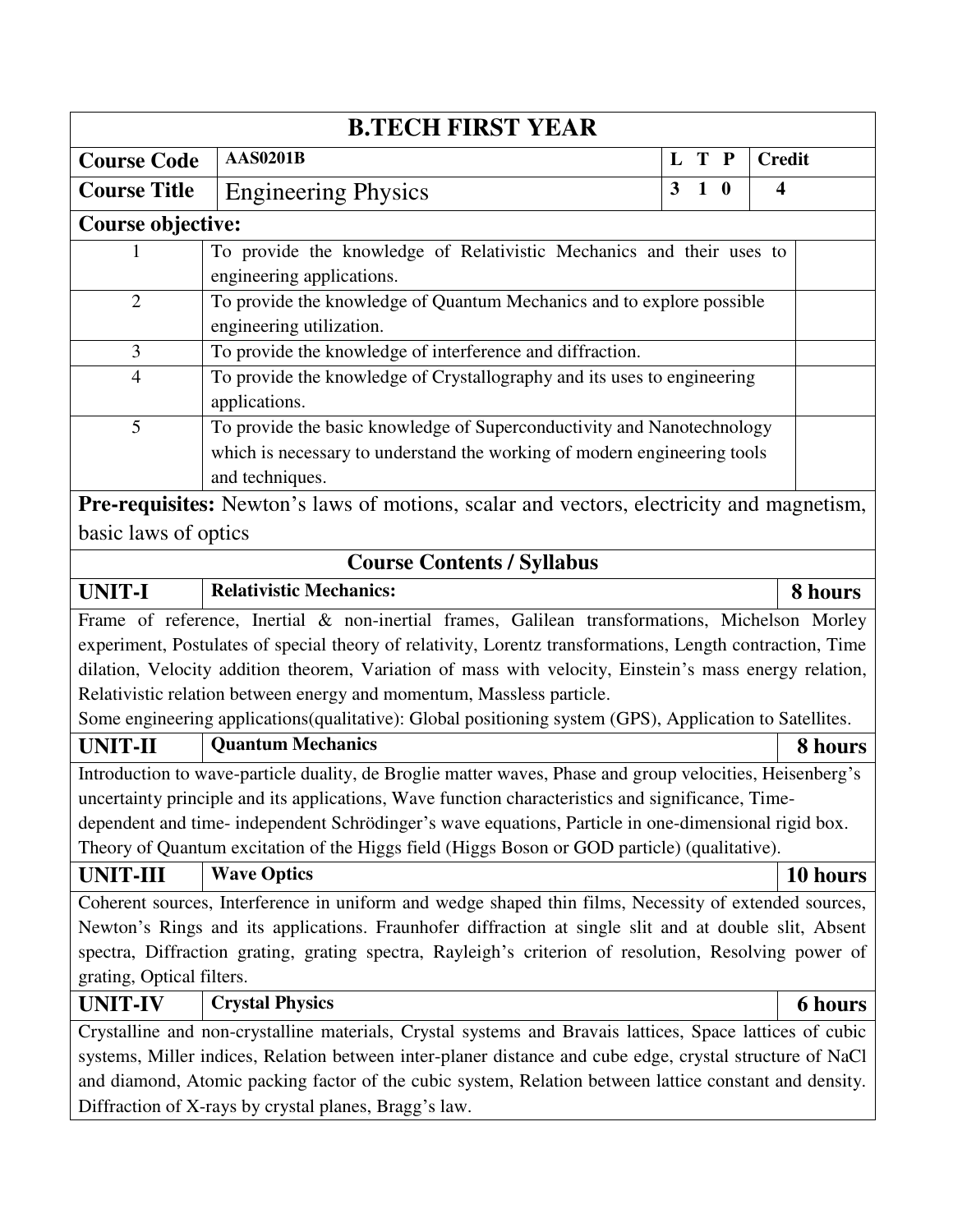# B.TECH FIRST YEAR

| **Course Code** | **AAS0201B** | **L T P** | **Credit** |
|---|---|---|---|
| **Course Title** | Engineering Physics | **3 1 0** | **4** |

**Course objective:**

| | | |
|---|---|---|
| 1 | To provide the knowledge of Relativistic Mechanics and their uses to engineering applications. | |
| 2 | To provide the knowledge of Quantum Mechanics and to explore possible engineering utilization. | |
| 3 | To provide the knowledge of interference and diffraction. | |
| 4 | To provide the knowledge of Crystallography and its uses to engineering applications. | |
| 5 | To provide the basic knowledge of Superconductivity and Nanotechnology which is necessary to understand the working of modern engineering tools and techniques. | |

**Pre-requisites:** Newton's laws of motions, scalar and vectors, electricity and magnetism, basic laws of optics

## Course Contents / Syllabus

| **UNIT-I** | **Relativistic Mechanics:** | **8 hours** |
|---|---|---|

Frame of reference, Inertial & non-inertial frames, Galilean transformations, Michelson Morley experiment, Postulates of special theory of relativity, Lorentz transformations, Length contraction, Time dilation, Velocity addition theorem, Variation of mass with velocity, Einstein's mass energy relation, Relativistic relation between energy and momentum, Massless particle.
Some engineering applications(qualitative): Global positioning system (GPS), Application to Satellites.

| **UNIT-II** | **Quantum Mechanics** | **8 hours** |
|---|---|---|

Introduction to wave-particle duality, de Broglie matter waves, Phase and group velocities, Heisenberg's uncertainty principle and its applications, Wave function characteristics and significance, Time-dependent and time- independent Schrödinger's wave equations, Particle in one-dimensional rigid box. Theory of Quantum excitation of the Higgs field (Higgs Boson or GOD particle) (qualitative).

| **UNIT-III** | **Wave Optics** | **10 hours** |
|---|---|---|

Coherent sources, Interference in uniform and wedge shaped thin films, Necessity of extended sources, Newton's Rings and its applications. Fraunhofer diffraction at single slit and at double slit, Absent spectra, Diffraction grating, grating spectra, Rayleigh's criterion of resolution, Resolving power of grating, Optical filters.

| **UNIT-IV** | **Crystal Physics** | **6 hours** |
|---|---|---|

Crystalline and non-crystalline materials, Crystal systems and Bravais lattices, Space lattices of cubic systems, Miller indices, Relation between inter-planer distance and cube edge, crystal structure of NaCl and diamond, Atomic packing factor of the cubic system, Relation between lattice constant and density. Diffraction of X-rays by crystal planes, Bragg's law.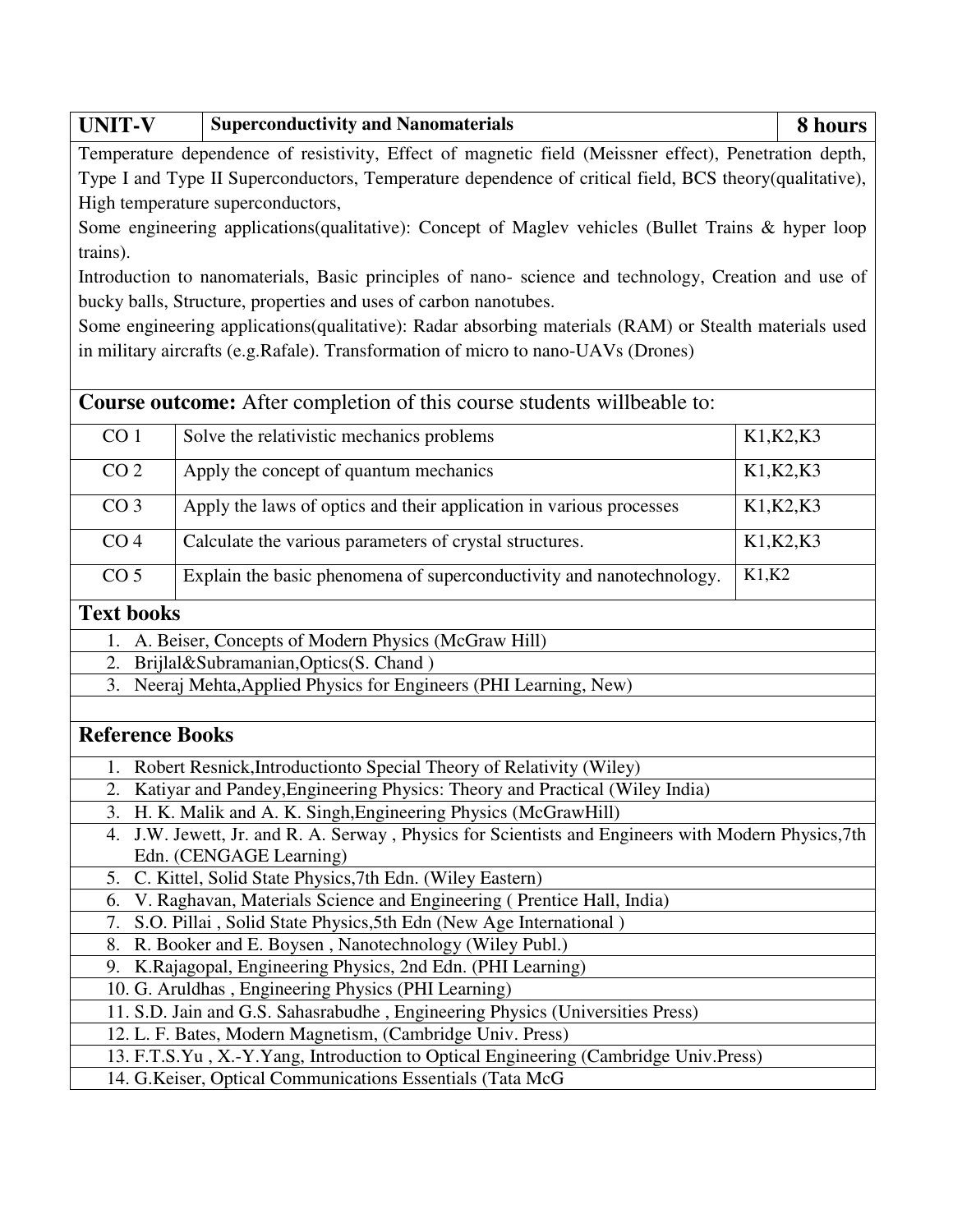| UNIT-V | Superconductivity and Nanomaterials | 8 hours |
|---|---|---|

Temperature dependence of resistivity, Effect of magnetic field (Meissner effect), Penetration depth, Type I and Type II Superconductors, Temperature dependence of critical field, BCS theory(qualitative), High temperature superconductors,

Some engineering applications(qualitative): Concept of Maglev vehicles (Bullet Trains & hyper loop trains).

Introduction to nanomaterials, Basic principles of nano- science and technology, Creation and use of bucky balls, Structure, properties and uses of carbon nanotubes.

Some engineering applications(qualitative): Radar absorbing materials (RAM) or Stealth materials used in military aircrafts (e.g.Rafale). Transformation of micro to nano-UAVs (Drones)

**Course outcome:** After completion of this course students willbeable to:

| | | |
|---|---|---|
| CO 1 | Solve the relativistic mechanics problems | K1,K2,K3 |
| CO 2 | Apply the concept of quantum mechanics | K1,K2,K3 |
| CO 3 | Apply the laws of optics and their application in various processes | K1,K2,K3 |
| CO 4 | Calculate the various parameters of crystal structures. | K1,K2,K3 |
| CO 5 | Explain the basic phenomena of superconductivity and nanotechnology. | K1,K2 |

## Text books

1. A. Beiser, Concepts of Modern Physics (McGraw Hill)
2. Brijlal&Subramanian,Optics(S. Chand )
3. Neeraj Mehta,Applied Physics for Engineers (PHI Learning, New)

## Reference Books

1. Robert Resnick,Introductionto Special Theory of Relativity (Wiley)
2. Katiyar and Pandey,Engineering Physics: Theory and Practical (Wiley India)
3. H. K. Malik and A. K. Singh,Engineering Physics (McGrawHill)
4. J.W. Jewett, Jr. and R. A. Serway , Physics for Scientists and Engineers with Modern Physics,7th Edn. (CENGAGE Learning)
5. C. Kittel, Solid State Physics,7th Edn. (Wiley Eastern)
6. V. Raghavan, Materials Science and Engineering ( Prentice Hall, India)
7. S.O. Pillai , Solid State Physics,5th Edn (New Age International )
8. R. Booker and E. Boysen , Nanotechnology (Wiley Publ.)
9. K.Rajagopal, Engineering Physics, 2nd Edn. (PHI Learning)
10. G. Aruldhas , Engineering Physics (PHI Learning)
11. S.D. Jain and G.S. Sahasrabudhe , Engineering Physics (Universities Press)
12. L. F. Bates, Modern Magnetism, (Cambridge Univ. Press)
13. F.T.S.Yu , X.-Y.Yang, Introduction to Optical Engineering (Cambridge Univ.Press)
14. G.Keiser, Optical Communications Essentials (Tata McG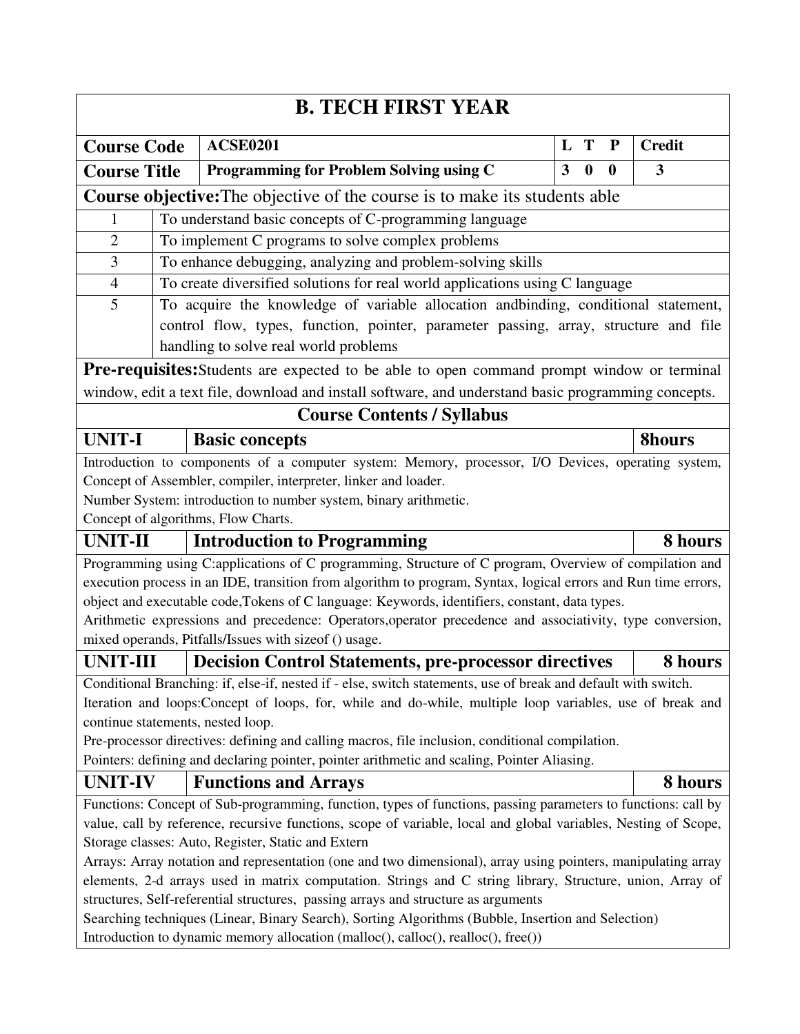# B. TECH FIRST YEAR

| Course Code | ACSE0201 | L T P | Credit |
|---|---|---|---|
| **Course Title** | **Programming for Problem Solving using C** | **3 0 0** | **3** |

**Course objective:** The objective of the course is to make its students able

| | |
|---|---|
| 1 | To understand basic concepts of C-programming language |
| 2 | To implement C programs to solve complex problems |
| 3 | To enhance debugging, analyzing and problem-solving skills |
| 4 | To create diversified solutions for real world applications using C language |
| 5 | To acquire the knowledge of variable allocation andbinding, conditional statement, control flow, types, function, pointer, parameter passing, array, structure and file handling to solve real world problems |

**Pre-requisites:** Students are expected to be able to open command prompt window or terminal window, edit a text file, download and install software, and understand basic programming concepts.

## Course Contents / Syllabus

| UNIT-I | Basic concepts | 8hours |
|---|---|---|

Introduction to components of a computer system: Memory, processor, I/O Devices, operating system, Concept of Assembler, compiler, interpreter, linker and loader.
Number System: introduction to number system, binary arithmetic.
Concept of algorithms, Flow Charts.

| UNIT-II | Introduction to Programming | 8 hours |
|---|---|---|

Programming using C:applications of C programming, Structure of C program, Overview of compilation and execution process in an IDE, transition from algorithm to program, Syntax, logical errors and Run time errors, object and executable code,Tokens of C language: Keywords, identifiers, constant, data types.
Arithmetic expressions and precedence: Operators,operator precedence and associativity, type conversion, mixed operands, Pitfalls/Issues with sizeof () usage.

| UNIT-III | Decision Control Statements, pre-processor directives | 8 hours |
|---|---|---|

Conditional Branching: if, else-if, nested if - else, switch statements, use of break and default with switch.
Iteration and loops:Concept of loops, for, while and do-while, multiple loop variables, use of break and continue statements, nested loop.
Pre-processor directives: defining and calling macros, file inclusion, conditional compilation.
Pointers: defining and declaring pointer, pointer arithmetic and scaling, Pointer Aliasing.

| UNIT-IV | Functions and Arrays | 8 hours |
|---|---|---|

Functions: Concept of Sub-programming, function, types of functions, passing parameters to functions: call by value, call by reference, recursive functions, scope of variable, local and global variables, Nesting of Scope, Storage classes: Auto, Register, Static and Extern
Arrays: Array notation and representation (one and two dimensional), array using pointers, manipulating array elements, 2-d arrays used in matrix computation. Strings and C string library, Structure, union, Array of structures, Self-referential structures, passing arrays and structure as arguments
Searching techniques (Linear, Binary Search), Sorting Algorithms (Bubble, Insertion and Selection)
Introduction to dynamic memory allocation (malloc(), calloc(), realloc(), free())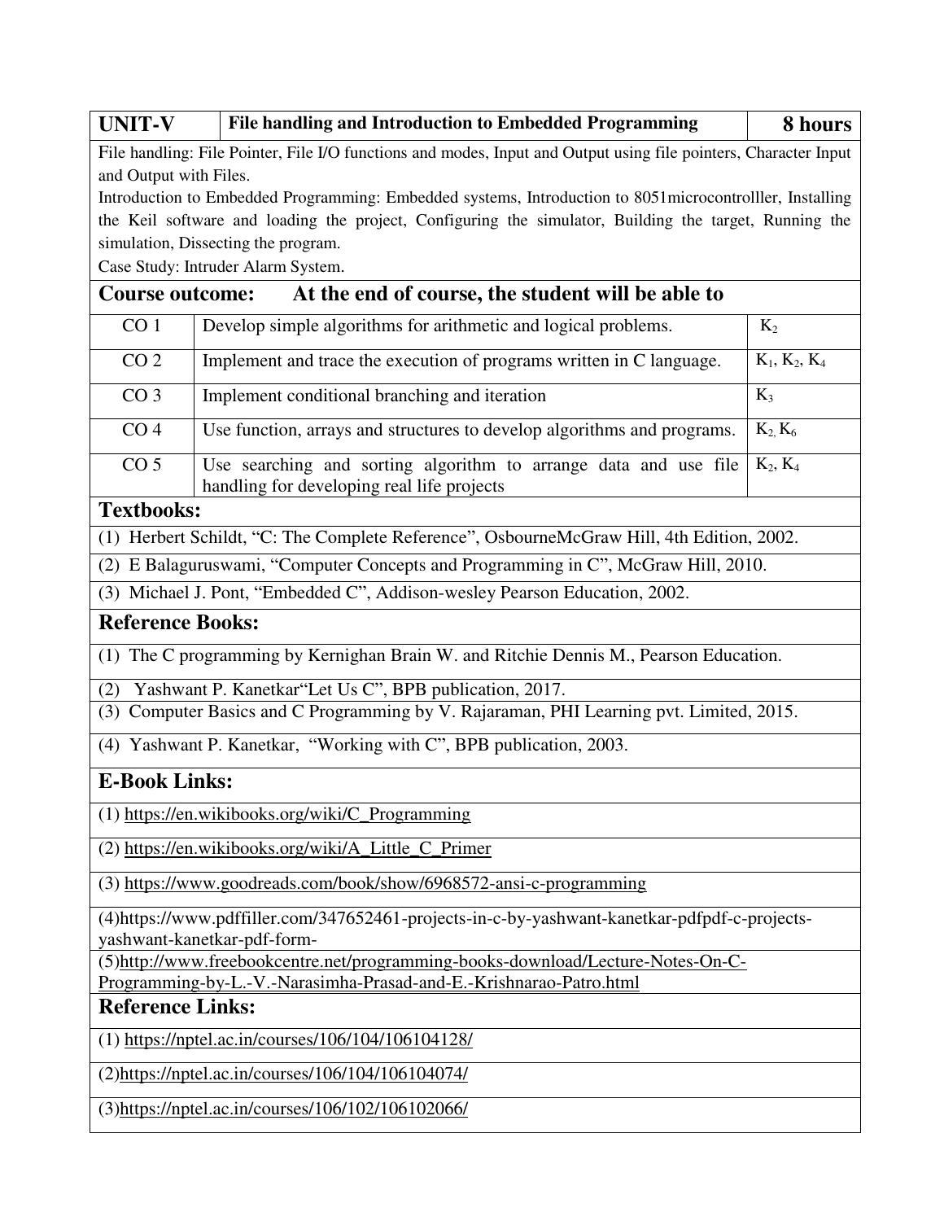| UNIT-V | File handling and Introduction to Embedded Programming | 8 hours |
|---|---|---|

File handling: File Pointer, File I/O functions and modes, Input and Output using file pointers, Character Input and Output with Files.

Introduction to Embedded Programming: Embedded systems, Introduction to 8051microcontrolller, Installing the Keil software and loading the project, Configuring the simulator, Building the target, Running the simulation, Dissecting the program.

Case Study: Intruder Alarm System.

## Course outcome: At the end of course, the student will be able to

| | | |
|---|---|---|
| CO 1 | Develop simple algorithms for arithmetic and logical problems. | $K_2$ |
| CO 2 | Implement and trace the execution of programs written in C language. | $K_1$, $K_2$, $K_4$ |
| CO 3 | Implement conditional branching and iteration | $K_3$ |
| CO 4 | Use function, arrays and structures to develop algorithms and programs. | $K_2$, $K_6$ |
| CO 5 | Use searching and sorting algorithm to arrange data and use file handling for developing real life projects | $K_2$, $K_4$ |

## Textbooks:

(1) Herbert Schildt, "C: The Complete Reference", OsbourneMcGraw Hill, 4th Edition, 2002.

(2) E Balaguruswami, "Computer Concepts and Programming in C", McGraw Hill, 2010.

(3) Michael J. Pont, "Embedded C", Addison-wesley Pearson Education, 2002.

## Reference Books:

(1) The C programming by Kernighan Brain W. and Ritchie Dennis M., Pearson Education.

(2) Yashwant P. Kanetkar"Let Us C", BPB publication, 2017.

(3) Computer Basics and C Programming by V. Rajaraman, PHI Learning pvt. Limited, 2015.

(4) Yashwant P. Kanetkar, "Working with C", BPB publication, 2003.

## E-Book Links:

(1) https://en.wikibooks.org/wiki/C_Programming

(2) https://en.wikibooks.org/wiki/A_Little_C_Primer

(3) https://www.goodreads.com/book/show/6968572-ansi-c-programming

(4)https://www.pdffiller.com/347652461-projects-in-c-by-yashwant-kanetkar-pdfpdf-c-projects-yashwant-kanetkar-pdf-form-

(5)http://www.freebookcentre.net/programming-books-download/Lecture-Notes-On-C-Programming-by-L.-V.-Narasimha-Prasad-and-E.-Krishnarao-Patro.html

## Reference Links:

(1) https://nptel.ac.in/courses/106/104/106104128/

(2)https://nptel.ac.in/courses/106/104/106104074/

(3)https://nptel.ac.in/courses/106/102/106102066/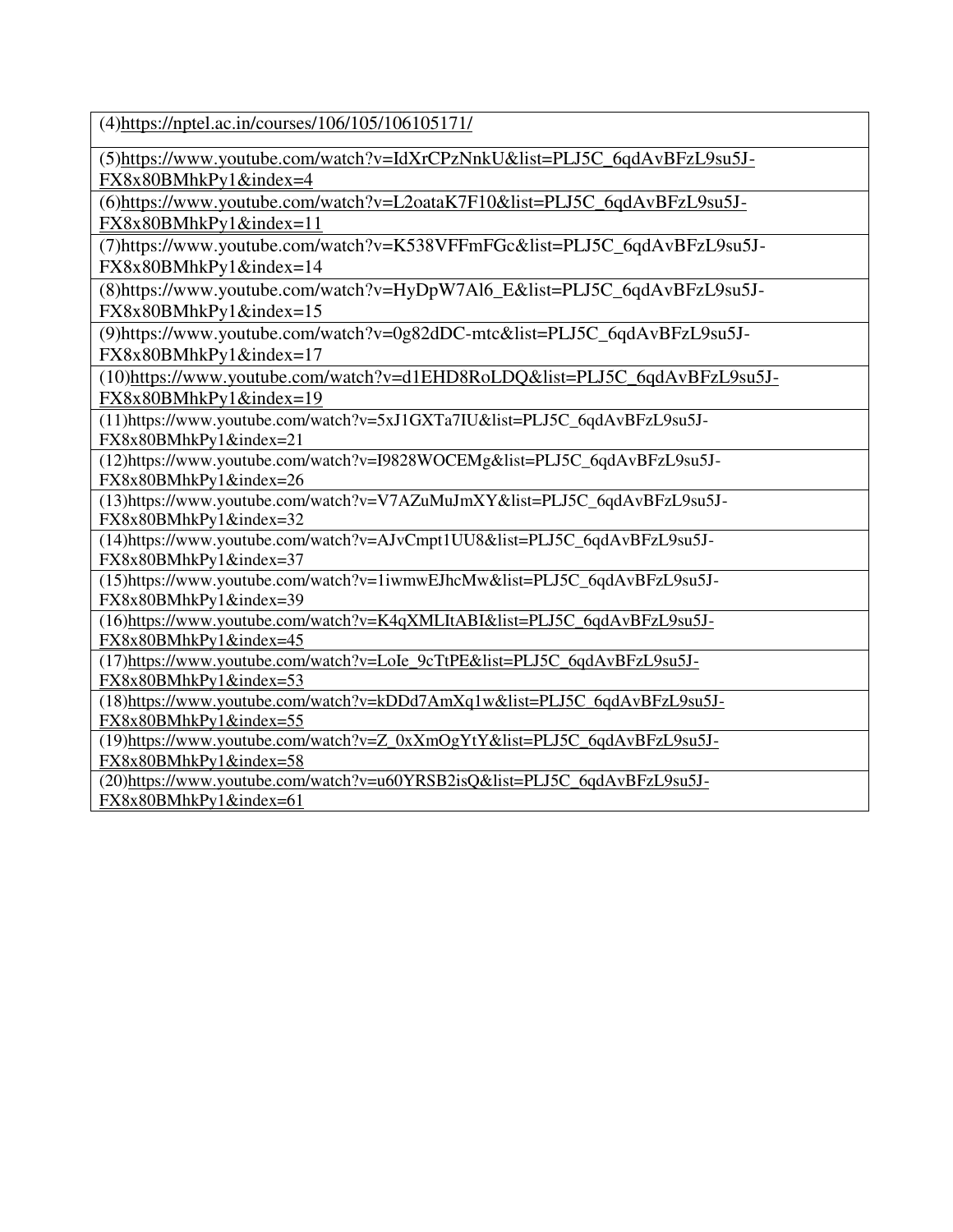| (4)https://nptel.ac.in/courses/106/105/106105171/ |
|---|
| (5)https://www.youtube.com/watch?v=IdXrCPzNnkU&list=PLJ5C_6qdAvBFzL9su5J-FX8x80BMhkPy1&index=4 |
| (6)https://www.youtube.com/watch?v=L2oataK7F10&list=PLJ5C_6qdAvBFzL9su5J-FX8x80BMhkPy1&index=11 |
| (7)https://www.youtube.com/watch?v=K538VFFmFGc&list=PLJ5C_6qdAvBFzL9su5J-FX8x80BMhkPy1&index=14 |
| (8)https://www.youtube.com/watch?v=HyDpW7Al6_E&list=PLJ5C_6qdAvBFzL9su5J-FX8x80BMhkPy1&index=15 |
| (9)https://www.youtube.com/watch?v=0g82dDC-mtc&list=PLJ5C_6qdAvBFzL9su5J-FX8x80BMhkPy1&index=17 |
| (10)https://www.youtube.com/watch?v=d1EHD8RoLDQ&list=PLJ5C_6qdAvBFzL9su5J-FX8x80BMhkPy1&index=19 |
| (11)https://www.youtube.com/watch?v=5xJ1GXTa7IU&list=PLJ5C_6qdAvBFzL9su5J-FX8x80BMhkPy1&index=21 |
| (12)https://www.youtube.com/watch?v=I9828WOCEMg&list=PLJ5C_6qdAvBFzL9su5J-FX8x80BMhkPy1&index=26 |
| (13)https://www.youtube.com/watch?v=V7AZuMuJmXY&list=PLJ5C_6qdAvBFzL9su5J-FX8x80BMhkPy1&index=32 |
| (14)https://www.youtube.com/watch?v=AJvCmpt1UU8&list=PLJ5C_6qdAvBFzL9su5J-FX8x80BMhkPy1&index=37 |
| (15)https://www.youtube.com/watch?v=1iwmwEJhcMw&list=PLJ5C_6qdAvBFzL9su5J-FX8x80BMhkPy1&index=39 |
| (16)https://www.youtube.com/watch?v=K4qXMLItABI&list=PLJ5C_6qdAvBFzL9su5J-FX8x80BMhkPy1&index=45 |
| (17)https://www.youtube.com/watch?v=LoIe_9cTtPE&list=PLJ5C_6qdAvBFzL9su5J-FX8x80BMhkPy1&index=53 |
| (18)https://www.youtube.com/watch?v=kDDd7AmXq1w&list=PLJ5C_6qdAvBFzL9su5J-FX8x80BMhkPy1&index=55 |
| (19)https://www.youtube.com/watch?v=Z_0xXmOgYtY&list=PLJ5C_6qdAvBFzL9su5J-FX8x80BMhkPy1&index=58 |
| (20)https://www.youtube.com/watch?v=u60YRSB2isQ&list=PLJ5C_6qdAvBFzL9su5J-FX8x80BMhkPy1&index=61 |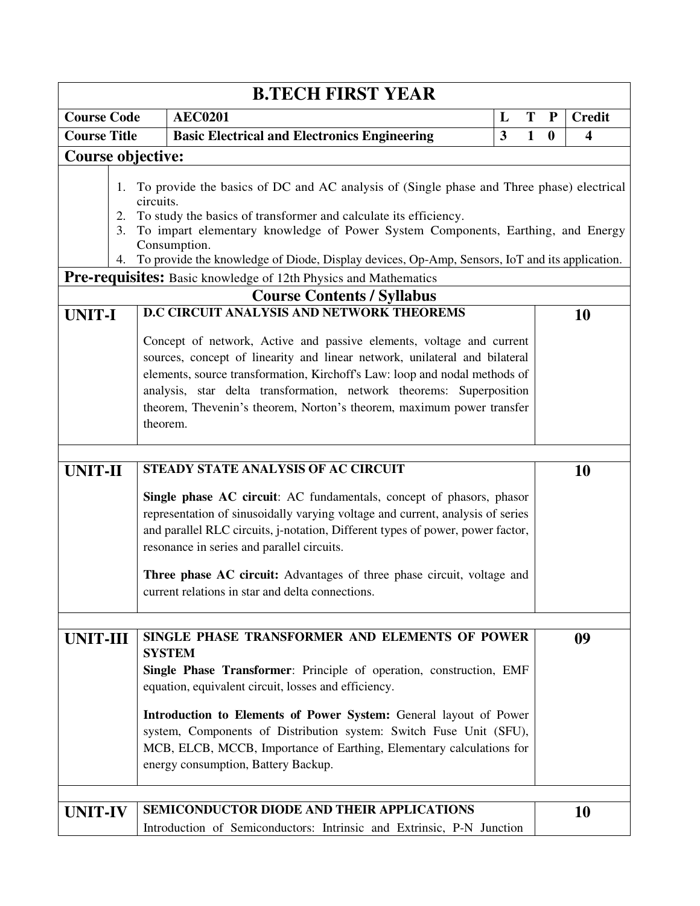## B.TECH FIRST YEAR

| Course Code | AEC0201 | L | T | P | Credit |
|---|---|---|---|---|---|
| Course Title | Basic Electrical and Electronics Engineering | 3 | 1 | 0 | 4 |

**Course objective:**

1. To provide the basics of DC and AC analysis of (Single phase and Three phase) electrical circuits.
2. To study the basics of transformer and calculate its efficiency.
3. To impart elementary knowledge of Power System Components, Earthing, and Energy Consumption.
4. To provide the knowledge of Diode, Display devices, Op-Amp, Sensors, IoT and its application.

**Pre-requisites:** Basic knowledge of 12th Physics and Mathematics

### Course Contents / Syllabus

| | | |
|---|---|---|
| **UNIT-I** | **D.C CIRCUIT ANALYSIS AND NETWORK THEOREMS**<br><br>Concept of network, Active and passive elements, voltage and current sources, concept of linearity and linear network, unilateral and bilateral elements, source transformation, Kirchoff's Law: loop and nodal methods of analysis, star delta transformation, network theorems: Superposition theorem, Thevenin's theorem, Norton's theorem, maximum power transfer theorem. | **10** |
| **UNIT-II** | **STEADY STATE ANALYSIS OF AC CIRCUIT**<br><br>**Single phase AC circuit**: AC fundamentals, concept of phasors, phasor representation of sinusoidally varying voltage and current, analysis of series and parallel RLC circuits, j-notation, Different types of power, power factor, resonance in series and parallel circuits.<br><br>**Three phase AC circuit:** Advantages of three phase circuit, voltage and current relations in star and delta connections. | **10** |
| **UNIT-III** | **SINGLE PHASE TRANSFORMER AND ELEMENTS OF POWER SYSTEM**<br>**Single Phase Transformer**: Principle of operation, construction, EMF equation, equivalent circuit, losses and efficiency.<br><br>**Introduction to Elements of Power System:** General layout of Power system, Components of Distribution system: Switch Fuse Unit (SFU), MCB, ELCB, MCCB, Importance of Earthing, Elementary calculations for energy consumption, Battery Backup. | **09** |
| **UNIT-IV** | **SEMICONDUCTOR DIODE AND THEIR APPLICATIONS**<br>Introduction of Semiconductors: Intrinsic and Extrinsic, P-N Junction | **10** |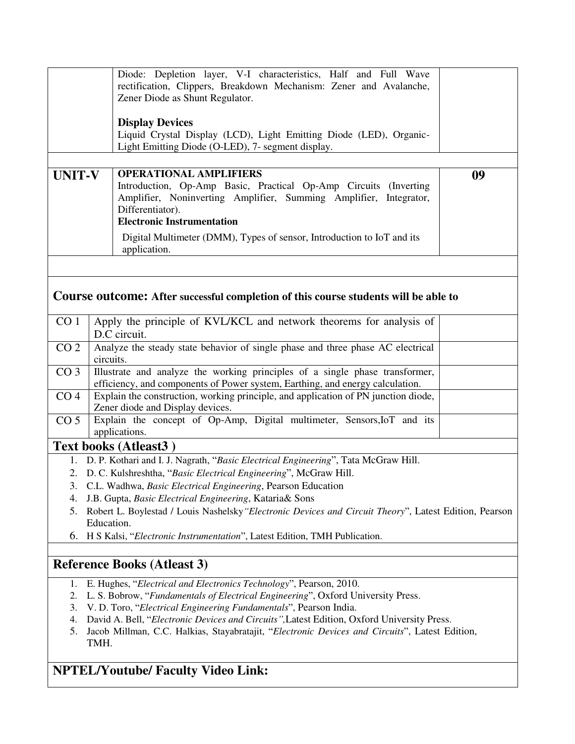| | | |
|---|---|---|
| | Diode: Depletion layer, V-I characteristics, Half and Full Wave rectification, Clippers, Breakdown Mechanism: Zener and Avalanche, Zener Diode as Shunt Regulator.<br><br>**Display Devices**<br>Liquid Crystal Display (LCD), Light Emitting Diode (LED), Organic-Light Emitting Diode (O-LED), 7- segment display. | |
| | | |
| **UNIT-V** | **OPERATIONAL AMPLIFIERS**<br>Introduction, Op-Amp Basic, Practical Op-Amp Circuits (Inverting Amplifier, Noninverting Amplifier, Summing Amplifier, Integrator, Differentiator).<br>**Electronic Instrumentation**<br>Digital Multimeter (DMM), Types of sensor, Introduction to IoT and its application. | **09** |

## Course outcome: After successful completion of this course students will be able to

| | | |
|---|---|---|
| CO 1 | Apply the principle of KVL/KCL and network theorems for analysis of D.C circuit. | |
| CO 2 | Analyze the steady state behavior of single phase and three phase AC electrical circuits. | |
| CO 3 | Illustrate and analyze the working principles of a single phase transformer, efficiency, and components of Power system, Earthing, and energy calculation. | |
| CO 4 | Explain the construction, working principle, and application of PN junction diode, Zener diode and Display devices. | |
| CO 5 | Explain the concept of Op-Amp, Digital multimeter, Sensors,IoT and its applications. | |

## Text books (Atleast3 )

1. D. P. Kothari and I. J. Nagrath, "*Basic Electrical Engineering*", Tata McGraw Hill.
2. D. C. Kulshreshtha, "*Basic Electrical Engineering*", McGraw Hill.
3. C.L. Wadhwa, *Basic Electrical Engineering*, Pearson Education
4. J.B. Gupta, *Basic Electrical Engineering*, Kataria& Sons
5. Robert L. Boylestad / Louis Nashelsky*"Electronic Devices and Circuit Theory*", Latest Edition, Pearson Education.
6. H S Kalsi, "*Electronic Instrumentation*", Latest Edition, TMH Publication.

## Reference Books (Atleast 3)

1. E. Hughes, "*Electrical and Electronics Technology*", Pearson, 2010.
2. L. S. Bobrow, "*Fundamentals of Electrical Engineering*", Oxford University Press.
3. V. D. Toro, "*Electrical Engineering Fundamentals*", Pearson India.
4. David A. Bell, "*Electronic Devices and Circuits",*Latest Edition, Oxford University Press.
5. Jacob Millman, C.C. Halkias, Stayabratajit, "*Electronic Devices and Circuits*", Latest Edition, TMH.

## NPTEL/Youtube/ Faculty Video Link: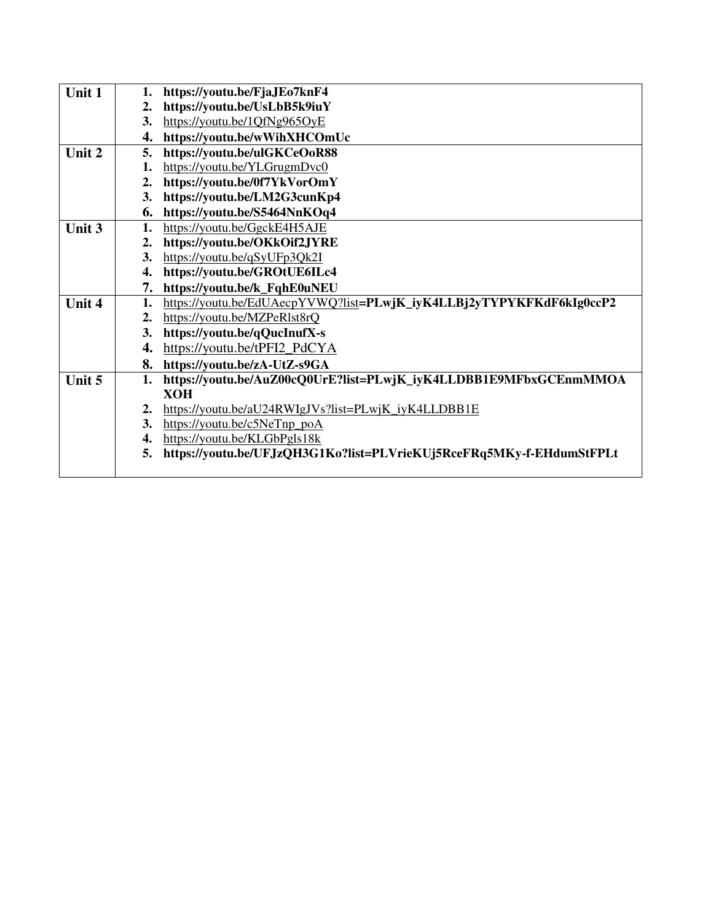| | |
|---|---|
| **Unit 1** | **1. https://youtu.be/FjaJEo7knF4**<br>**2. https://youtu.be/UsLbB5k9iuY**<br>**3.** https://youtu.be/1QfNg965OyE<br>**4. https://youtu.be/wWihXHCOmUc** |
| **Unit 2** | **5. https://youtu.be/ulGKCeOoR88**<br>**1.** https://youtu.be/YLGrugmDvc0<br>**2. https://youtu.be/0f7YkVorOmY**<br>**3. https://youtu.be/LM2G3cunKp4**<br>**6. https://youtu.be/S5464NnKOq4** |
| **Unit 3** | **1.** https://youtu.be/GgckE4H5AJE<br>**2. https://youtu.be/OKkOif2JYRE**<br>**3.** https://youtu.be/qSyUFp3Qk2I<br>**4. https://youtu.be/GROtUE6ILc4**<br>**7. https://youtu.be/k_FqhE0uNEU** |
| **Unit 4** | **1.** https://youtu.be/EdUAecpYVWQ?list**=PLwjK_iyK4LLBj2yTYPYKFKdF6kIg0ccP2**<br>**2.** https://youtu.be/MZPeRlst8rQ<br>**3. https://youtu.be/qQucInufX-s**<br>**4.** https://youtu.be/tPFI2_PdCYA<br>**8. https://youtu.be/zA-UtZ-s9GA** |
| **Unit 5** | **1. https://youtu.be/AuZ00cQ0UrE?list=PLwjK_iyK4LLDBB1E9MFbxGCEnmMMOAXOH**<br>**2.** https://youtu.be/aU24RWIgJVs?list=PLwjK_iyK4LLDBB1E<br>**3.** https://youtu.be/c5NeTnp_poA<br>**4.** https://youtu.be/KLGbPgls18k<br>**5. https://youtu.be/UFJzQH3G1Ko?list=PLVrieKUj5RceFRq5MKy-f-EHdumStFPLt** |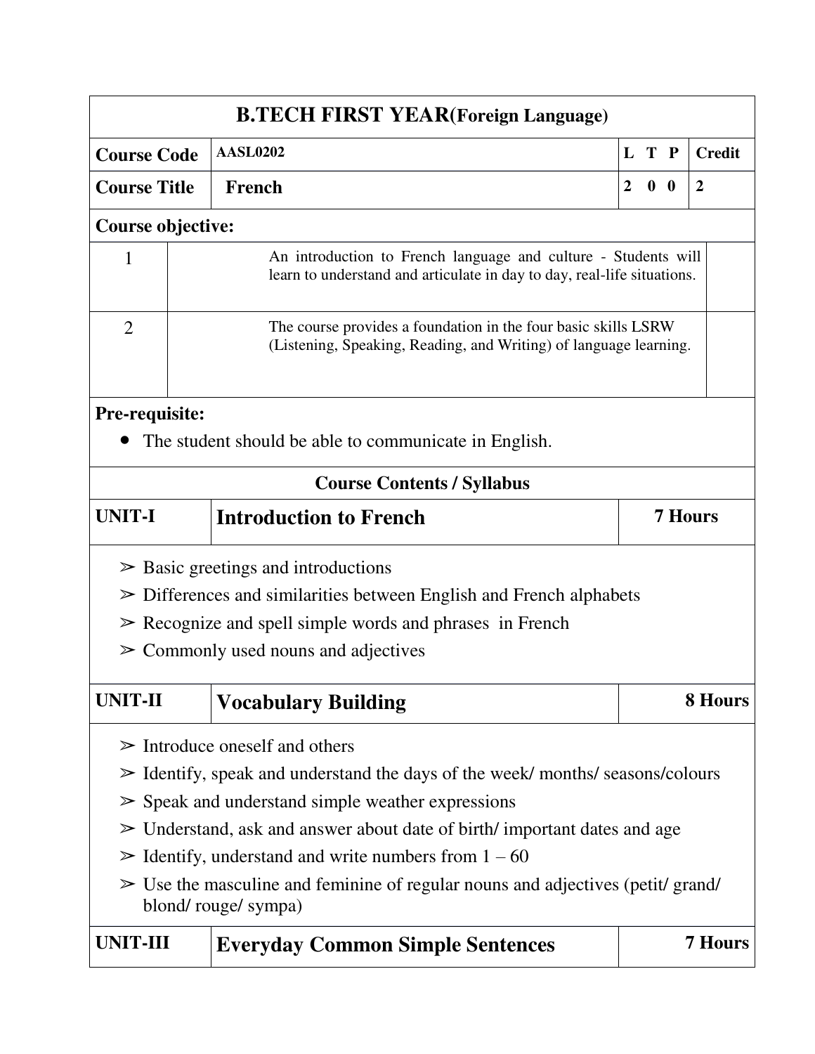| B.TECH FIRST YEAR(Foreign Language) | | | |
|---|---|---|---|
| Course Code | AASL0202 | L T P | Credit |
| Course Title | French | 2 0 0 | 2 |

**Course objective:**

| | |
|---|---|
| 1 | An introduction to French language and culture - Students will learn to understand and articulate in day to day, real-life situations. |
| 2 | The course provides a foundation in the four basic skills LSRW (Listening, Speaking, Reading, and Writing) of language learning. |

**Pre-requisite:**

- The student should be able to communicate in English.

**Course Contents / Syllabus**

| UNIT-I | Introduction to French | 7 Hours |
|---|---|---|

- ➢ Basic greetings and introductions
- ➢ Differences and similarities between English and French alphabets
- ➢ Recognize and spell simple words and phrases in French
- ➢ Commonly used nouns and adjectives

| UNIT-II | Vocabulary Building | 8 Hours |
|---|---|---|

- ➢ Introduce oneself and others
- ➢ Identify, speak and understand the days of the week/ months/ seasons/colours
- ➢ Speak and understand simple weather expressions
- ➢ Understand, ask and answer about date of birth/ important dates and age
- ➢ Identify, understand and write numbers from 1 – 60
- ➢ Use the masculine and feminine of regular nouns and adjectives (petit/ grand/ blond/ rouge/ sympa)

| UNIT-III | Everyday Common Simple Sentences | 7 Hours |
|---|---|---|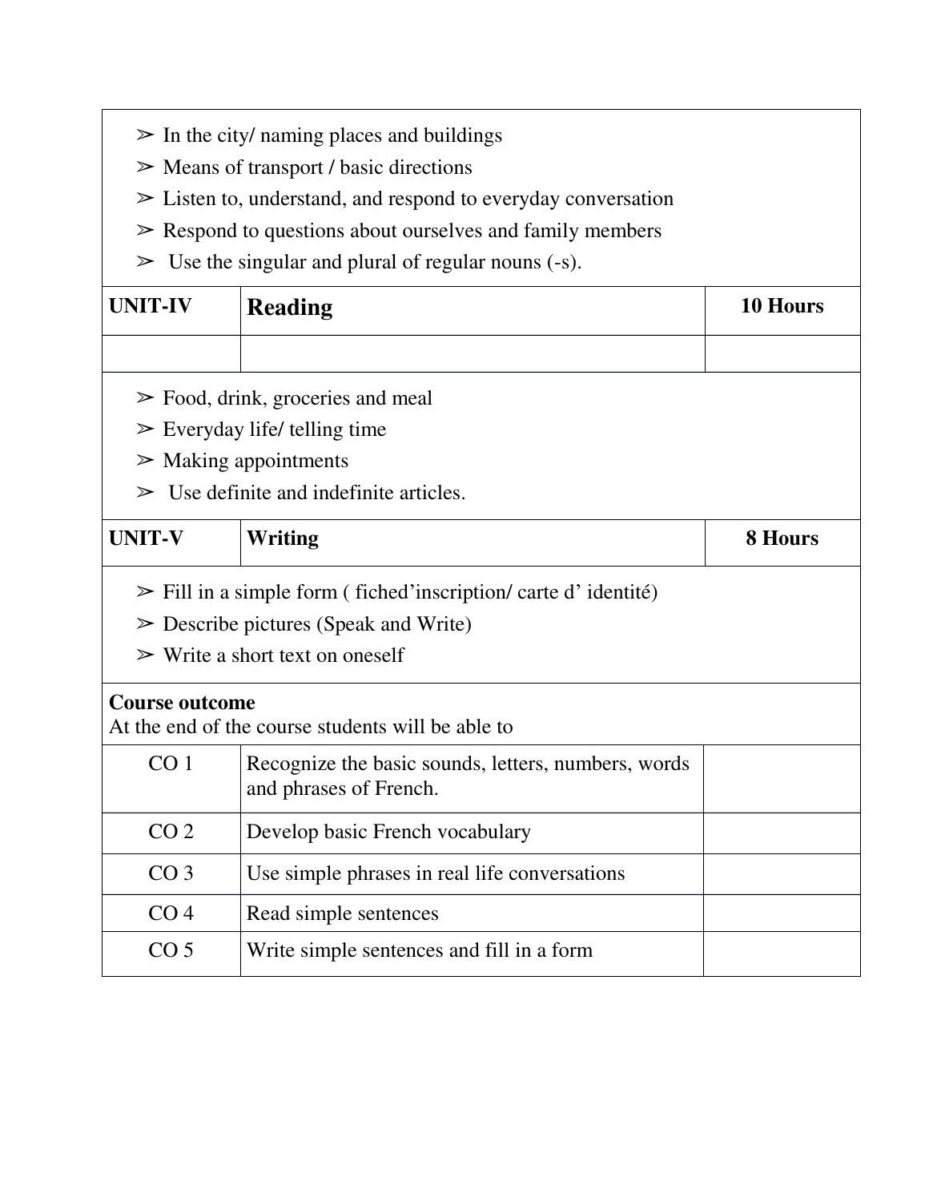| | | |
|---|---|---|
| ➢ In the city/ naming places and buildings<br>➢ Means of transport / basic directions<br>➢ Listen to, understand, and respond to everyday conversation<br>➢ Respond to questions about ourselves and family members<br>➢ Use the singular and plural of regular nouns (-s). | | |
| **UNIT-IV** | **Reading** | **10 Hours** |
| | | |
| ➢ Food, drink, groceries and meal<br>➢ Everyday life/ telling time<br>➢ Making appointments<br>➢ Use definite and indefinite articles. | | |
| **UNIT-V** | **Writing** | **8 Hours** |
| ➢ Fill in a simple form ( fiched'inscription/ carte d' identité)<br>➢ Describe pictures (Speak and Write)<br>➢ Write a short text on oneself | | |
| **Course outcome**<br>At the end of the course students will be able to | | |
| CO 1 | Recognize the basic sounds, letters, numbers, words and phrases of French. | |
| CO 2 | Develop basic French vocabulary | |
| CO 3 | Use simple phrases in real life conversations | |
| CO 4 | Read simple sentences | |
| CO 5 | Write simple sentences and fill in a form | |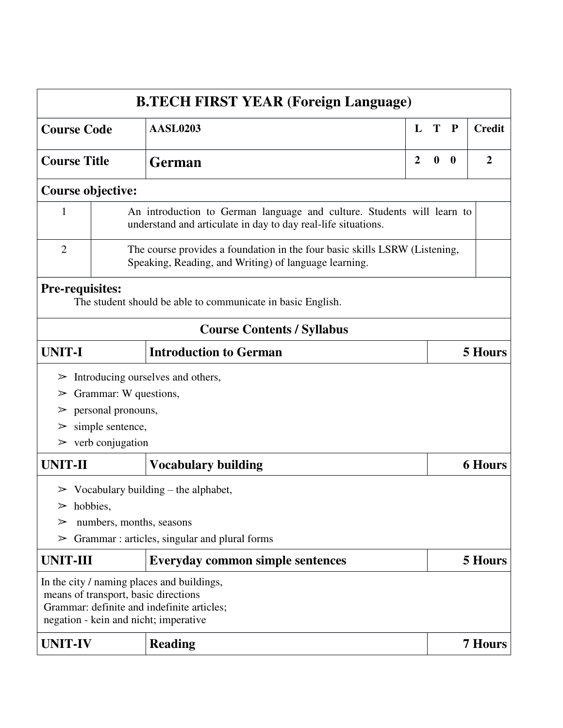# B.TECH FIRST YEAR (Foreign Language)

| Course Code | AASL0203 | L T P | Credit |
|---|---|---|---|
| Course Title | **German** | 2 0 0 | 2 |

**Course objective:**

| | |
|---|---|
| 1 | An introduction to German language and culture. Students will learn to understand and articulate in day to day real-life situations. |
| 2 | The course provides a foundation in the four basic skills LSRW (Listening, Speaking, Reading, and Writing) of language learning. |

**Pre-requisites:**

The student should be able to communicate in basic English.

## Course Contents / Syllabus

| UNIT-I | Introduction to German | 5 Hours |
|---|---|---|

- Introducing ourselves and others,
- Grammar: W questions,
- personal pronouns,
- simple sentence,
- verb conjugation

| UNIT-II | Vocabulary building | 6 Hours |
|---|---|---|

- Vocabulary building – the alphabet,
- hobbies,
- numbers, months, seasons
- Grammar : articles, singular and plural forms

| UNIT-III | Everyday common simple sentences | 5 Hours |
|---|---|---|

In the city / naming places and buildings,
means of transport, basic directions
Grammar: definite and indefinite articles;
negation - kein and nicht; imperative

| UNIT-IV | Reading | 7 Hours |
|---|---|---|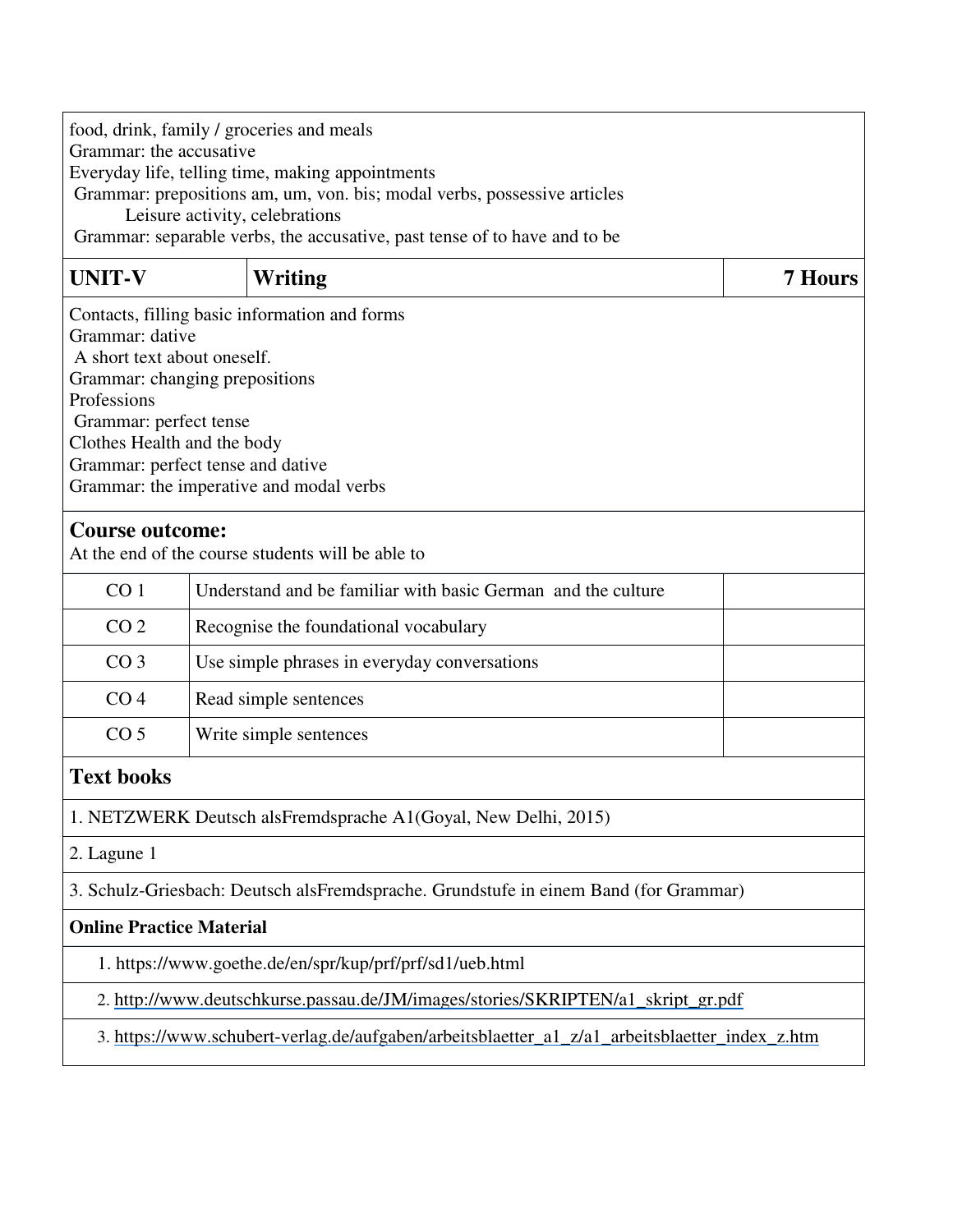food, drink, family / groceries and meals
Grammar: the accusative
Everyday life, telling time, making appointments
Grammar: prepositions am, um, von. bis; modal verbs, possessive articles
Leisure activity, celebrations
Grammar: separable verbs, the accusative, past tense of to have and to be

| **UNIT-V** | **Writing** | **7 Hours** |
|---|---|---|

Contacts, filling basic information and forms
Grammar: dative
A short text about oneself.
Grammar: changing prepositions
Professions
Grammar: perfect tense
Clothes Health and the body
Grammar: perfect tense and dative
Grammar: the imperative and modal verbs

## Course outcome:

At the end of the course students will be able to

| | | |
|---|---|---|
| CO 1 | Understand and be familiar with basic German and the culture | |
| CO 2 | Recognise the foundational vocabulary | |
| CO 3 | Use simple phrases in everyday conversations | |
| CO 4 | Read simple sentences | |
| CO 5 | Write simple sentences | |

## Text books

1. NETZWERK Deutsch alsFremdsprache A1(Goyal, New Delhi, 2015)
2. Lagune 1
3. Schulz-Griesbach: Deutsch alsFremdsprache. Grundstufe in einem Band (for Grammar)

**Online Practice Material**

1. https://www.goethe.de/en/spr/kup/prf/prf/sd1/ueb.html
2. http://www.deutschkurse.passau.de/JM/images/stories/SKRIPTEN/a1_skript_gr.pdf
3. https://www.schubert-verlag.de/aufgaben/arbeitsblaetter_a1_z/a1_arbeitsblaetter_index_z.htm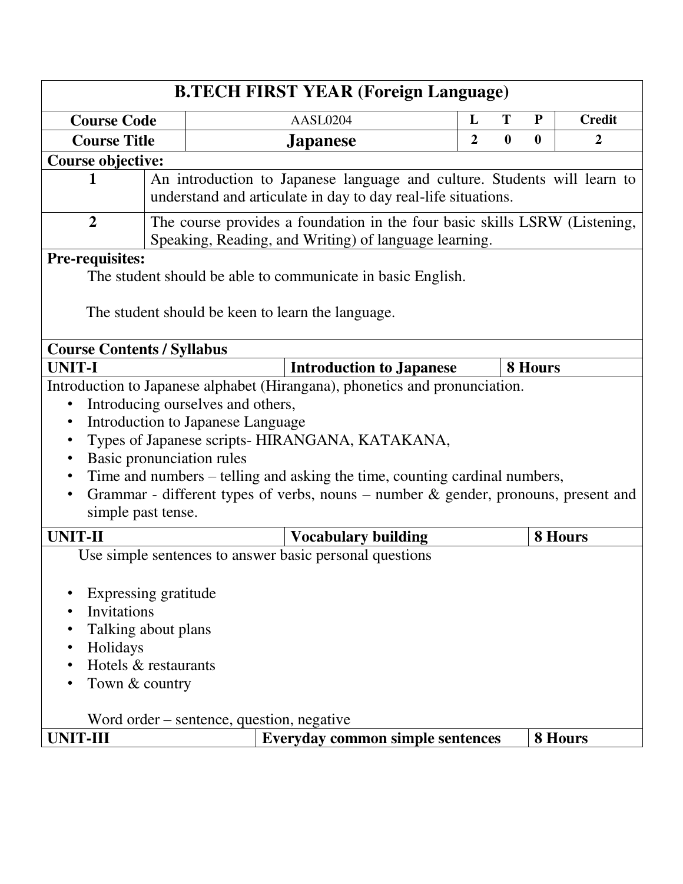# B.TECH FIRST YEAR (Foreign Language)

| Course Code | AASL0204 | L | T | P | Credit |
|---|---|---|---|---|---|
| Course Title | **Japanese** | 2 | 0 | 0 | 2 |

**Course objective:**

| | |
|---|---|
| 1 | An introduction to Japanese language and culture. Students will learn to understand and articulate in day to day real-life situations. |
| 2 | The course provides a foundation in the four basic skills LSRW (Listening, Speaking, Reading, and Writing) of language learning. |

**Pre-requisites:**

The student should be able to communicate in basic English.

The student should be keen to learn the language.

**Course Contents / Syllabus**

| UNIT-I | Introduction to Japanese | 8 Hours |
|---|---|---|

Introduction to Japanese alphabet (Hirangana), phonetics and pronunciation.

- Introducing ourselves and others,
- Introduction to Japanese Language
- Types of Japanese scripts- HIRANGANA, KATAKANA,
- Basic pronunciation rules
- Time and numbers – telling and asking the time, counting cardinal numbers,
- Grammar - different types of verbs, nouns – number & gender, pronouns, present and simple past tense.

| UNIT-II | Vocabulary building | 8 Hours |
|---|---|---|

Use simple sentences to answer basic personal questions

- Expressing gratitude
- Invitations
- Talking about plans
- Holidays
- Hotels & restaurants
- Town & country

Word order – sentence, question, negative

| UNIT-III | Everyday common simple sentences | 8 Hours |
|---|---|---|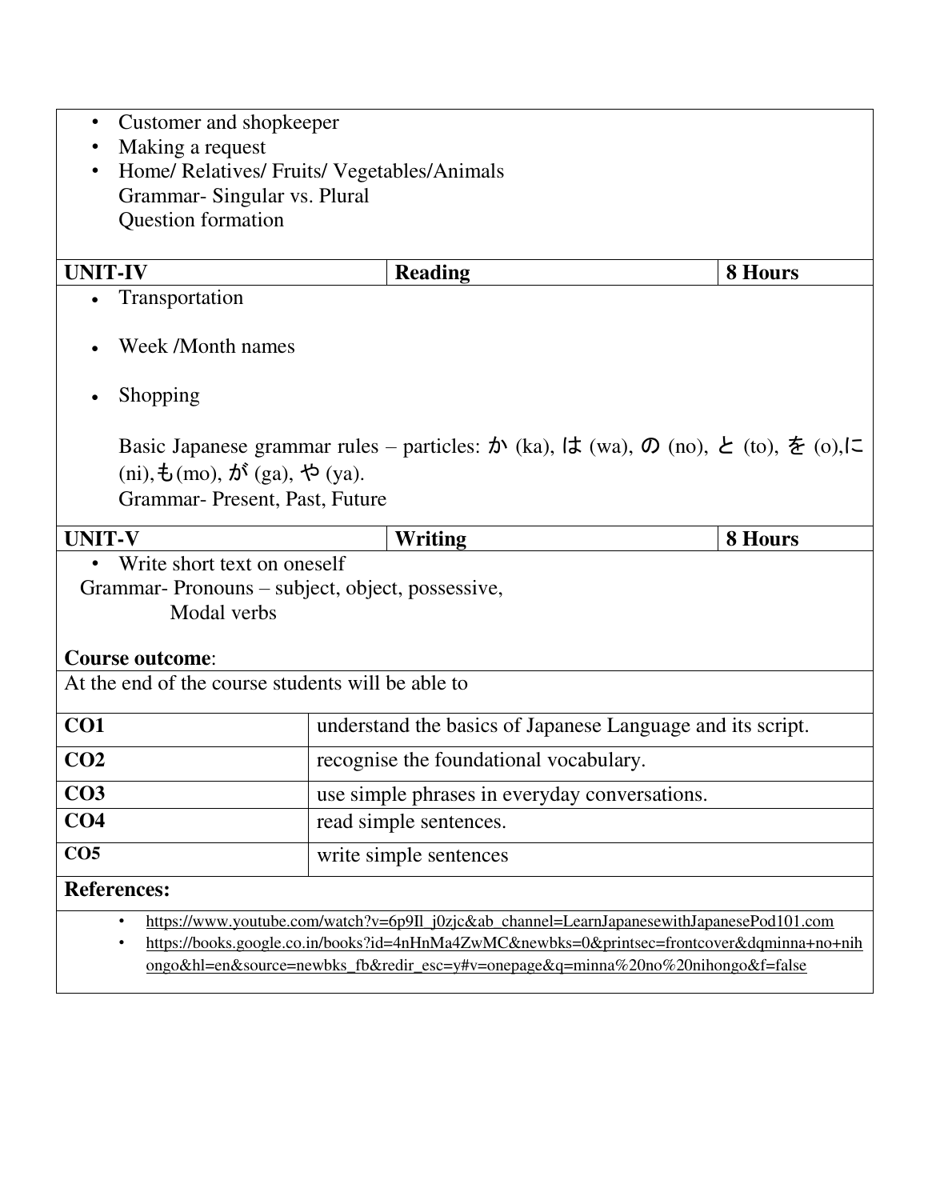- Customer and shopkeeper
- Making a request
- Home/ Relatives/ Fruits/ Vegetables/Animals

  Grammar- Singular vs. Plural

  Question formation

| UNIT-IV | Reading | 8 Hours |
|---|---|---|

- Transportation
- Week /Month names
- Shopping

  Basic Japanese grammar rules – particles: か (ka), は (wa), の (no), と (to), を (o),に (ni),も(mo), が (ga), や (ya).

  Grammar- Present, Past, Future

| UNIT-V | Writing | 8 Hours |
|---|---|---|

- Write short text on oneself

Grammar- Pronouns – subject, object, possessive,
Modal verbs

**Course outcome**:

At the end of the course students will be able to

| | |
|---|---|
| **CO1** | understand the basics of Japanese Language and its script. |
| **CO2** | recognise the foundational vocabulary. |
| **CO3** | use simple phrases in everyday conversations. |
| **CO4** | read simple sentences. |
| **CO5** | write simple sentences |

**References:**

- https://www.youtube.com/watch?v=6p9Il_j0zjc&ab_channel=LearnJapanesewithJapanesePod101.com
- https://books.google.co.in/books?id=4nHnMa4ZwMC&newbks=0&printsec=frontcover&dqminna+no+nihongo&hl=en&source=newbks_fb&redir_esc=y#v=onepage&q=minna%20no%20nihongo&f=false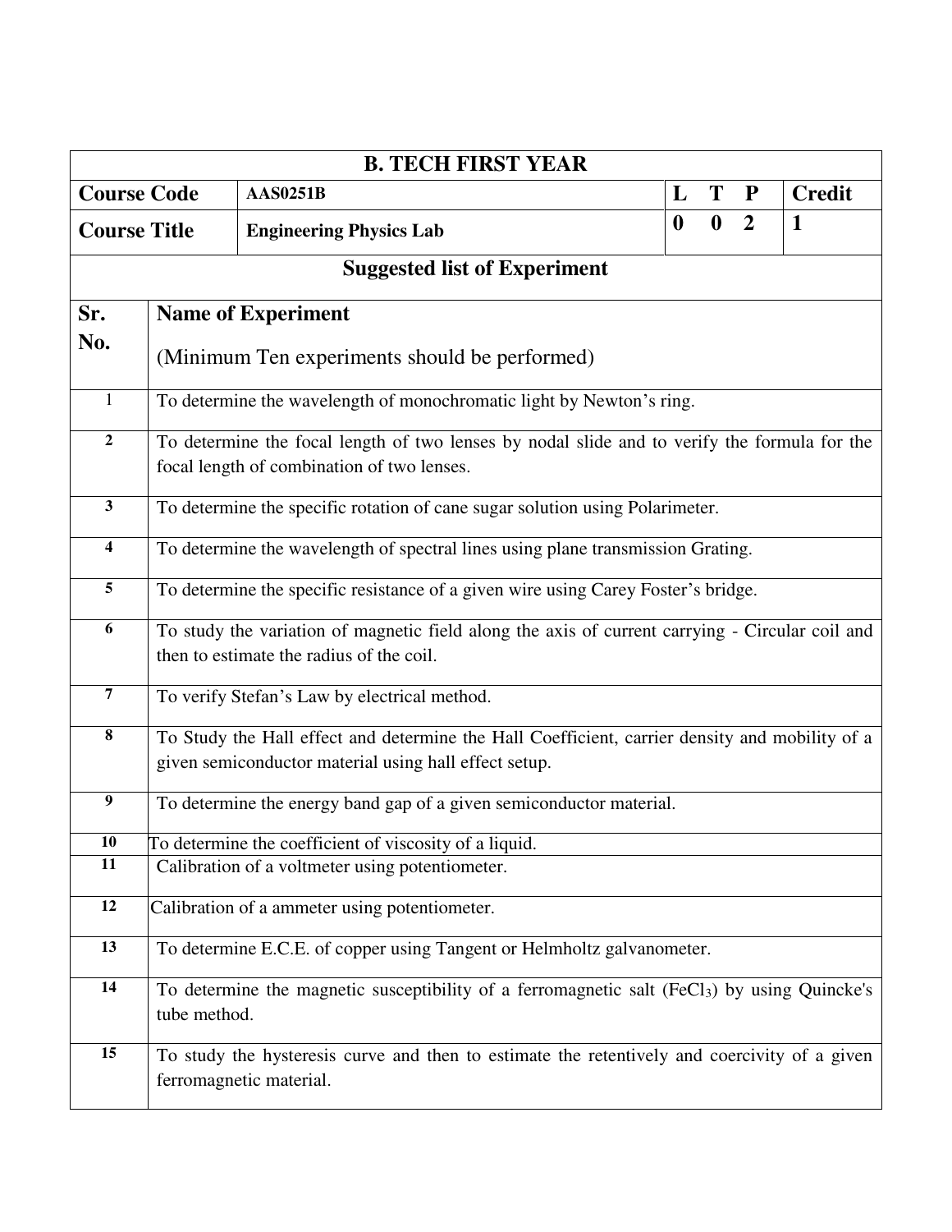| B. TECH FIRST YEAR | | | |
|---|---|---|---|
| **Course Code** | **AAS0251B** | **L T P** | **Credit** |
| **Course Title** | **Engineering Physics Lab** | **0 0 2** | **1** |

**Suggested list of Experiment**

| Sr. No. | Name of Experiment (Minimum Ten experiments should be performed) |
|---|---|
| 1 | To determine the wavelength of monochromatic light by Newton's ring. |
| 2 | To determine the focal length of two lenses by nodal slide and to verify the formula for the focal length of combination of two lenses. |
| 3 | To determine the specific rotation of cane sugar solution using Polarimeter. |
| 4 | To determine the wavelength of spectral lines using plane transmission Grating. |
| 5 | To determine the specific resistance of a given wire using Carey Foster's bridge. |
| 6 | To study the variation of magnetic field along the axis of current carrying - Circular coil and then to estimate the radius of the coil. |
| 7 | To verify Stefan's Law by electrical method. |
| 8 | To Study the Hall effect and determine the Hall Coefficient, carrier density and mobility of a given semiconductor material using hall effect setup. |
| 9 | To determine the energy band gap of a given semiconductor material. |
| 10 | To determine the coefficient of viscosity of a liquid. |
| 11 | Calibration of a voltmeter using potentiometer. |
| 12 | Calibration of a ammeter using potentiometer. |
| 13 | To determine E.C.E. of copper using Tangent or Helmholtz galvanometer. |
| 14 | To determine the magnetic susceptibility of a ferromagnetic salt ($FeCl_3$) by using Quincke's tube method. |
| 15 | To study the hysteresis curve and then to estimate the retentively and coercivity of a given ferromagnetic material. |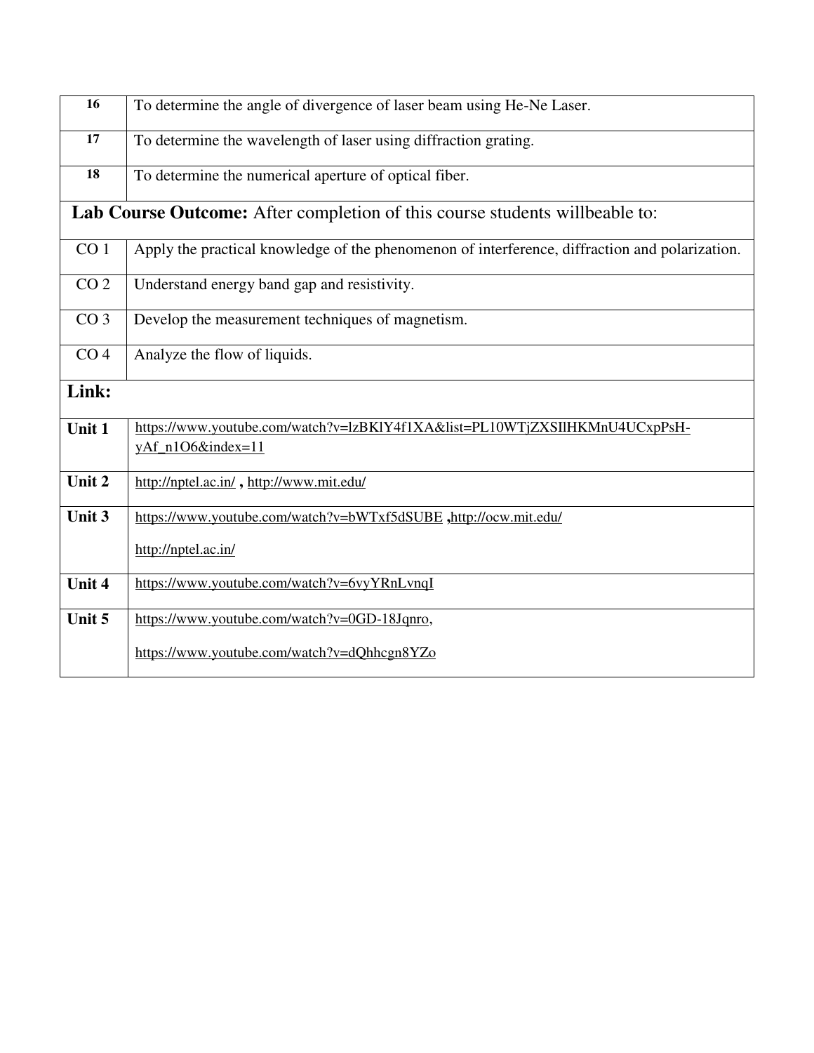| | |
|---|---|
| **16** | To determine the angle of divergence of laser beam using He-Ne Laser. |
| **17** | To determine the wavelength of laser using diffraction grating. |
| **18** | To determine the numerical aperture of optical fiber. |
| **Lab Course Outcome:** After completion of this course students willbeable to: | |
| CO 1 | Apply the practical knowledge of the phenomenon of interference, diffraction and polarization. |
| CO 2 | Understand energy band gap and resistivity. |
| CO 3 | Develop the measurement techniques of magnetism. |
| CO 4 | Analyze the flow of liquids. |
| **Link:** | |
| **Unit 1** | https://www.youtube.com/watch?v=lzBKlY4f1XA&list=PL10WTjZXSIlHKMnU4UCxpPsH-yAf_n1O6&index=11 |
| **Unit 2** | http://nptel.ac.in/ **,** http://www.mit.edu/ |
| **Unit 3** | https://www.youtube.com/watch?v=bWTxf5dSUBE **,**http://ocw.mit.edu/ http://nptel.ac.in/ |
| **Unit 4** | https://www.youtube.com/watch?v=6vyYRnLvnqI |
| **Unit 5** | https://www.youtube.com/watch?v=0GD-18Jqnro, https://www.youtube.com/watch?v=dQhhcgn8YZo |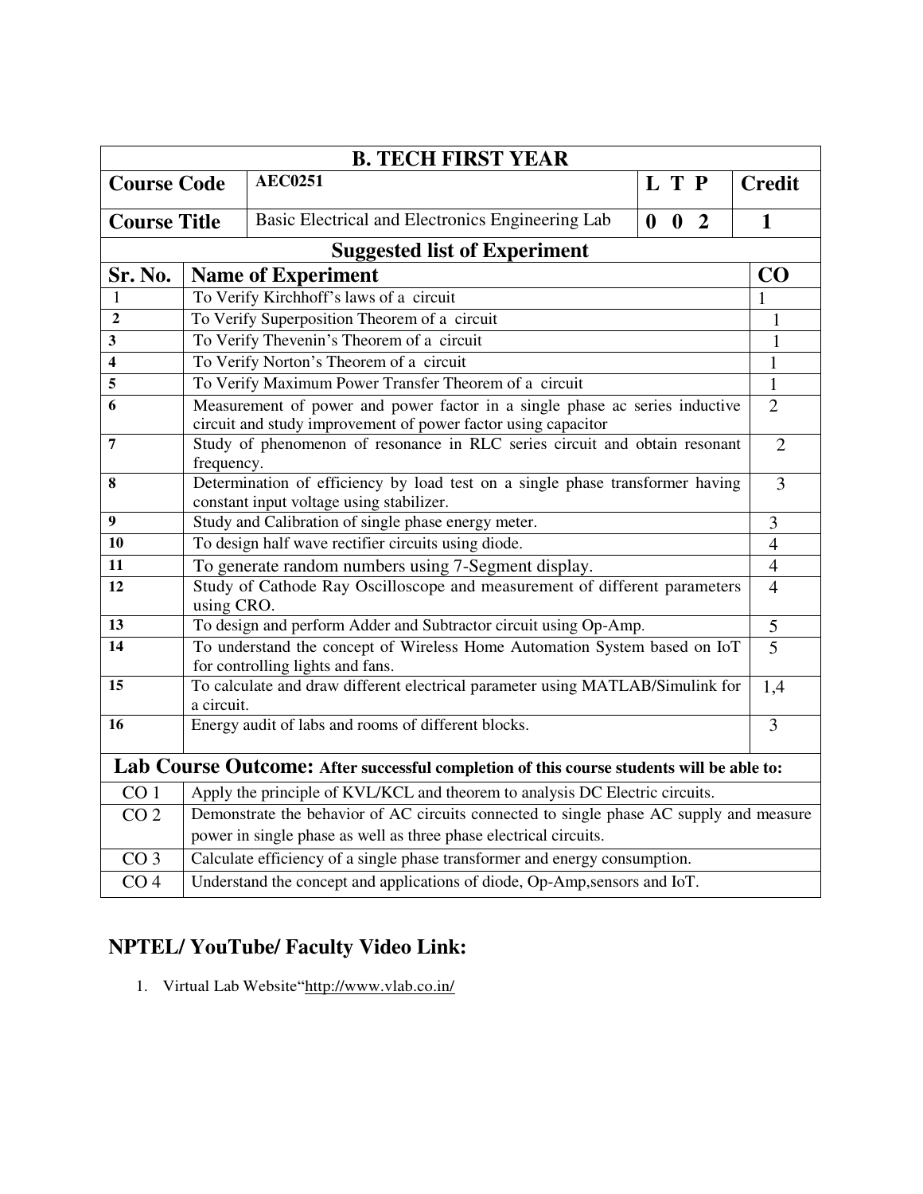| B. TECH FIRST YEAR | | | |
|---|---|---|---|
| **Course Code** | **AEC0251** | **L T P** | **Credit** |
| **Course Title** | Basic Electrical and Electronics Engineering Lab | **0 0 2** | **1** |

## Suggested list of Experiment

| Sr. No. | Name of Experiment | CO |
|---|---|---|
| 1 | To Verify Kirchhoff's laws of a circuit | 1 |
| 2 | To Verify Superposition Theorem of a circuit | 1 |
| 3 | To Verify Thevenin's Theorem of a circuit | 1 |
| 4 | To Verify Norton's Theorem of a circuit | 1 |
| 5 | To Verify Maximum Power Transfer Theorem of a circuit | 1 |
| 6 | Measurement of power and power factor in a single phase ac series inductive circuit and study improvement of power factor using capacitor | 2 |
| 7 | Study of phenomenon of resonance in RLC series circuit and obtain resonant frequency. | 2 |
| 8 | Determination of efficiency by load test on a single phase transformer having constant input voltage using stabilizer. | 3 |
| 9 | Study and Calibration of single phase energy meter. | 3 |
| 10 | To design half wave rectifier circuits using diode. | 4 |
| 11 | To generate random numbers using 7-Segment display. | 4 |
| 12 | Study of Cathode Ray Oscilloscope and measurement of different parameters using CRO. | 4 |
| 13 | To design and perform Adder and Subtractor circuit using Op-Amp. | 5 |
| 14 | To understand the concept of Wireless Home Automation System based on IoT for controlling lights and fans. | 5 |
| 15 | To calculate and draw different electrical parameter using MATLAB/Simulink for a circuit. | 1,4 |
| 16 | Energy audit of labs and rooms of different blocks. | 3 |

**Lab Course Outcome: After successful completion of this course students will be able to:**

| | |
|---|---|
| CO 1 | Apply the principle of KVL/KCL and theorem to analysis DC Electric circuits. |
| CO 2 | Demonstrate the behavior of AC circuits connected to single phase AC supply and measure power in single phase as well as three phase electrical circuits. |
| CO 3 | Calculate efficiency of a single phase transformer and energy consumption. |
| CO 4 | Understand the concept and applications of diode, Op-Amp,sensors and IoT. |

## NPTEL/ YouTube/ Faculty Video Link:

1. Virtual Lab Website"http://www.vlab.co.in/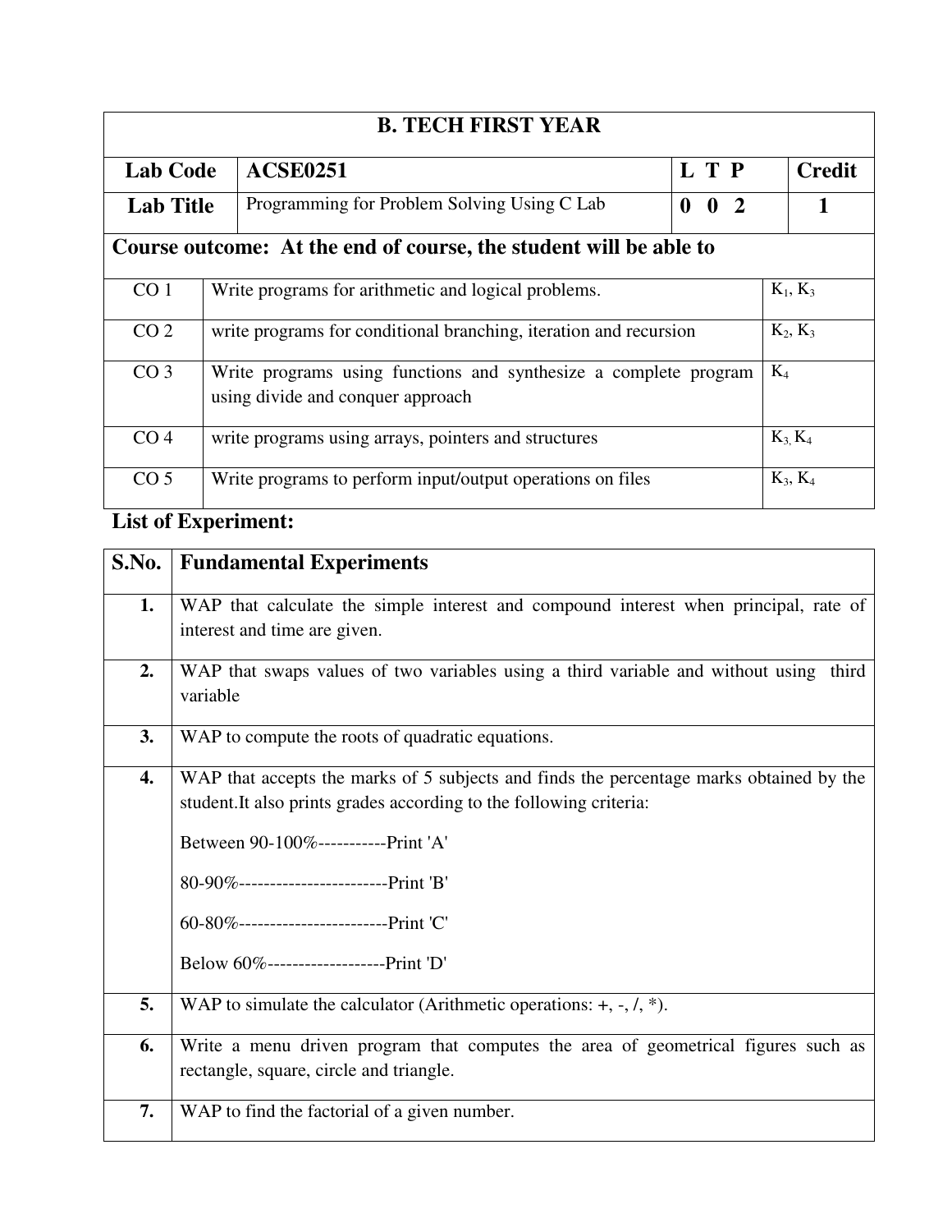| B. TECH FIRST YEAR | | | |
|---|---|---|---|
| **Lab Code** | **ACSE0251** | **L T P** | **Credit** |
| **Lab Title** | Programming for Problem Solving Using C Lab | **0 0 2** | **1** |

**Course outcome: At the end of course, the student will be able to**

| | | |
|---|---|---|
| CO 1 | Write programs for arithmetic and logical problems. | $K_1$, $K_3$ |
| CO 2 | write programs for conditional branching, iteration and recursion | $K_2$, $K_3$ |
| CO 3 | Write programs using functions and synthesize a complete program using divide and conquer approach | $K_4$ |
| CO 4 | write programs using arrays, pointers and structures | $K_3$, $K_4$ |
| CO 5 | Write programs to perform input/output operations on files | $K_3$, $K_4$ |

**List of Experiment:**

| S.No. | Fundamental Experiments |
|---|---|
| **1.** | WAP that calculate the simple interest and compound interest when principal, rate of interest and time are given. |
| **2.** | WAP that swaps values of two variables using a third variable and without using third variable |
| **3.** | WAP to compute the roots of quadratic equations. |
| **4.** | WAP that accepts the marks of 5 subjects and finds the percentage marks obtained by the student.It also prints grades according to the following criteria:<br><br>Between 90-100%-----------Print 'A'<br><br>80-90%------------------------Print 'B'<br><br>60-80%------------------------Print 'C'<br><br>Below 60%-------------------Print 'D' |
| **5.** | WAP to simulate the calculator (Arithmetic operations: +, -, /, *). |
| **6.** | Write a menu driven program that computes the area of geometrical figures such as rectangle, square, circle and triangle. |
| **7.** | WAP to find the factorial of a given number. |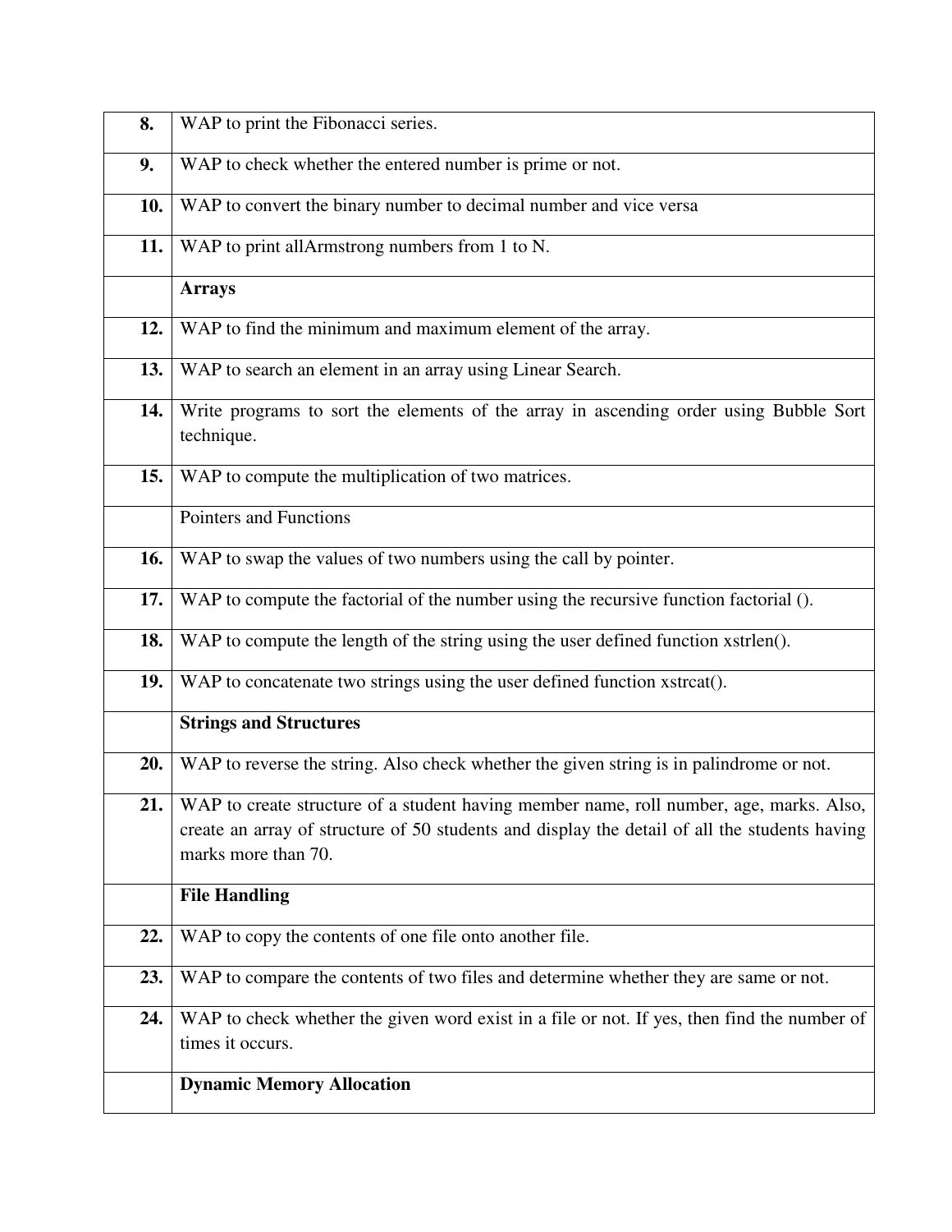| | |
|---|---|
| **8.** | WAP to print the Fibonacci series. |
| **9.** | WAP to check whether the entered number is prime or not. |
| **10.** | WAP to convert the binary number to decimal number and vice versa |
| **11.** | WAP to print allArmstrong numbers from 1 to N. |
| | **Arrays** |
| **12.** | WAP to find the minimum and maximum element of the array. |
| **13.** | WAP to search an element in an array using Linear Search. |
| **14.** | Write programs to sort the elements of the array in ascending order using Bubble Sort technique. |
| **15.** | WAP to compute the multiplication of two matrices. |
| | Pointers and Functions |
| **16.** | WAP to swap the values of two numbers using the call by pointer. |
| **17.** | WAP to compute the factorial of the number using the recursive function factorial (). |
| **18.** | WAP to compute the length of the string using the user defined function xstrlen(). |
| **19.** | WAP to concatenate two strings using the user defined function xstrcat(). |
| | **Strings and Structures** |
| **20.** | WAP to reverse the string. Also check whether the given string is in palindrome or not. |
| **21.** | WAP to create structure of a student having member name, roll number, age, marks. Also, create an array of structure of 50 students and display the detail of all the students having marks more than 70. |
| | **File Handling** |
| **22.** | WAP to copy the contents of one file onto another file. |
| **23.** | WAP to compare the contents of two files and determine whether they are same or not. |
| **24.** | WAP to check whether the given word exist in a file or not. If yes, then find the number of times it occurs. |
| | **Dynamic Memory Allocation** |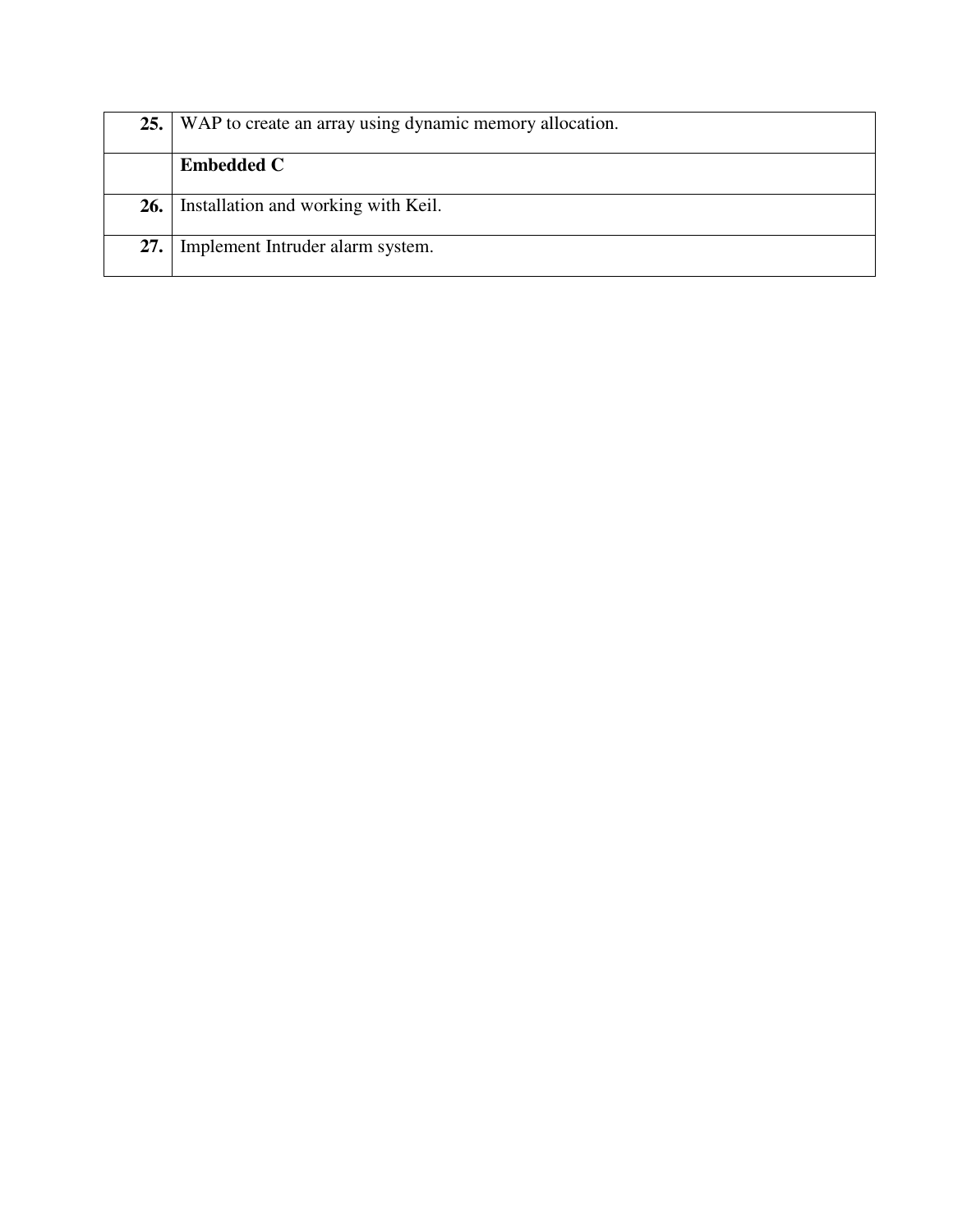| | |
|---|---|
| **25.** | WAP to create an array using dynamic memory allocation. |
| | **Embedded C** |
| **26.** | Installation and working with Keil. |
| **27.** | Implement Intruder alarm system. |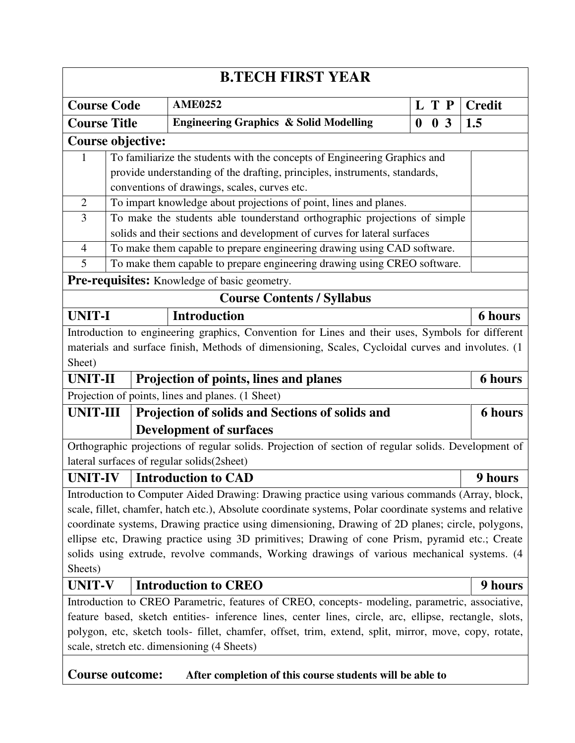# B.TECH FIRST YEAR

| Course Code | AME0252 | L T P | Credit |
|---|---|---|---|
| Course Title | Engineering Graphics & Solid Modelling | 0 0 3 | 1.5 |

**Course objective:**

| | | |
|---|---|---|
| 1 | To familiarize the students with the concepts of Engineering Graphics and provide understanding of the drafting, principles, instruments, standards, conventions of drawings, scales, curves etc. | |
| 2 | To impart knowledge about projections of point, lines and planes. | |
| 3 | To make the students able tounderstand orthographic projections of simple solids and their sections and development of curves for lateral surfaces | |
| 4 | To make them capable to prepare engineering drawing using CAD software. | |
| 5 | To make them capable to prepare engineering drawing using CREO software. | |

**Pre-requisites:** Knowledge of basic geometry.

## Course Contents / Syllabus

| UNIT-I | Introduction | 6 hours |
|---|---|---|

Introduction to engineering graphics, Convention for Lines and their uses, Symbols for different materials and surface finish, Methods of dimensioning, Scales, Cycloidal curves and involutes. (1 Sheet)

| UNIT-II | Projection of points, lines and planes | 6 hours |
|---|---|---|

Projection of points, lines and planes. (1 Sheet)

| UNIT-III | Projection of solids and Sections of solids and Development of surfaces | 6 hours |
|---|---|---|

Orthographic projections of regular solids. Projection of section of regular solids. Development of lateral surfaces of regular solids(2sheet)

| UNIT-IV | Introduction to CAD | 9 hours |
|---|---|---|

Introduction to Computer Aided Drawing: Drawing practice using various commands (Array, block, scale, fillet, chamfer, hatch etc.), Absolute coordinate systems, Polar coordinate systems and relative coordinate systems, Drawing practice using dimensioning, Drawing of 2D planes; circle, polygons, ellipse etc, Drawing practice using 3D primitives; Drawing of cone Prism, pyramid etc.; Create solids using extrude, revolve commands, Working drawings of various mechanical systems. (4 Sheets)

| UNIT-V | Introduction to CREO | 9 hours |
|---|---|---|

Introduction to CREO Parametric, features of CREO, concepts- modeling, parametric, associative, feature based, sketch entities- inference lines, center lines, circle, arc, ellipse, rectangle, slots, polygon, etc, sketch tools- fillet, chamfer, offset, trim, extend, split, mirror, move, copy, rotate, scale, stretch etc. dimensioning (4 Sheets)

**Course outcome:** **After completion of this course students will be able to**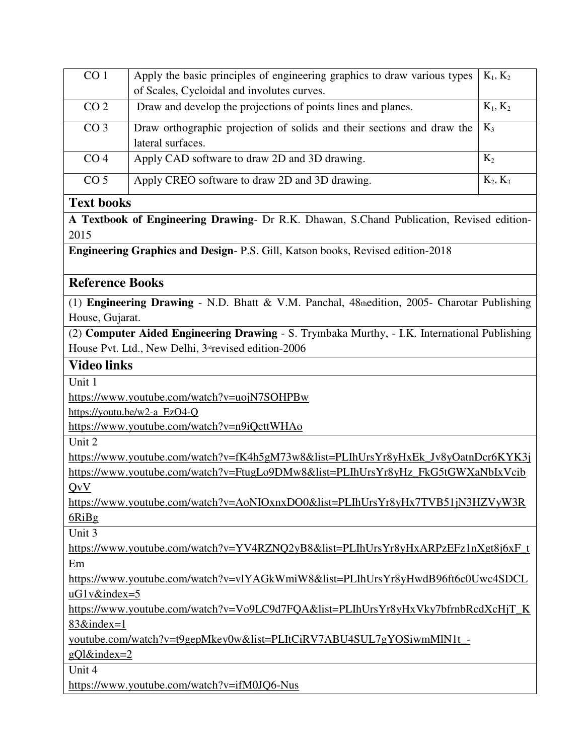| CO 1 | Apply the basic principles of engineering graphics to draw various types of Scales, Cycloidal and involutes curves. | $K_1$, $K_2$ |
|---|---|---|
| CO 2 | Draw and develop the projections of points lines and planes. | $K_1$, $K_2$ |
| CO 3 | Draw orthographic projection of solids and their sections and draw the lateral surfaces. | $K_3$ |
| CO 4 | Apply CAD software to draw 2D and 3D drawing. | $K_2$ |
| CO 5 | Apply CREO software to draw 2D and 3D drawing. | $K_2$, $K_3$ |

## Text books

**A Textbook of Engineering Drawing**- Dr R.K. Dhawan, S.Chand Publication, Revised edition-2015

**Engineering Graphics and Design**- P.S. Gill, Katson books, Revised edition-2018

## Reference Books

(1) **Engineering Drawing** - N.D. Bhatt & V.M. Panchal, 48th edition, 2005- Charotar Publishing House, Gujarat.

(2) **Computer Aided Engineering Drawing** - S. Trymbaka Murthy, - I.K. International Publishing House Pvt. Ltd., New Delhi, 3rd revised edition-2006

## Video links

Unit 1

https://www.youtube.com/watch?v=uojN7SOHPBw

https://youtu.be/w2-a_EzO4-Q

https://www.youtube.com/watch?v=n9iQcttWHAo

Unit 2

https://www.youtube.com/watch?v=fK4h5gM73w8&list=PLIhUrsYr8yHxEk_Jv8yOatnDcr6KYK3j

https://www.youtube.com/watch?v=FtugLo9DMw8&list=PLIhUrsYr8yHz_FkG5tGWXaNbIxVcibQvV

https://www.youtube.com/watch?v=AoNIOxnxDO0&list=PLIhUrsYr8yHx7TVB51jN3HZVyW3R6RiBg

Unit 3

https://www.youtube.com/watch?v=YV4RZNQ2yB8&list=PLIhUrsYr8yHxARPzEFz1nXgt8j6xF_tEm

https://www.youtube.com/watch?v=vlYAGkWmiW8&list=PLIhUrsYr8yHwdB96ft6c0Uwc4SDCLuG1v&index=5

https://www.youtube.com/watch?v=Vo9LC9d7FQA&list=PLIhUrsYr8yHxVky7bfrnbRcdXcHjT_K83&index=1

youtube.com/watch?v=t9gepMkey0w&list=PLItCiRV7ABU4SUL7gYOSiwmMlN1t_-gQl&index=2

Unit 4

https://www.youtube.com/watch?v=ifM0JQ6-Nus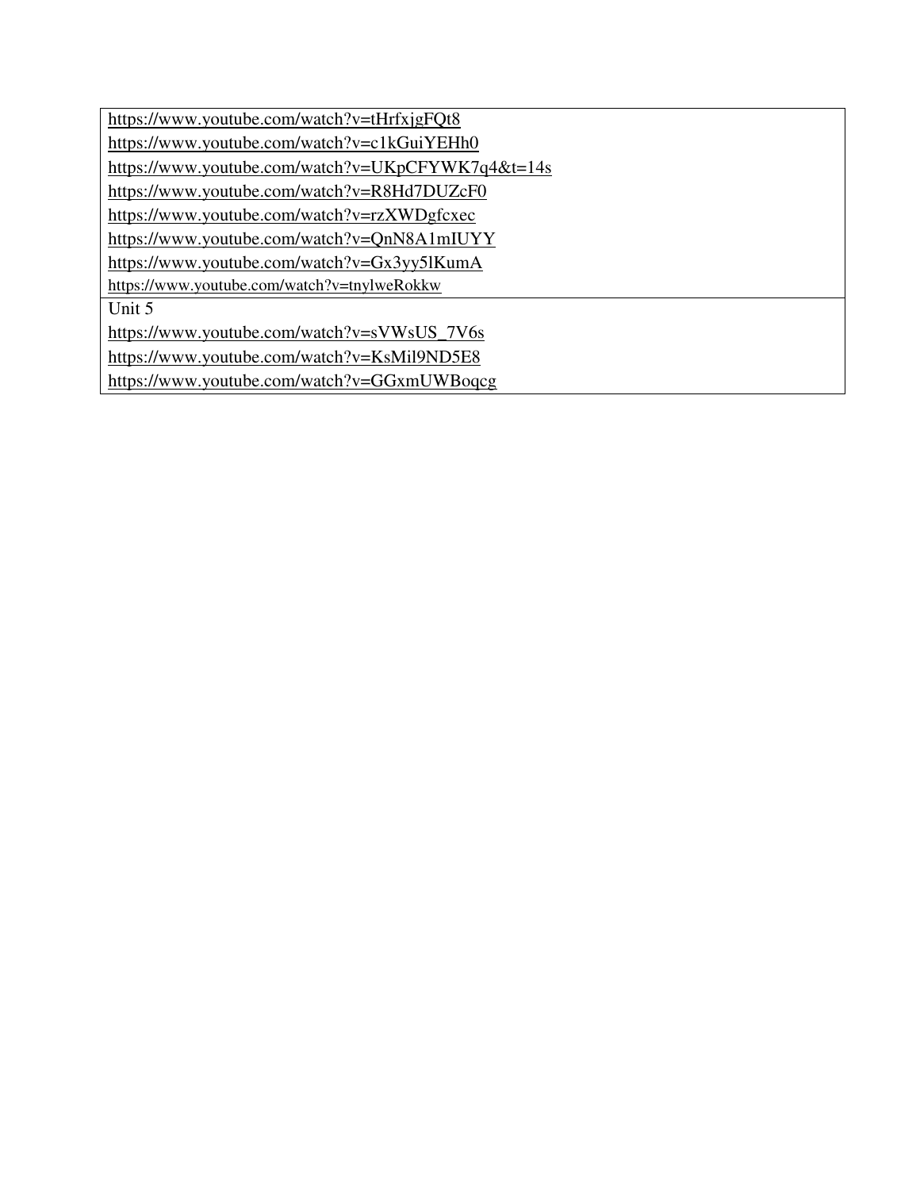| https://www.youtube.com/watch?v=tHrfxjgFQt8<br>https://www.youtube.com/watch?v=c1kGuiYEHh0<br>https://www.youtube.com/watch?v=UKpCFYWK7q4&t=14s<br>https://www.youtube.com/watch?v=R8Hd7DUZcF0<br>https://www.youtube.com/watch?v=rzXWDgfcxec<br>https://www.youtube.com/watch?v=QnN8A1mIUYY<br>https://www.youtube.com/watch?v=Gx3yy5lKumA<br>https://www.youtube.com/watch?v=tnylweRokkw |
|---|
| Unit 5<br>https://www.youtube.com/watch?v=sVWsUS_7V6s<br>https://www.youtube.com/watch?v=KsMil9ND5E8<br>https://www.youtube.com/watch?v=GGxmUWBoqcg |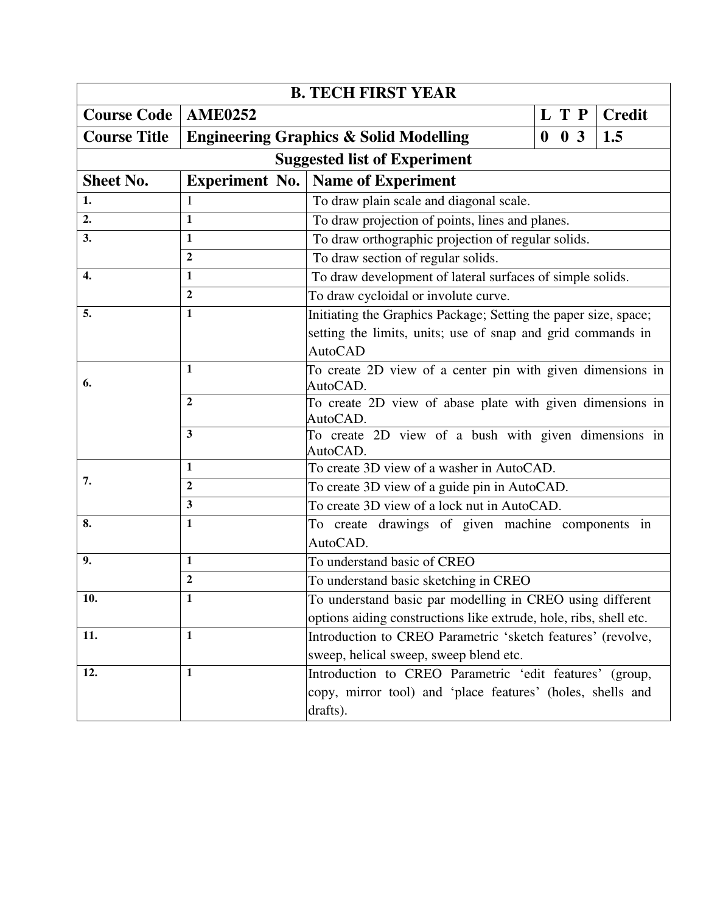| B. TECH FIRST YEAR | | | | |
|---|---|---|---|---|
| **Course Code** | **AME0252** | | **L T P** | **Credit** |
| **Course Title** | **Engineering Graphics & Solid Modelling** | | **0 0 3** | **1.5** |
| **Suggested list of Experiment** | | | | |
| **Sheet No.** | **Experiment No.** | **Name of Experiment** | | |
| **1.** | 1 | To draw plain scale and diagonal scale. | | |
| **2.** | **1** | To draw projection of points, lines and planes. | | |
| **3.** | **1** | To draw orthographic projection of regular solids. | | |
| | **2** | To draw section of regular solids. | | |
| **4.** | **1** | To draw development of lateral surfaces of simple solids. | | |
| | **2** | To draw cycloidal or involute curve. | | |
| **5.** | **1** | Initiating the Graphics Package; Setting the paper size, space; setting the limits, units; use of snap and grid commands in AutoCAD | | |
| **6.** | **1** | To create 2D view of a center pin with given dimensions in AutoCAD. | | |
| | **2** | To create 2D view of abase plate with given dimensions in AutoCAD. | | |
| | **3** | To create 2D view of a bush with given dimensions in AutoCAD. | | |
| **7.** | **1** | To create 3D view of a washer in AutoCAD. | | |
| | **2** | To create 3D view of a guide pin in AutoCAD. | | |
| | **3** | To create 3D view of a lock nut in AutoCAD. | | |
| **8.** | **1** | To create drawings of given machine components in AutoCAD. | | |
| **9.** | **1** | To understand basic of CREO | | |
| | **2** | To understand basic sketching in CREO | | |
| **10.** | **1** | To understand basic par modelling in CREO using different options aiding constructions like extrude, hole, ribs, shell etc. | | |
| **11.** | **1** | Introduction to CREO Parametric 'sketch features' (revolve, sweep, helical sweep, sweep blend etc. | | |
| **12.** | **1** | Introduction to CREO Parametric 'edit features' (group, copy, mirror tool) and 'place features' (holes, shells and drafts). | | |